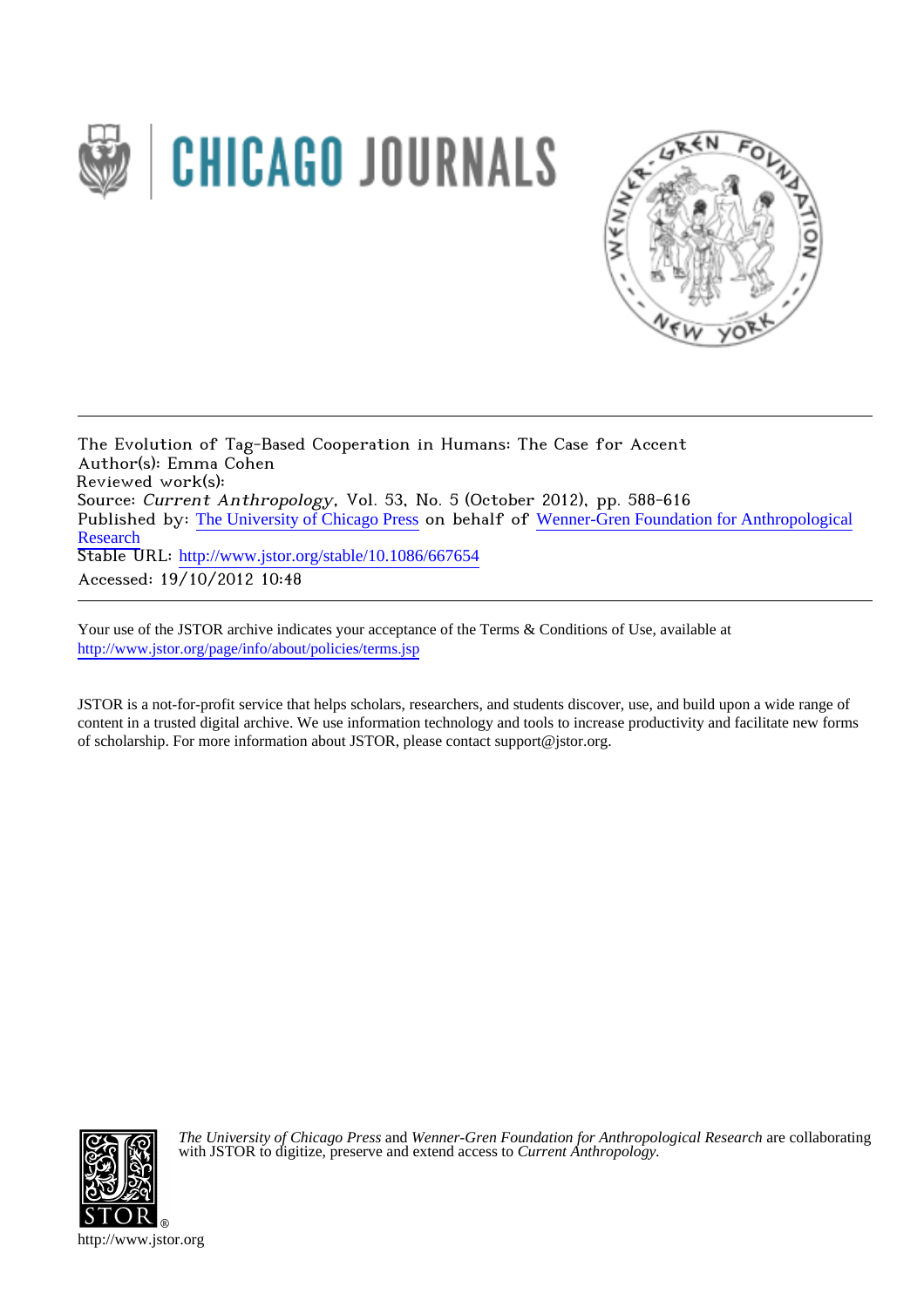The Evolution of Tag-Based Cooperation in Humans: The Case for Accent
Author(s): Emma Cohen
Reviewed work(s):
Source: *Current Anthropology*, Vol. 53, No. 5 (October 2012), pp. 588-616
Published by: The University of Chicago Press on behalf of Wenner-Gren Foundation for Anthropological Research
Stable URL: http://www.jstor.org/stable/10.1086/667654
Accessed: 19/10/2012 10:48

Your use of the JSTOR archive indicates your acceptance of the Terms & Conditions of Use, available at http://www.jstor.org/page/info/about/policies/terms.jsp

JSTOR is a not-for-profit service that helps scholars, researchers, and students discover, use, and build upon a wide range of content in a trusted digital archive. We use information technology and tools to increase productivity and facilitate new forms of scholarship. For more information about JSTOR, please contact support@jstor.org.

*The University of Chicago Press* and *Wenner-Gren Foundation for Anthropological Research* are collaborating with JSTOR to digitize, preserve and extend access to *Current Anthropology*.

http://www.jstor.org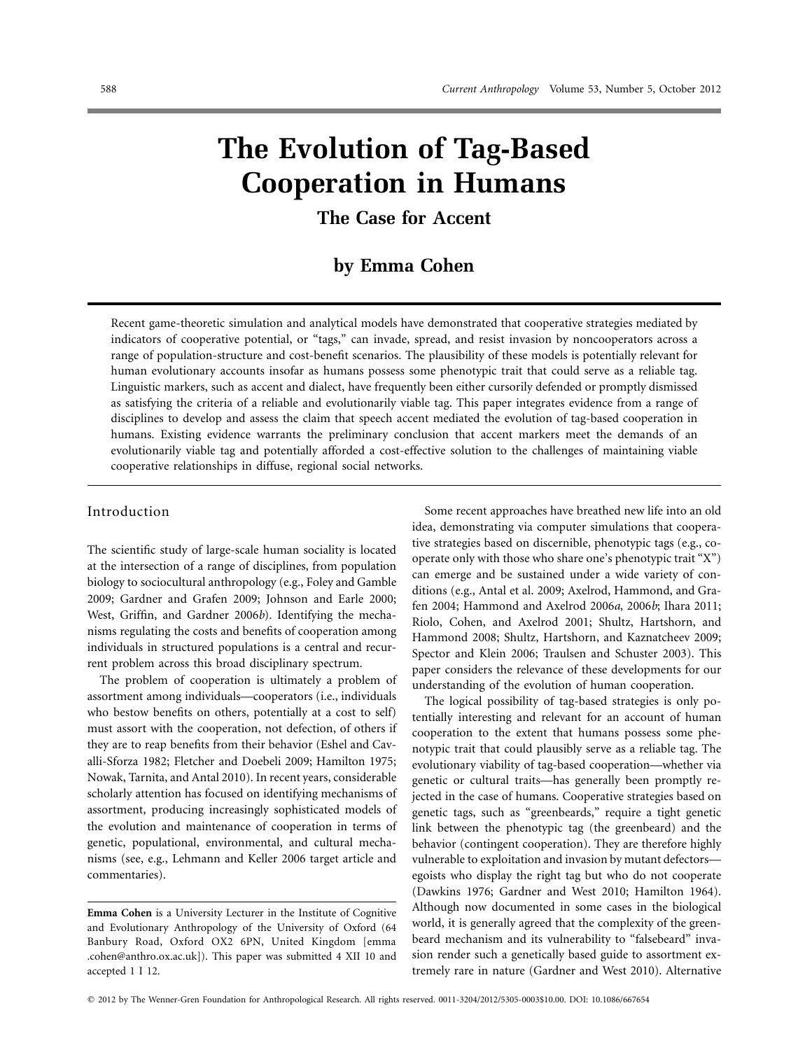# The Evolution of Tag-Based Cooperation in Humans

## The Case for Accent

### by Emma Cohen

Recent game-theoretic simulation and analytical models have demonstrated that cooperative strategies mediated by indicators of cooperative potential, or "tags," can invade, spread, and resist invasion by noncooperators across a range of population-structure and cost-benefit scenarios. The plausibility of these models is potentially relevant for human evolutionary accounts insofar as humans possess some phenotypic trait that could serve as a reliable tag. Linguistic markers, such as accent and dialect, have frequently been either cursorily defended or promptly dismissed as satisfying the criteria of a reliable and evolutionarily viable tag. This paper integrates evidence from a range of disciplines to develop and assess the claim that speech accent mediated the evolution of tag-based cooperation in humans. Existing evidence warrants the preliminary conclusion that accent markers meet the demands of an evolutionarily viable tag and potentially afforded a cost-effective solution to the challenges of maintaining viable cooperative relationships in diffuse, regional social networks.

## Introduction

The scientific study of large-scale human sociality is located at the intersection of a range of disciplines, from population biology to sociocultural anthropology (e.g., Foley and Gamble 2009; Gardner and Grafen 2009; Johnson and Earle 2000; West, Griffin, and Gardner 2006*b*). Identifying the mechanisms regulating the costs and benefits of cooperation among individuals in structured populations is a central and recurrent problem across this broad disciplinary spectrum.

The problem of cooperation is ultimately a problem of assortment among individuals—cooperators (i.e., individuals who bestow benefits on others, potentially at a cost to self) must assort with the cooperation, not defection, of others if they are to reap benefits from their behavior (Eshel and Cavalli-Sforza 1982; Fletcher and Doebeli 2009; Hamilton 1975; Nowak, Tarnita, and Antal 2010). In recent years, considerable scholarly attention has focused on identifying mechanisms of assortment, producing increasingly sophisticated models of the evolution and maintenance of cooperation in terms of genetic, populational, environmental, and cultural mechanisms (see, e.g., Lehmann and Keller 2006 target article and commentaries).

Some recent approaches have breathed new life into an old idea, demonstrating via computer simulations that cooperative strategies based on discernible, phenotypic tags (e.g., cooperate only with those who share one's phenotypic trait "X") can emerge and be sustained under a wide variety of conditions (e.g., Antal et al. 2009; Axelrod, Hammond, and Grafen 2004; Hammond and Axelrod 2006*a*, 2006*b*; Ihara 2011; Riolo, Cohen, and Axelrod 2001; Shultz, Hartshorn, and Hammond 2008; Shultz, Hartshorn, and Kaznatcheev 2009; Spector and Klein 2006; Traulsen and Schuster 2003). This paper considers the relevance of these developments for our understanding of the evolution of human cooperation.

The logical possibility of tag-based strategies is only potentially interesting and relevant for an account of human cooperation to the extent that humans possess some phenotypic trait that could plausibly serve as a reliable tag. The evolutionary viability of tag-based cooperation—whether via genetic or cultural traits—has generally been promptly rejected in the case of humans. Cooperative strategies based on genetic tags, such as "greenbeards," require a tight genetic link between the phenotypic tag (the greenbeard) and the behavior (contingent cooperation). They are therefore highly vulnerable to exploitation and invasion by mutant defectors—egoists who display the right tag but who do not cooperate (Dawkins 1976; Gardner and West 2010; Hamilton 1964). Although now documented in some cases in the biological world, it is generally agreed that the complexity of the greenbeard mechanism and its vulnerability to "falsebeard" invasion render such a genetically based guide to assortment extremely rare in nature (Gardner and West 2010). Alternative

**Emma Cohen** is a University Lecturer in the Institute of Cognitive and Evolutionary Anthropology of the University of Oxford (64 Banbury Road, Oxford OX2 6PN, United Kingdom [emma .cohen@anthro.ox.ac.uk]). This paper was submitted 4 XII 10 and accepted 1 I 12.

© 2012 by The Wenner-Gren Foundation for Anthropological Research. All rights reserved. 0011-3204/2012/5305-0003$10.00. DOI: 10.1086/667654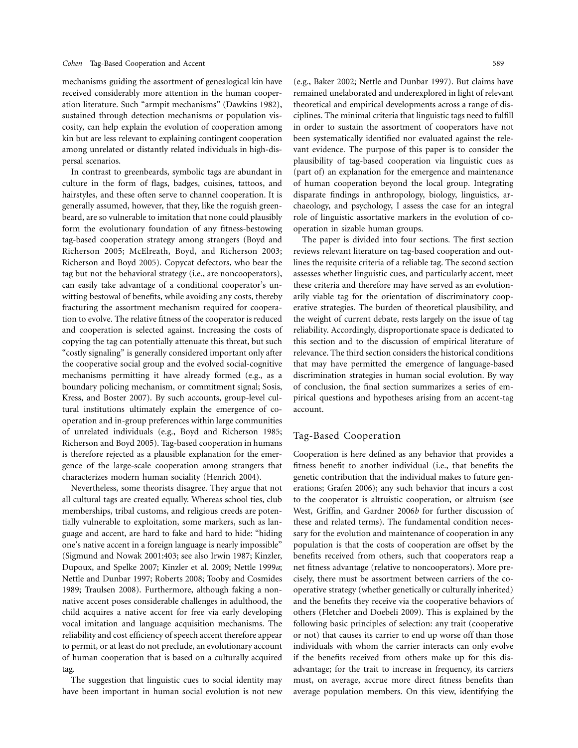mechanisms guiding the assortment of genealogical kin have received considerably more attention in the human cooperation literature. Such "armpit mechanisms" (Dawkins 1982), sustained through detection mechanisms or population viscosity, can help explain the evolution of cooperation among kin but are less relevant to explaining contingent cooperation among unrelated or distantly related individuals in high-dispersal scenarios.

In contrast to greenbeards, symbolic tags are abundant in culture in the form of flags, badges, cuisines, tattoos, and hairstyles, and these often serve to channel cooperation. It is generally assumed, however, that they, like the roguish greenbeard, are so vulnerable to imitation that none could plausibly form the evolutionary foundation of any fitness-bestowing tag-based cooperation strategy among strangers (Boyd and Richerson 2005; McElreath, Boyd, and Richerson 2003; Richerson and Boyd 2005). Copycat defectors, who bear the tag but not the behavioral strategy (i.e., are noncooperators), can easily take advantage of a conditional cooperator's unwitting bestowal of benefits, while avoiding any costs, thereby fracturing the assortment mechanism required for cooperation to evolve. The relative fitness of the cooperator is reduced and cooperation is selected against. Increasing the costs of copying the tag can potentially attenuate this threat, but such "costly signaling" is generally considered important only after the cooperative social group and the evolved social-cognitive mechanisms permitting it have already formed (e.g., as a boundary policing mechanism, or commitment signal; Sosis, Kress, and Boster 2007). By such accounts, group-level cultural institutions ultimately explain the emergence of cooperation and in-group preferences within large communities of unrelated individuals (e.g., Boyd and Richerson 1985; Richerson and Boyd 2005). Tag-based cooperation in humans is therefore rejected as a plausible explanation for the emergence of the large-scale cooperation among strangers that characterizes modern human sociality (Henrich 2004).

Nevertheless, some theorists disagree. They argue that not all cultural tags are created equally. Whereas school ties, club memberships, tribal customs, and religious creeds are potentially vulnerable to exploitation, some markers, such as language and accent, are hard to fake and hard to hide: "hiding one's native accent in a foreign language is nearly impossible" (Sigmund and Nowak 2001:403; see also Irwin 1987; Kinzler, Dupoux, and Spelke 2007; Kinzler et al. 2009; Nettle 1999*a*; Nettle and Dunbar 1997; Roberts 2008; Tooby and Cosmides 1989; Traulsen 2008). Furthermore, although faking a nonnative accent poses considerable challenges in adulthood, the child acquires a native accent for free via early developing vocal imitation and language acquisition mechanisms. The reliability and cost efficiency of speech accent therefore appear to permit, or at least do not preclude, an evolutionary account of human cooperation that is based on a culturally acquired tag.

The suggestion that linguistic cues to social identity may have been important in human social evolution is not new (e.g., Baker 2002; Nettle and Dunbar 1997). But claims have remained unelaborated and underexplored in light of relevant theoretical and empirical developments across a range of disciplines. The minimal criteria that linguistic tags need to fulfill in order to sustain the assortment of cooperators have not been systematically identified nor evaluated against the relevant evidence. The purpose of this paper is to consider the plausibility of tag-based cooperation via linguistic cues as (part of) an explanation for the emergence and maintenance of human cooperation beyond the local group. Integrating disparate findings in anthropology, biology, linguistics, archaeology, and psychology, I assess the case for an integral role of linguistic assortative markers in the evolution of cooperation in sizable human groups.

The paper is divided into four sections. The first section reviews relevant literature on tag-based cooperation and outlines the requisite criteria of a reliable tag. The second section assesses whether linguistic cues, and particularly accent, meet these criteria and therefore may have served as an evolutionarily viable tag for the orientation of discriminatory cooperative strategies. The burden of theoretical plausibility, and the weight of current debate, rests largely on the issue of tag reliability. Accordingly, disproportionate space is dedicated to this section and to the discussion of empirical literature of relevance. The third section considers the historical conditions that may have permitted the emergence of language-based discrimination strategies in human social evolution. By way of conclusion, the final section summarizes a series of empirical questions and hypotheses arising from an accent-tag account.

## Tag-Based Cooperation

Cooperation is here defined as any behavior that provides a fitness benefit to another individual (i.e., that benefits the genetic contribution that the individual makes to future generations; Grafen 2006); any such behavior that incurs a cost to the cooperator is altruistic cooperation, or altruism (see West, Griffin, and Gardner 2006*b* for further discussion of these and related terms). The fundamental condition necessary for the evolution and maintenance of cooperation in any population is that the costs of cooperation are offset by the benefits received from others, such that cooperators reap a net fitness advantage (relative to noncooperators). More precisely, there must be assortment between carriers of the cooperative strategy (whether genetically or culturally inherited) and the benefits they receive via the cooperative behaviors of others (Fletcher and Doebeli 2009). This is explained by the following basic principles of selection: any trait (cooperative or not) that causes its carrier to end up worse off than those individuals with whom the carrier interacts can only evolve if the benefits received from others make up for this disadvantage; for the trait to increase in frequency, its carriers must, on average, accrue more direct fitness benefits than average population members. On this view, identifying the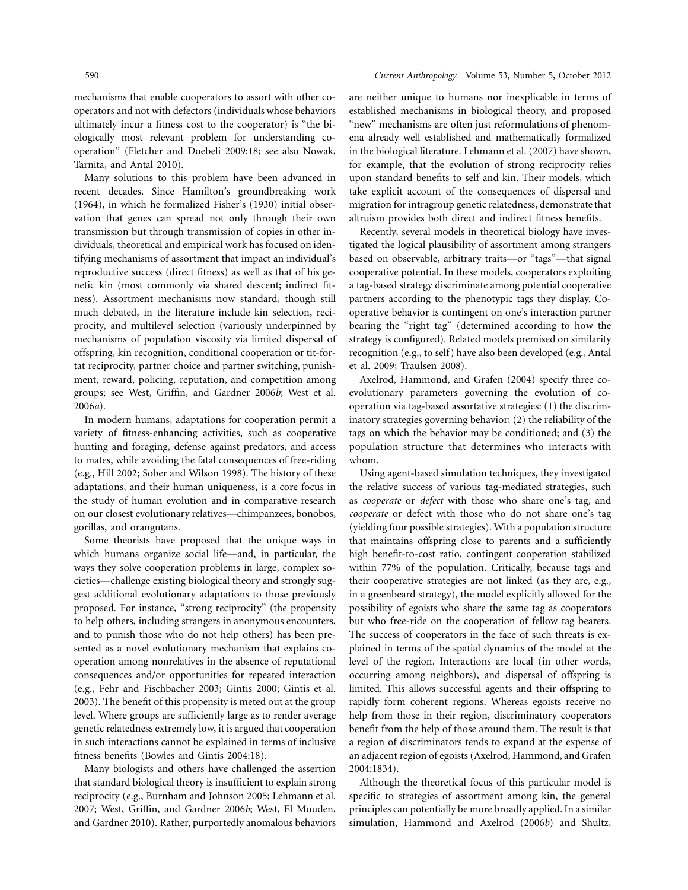mechanisms that enable cooperators to assort with other cooperators and not with defectors (individuals whose behaviors ultimately incur a fitness cost to the cooperator) is "the biologically most relevant problem for understanding cooperation" (Fletcher and Doebeli 2009:18; see also Nowak, Tarnita, and Antal 2010).

Many solutions to this problem have been advanced in recent decades. Since Hamilton's groundbreaking work (1964), in which he formalized Fisher's (1930) initial observation that genes can spread not only through their own transmission but through transmission of copies in other individuals, theoretical and empirical work has focused on identifying mechanisms of assortment that impact an individual's reproductive success (direct fitness) as well as that of his genetic kin (most commonly via shared descent; indirect fitness). Assortment mechanisms now standard, though still much debated, in the literature include kin selection, reciprocity, and multilevel selection (variously underpinned by mechanisms of population viscosity via limited dispersal of offspring, kin recognition, conditional cooperation or tit-for-tat reciprocity, partner choice and partner switching, punishment, reward, policing, reputation, and competition among groups; see West, Griffin, and Gardner 2006*b*; West et al. 2006*a*).

In modern humans, adaptations for cooperation permit a variety of fitness-enhancing activities, such as cooperative hunting and foraging, defense against predators, and access to mates, while avoiding the fatal consequences of free-riding (e.g., Hill 2002; Sober and Wilson 1998). The history of these adaptations, and their human uniqueness, is a core focus in the study of human evolution and in comparative research on our closest evolutionary relatives—chimpanzees, bonobos, gorillas, and orangutans.

Some theorists have proposed that the unique ways in which humans organize social life—and, in particular, the ways they solve cooperation problems in large, complex societies—challenge existing biological theory and strongly suggest additional evolutionary adaptations to those previously proposed. For instance, "strong reciprocity" (the propensity to help others, including strangers in anonymous encounters, and to punish those who do not help others) has been presented as a novel evolutionary mechanism that explains cooperation among nonrelatives in the absence of reputational consequences and/or opportunities for repeated interaction (e.g., Fehr and Fischbacher 2003; Gintis 2000; Gintis et al. 2003). The benefit of this propensity is meted out at the group level. Where groups are sufficiently large as to render average genetic relatedness extremely low, it is argued that cooperation in such interactions cannot be explained in terms of inclusive fitness benefits (Bowles and Gintis 2004:18).

Many biologists and others have challenged the assertion that standard biological theory is insufficient to explain strong reciprocity (e.g., Burnham and Johnson 2005; Lehmann et al. 2007; West, Griffin, and Gardner 2006*b*; West, El Mouden, and Gardner 2010). Rather, purportedly anomalous behaviors are neither unique to humans nor inexplicable in terms of established mechanisms in biological theory, and proposed "new" mechanisms are often just reformulations of phenomena already well established and mathematically formalized in the biological literature. Lehmann et al. (2007) have shown, for example, that the evolution of strong reciprocity relies upon standard benefits to self and kin. Their models, which take explicit account of the consequences of dispersal and migration for intragroup genetic relatedness, demonstrate that altruism provides both direct and indirect fitness benefits.

Recently, several models in theoretical biology have investigated the logical plausibility of assortment among strangers based on observable, arbitrary traits—or "tags"—that signal cooperative potential. In these models, cooperators exploiting a tag-based strategy discriminate among potential cooperative partners according to the phenotypic tags they display. Cooperative behavior is contingent on one's interaction partner bearing the "right tag" (determined according to how the strategy is configured). Related models premised on similarity recognition (e.g., to self) have also been developed (e.g., Antal et al. 2009; Traulsen 2008).

Axelrod, Hammond, and Grafen (2004) specify three coevolutionary parameters governing the evolution of cooperation via tag-based assortative strategies: (1) the discriminatory strategies governing behavior; (2) the reliability of the tags on which the behavior may be conditioned; and (3) the population structure that determines who interacts with whom.

Using agent-based simulation techniques, they investigated the relative success of various tag-mediated strategies, such as *cooperate* or *defect* with those who share one's tag, and *cooperate* or defect with those who do not share one's tag (yielding four possible strategies). With a population structure that maintains offspring close to parents and a sufficiently high benefit-to-cost ratio, contingent cooperation stabilized within 77% of the population. Critically, because tags and their cooperative strategies are not linked (as they are, e.g., in a greenbeard strategy), the model explicitly allowed for the possibility of egoists who share the same tag as cooperators but who free-ride on the cooperation of fellow tag bearers. The success of cooperators in the face of such threats is explained in terms of the spatial dynamics of the model at the level of the region. Interactions are local (in other words, occurring among neighbors), and dispersal of offspring is limited. This allows successful agents and their offspring to rapidly form coherent regions. Whereas egoists receive no help from those in their region, discriminatory cooperators benefit from the help of those around them. The result is that a region of discriminators tends to expand at the expense of an adjacent region of egoists (Axelrod, Hammond, and Grafen 2004:1834).

Although the theoretical focus of this particular model is specific to strategies of assortment among kin, the general principles can potentially be more broadly applied. In a similar simulation, Hammond and Axelrod (2006*b*) and Shultz,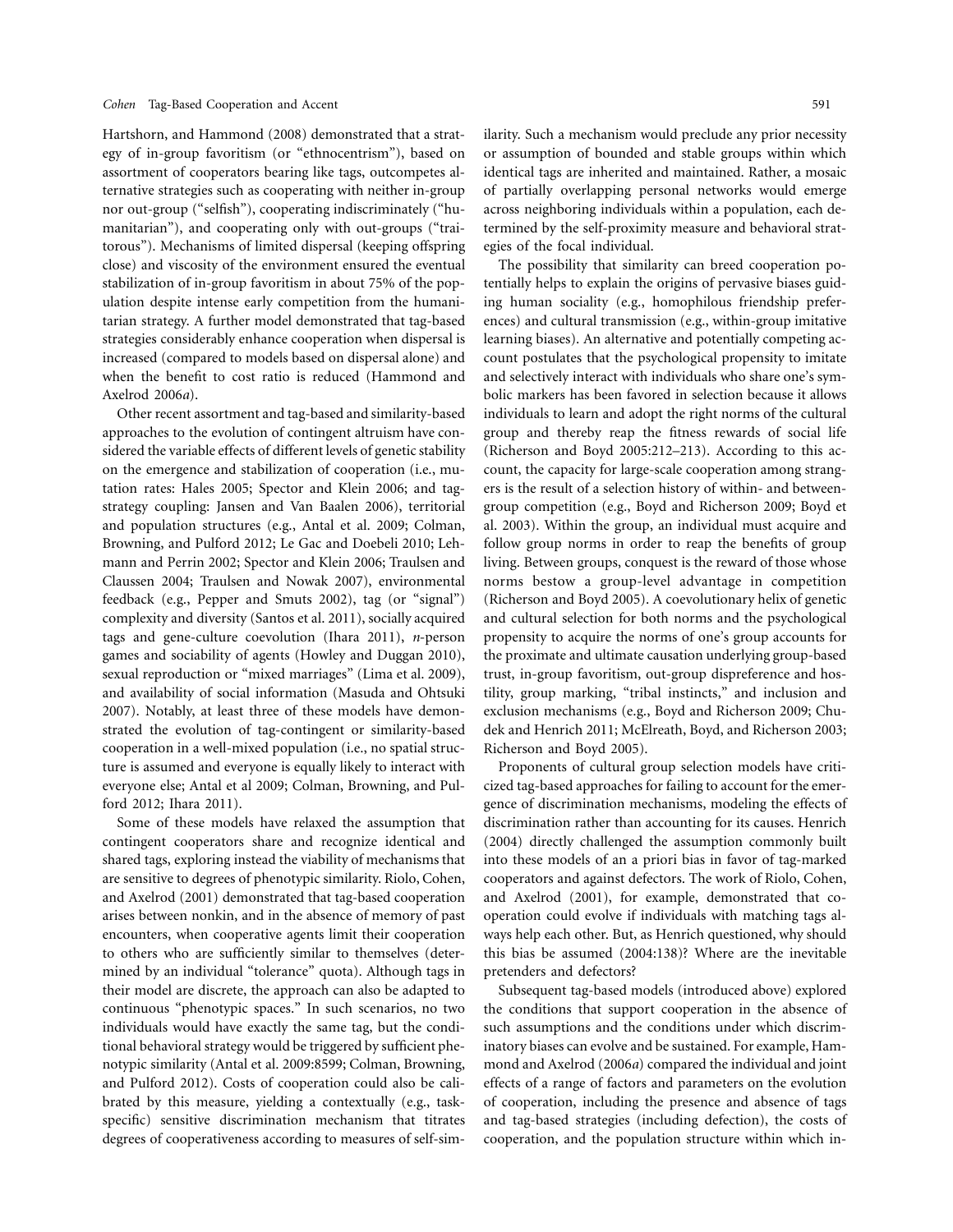Hartshorn, and Hammond (2008) demonstrated that a strategy of in-group favoritism (or "ethnocentrism"), based on assortment of cooperators bearing like tags, outcompetes alternative strategies such as cooperating with neither in-group nor out-group ("selfish"), cooperating indiscriminately ("humanitarian"), and cooperating only with out-groups ("traitorous"). Mechanisms of limited dispersal (keeping offspring close) and viscosity of the environment ensured the eventual stabilization of in-group favoritism in about 75% of the population despite intense early competition from the humanitarian strategy. A further model demonstrated that tag-based strategies considerably enhance cooperation when dispersal is increased (compared to models based on dispersal alone) and when the benefit to cost ratio is reduced (Hammond and Axelrod 2006*a*).

Other recent assortment and tag-based and similarity-based approaches to the evolution of contingent altruism have considered the variable effects of different levels of genetic stability on the emergence and stabilization of cooperation (i.e., mutation rates: Hales 2005; Spector and Klein 2006; and tag-strategy coupling: Jansen and Van Baalen 2006), territorial and population structures (e.g., Antal et al. 2009; Colman, Browning, and Pulford 2012; Le Gac and Doebeli 2010; Lehmann and Perrin 2002; Spector and Klein 2006; Traulsen and Claussen 2004; Traulsen and Nowak 2007), environmental feedback (e.g., Pepper and Smuts 2002), tag (or "signal") complexity and diversity (Santos et al. 2011), socially acquired tags and gene-culture coevolution (Ihara 2011), *n*-person games and sociability of agents (Howley and Duggan 2010), sexual reproduction or "mixed marriages" (Lima et al. 2009), and availability of social information (Masuda and Ohtsuki 2007). Notably, at least three of these models have demonstrated the evolution of tag-contingent or similarity-based cooperation in a well-mixed population (i.e., no spatial structure is assumed and everyone is equally likely to interact with everyone else; Antal et al 2009; Colman, Browning, and Pulford 2012; Ihara 2011).

Some of these models have relaxed the assumption that contingent cooperators share and recognize identical and shared tags, exploring instead the viability of mechanisms that are sensitive to degrees of phenotypic similarity. Riolo, Cohen, and Axelrod (2001) demonstrated that tag-based cooperation arises between nonkin, and in the absence of memory of past encounters, when cooperative agents limit their cooperation to others who are sufficiently similar to themselves (determined by an individual "tolerance" quota). Although tags in their model are discrete, the approach can also be adapted to continuous "phenotypic spaces." In such scenarios, no two individuals would have exactly the same tag, but the conditional behavioral strategy would be triggered by sufficient phenotypic similarity (Antal et al. 2009:8599; Colman, Browning, and Pulford 2012). Costs of cooperation could also be calibrated by this measure, yielding a contextually (e.g., task-specific) sensitive discrimination mechanism that titrates degrees of cooperativeness according to measures of self-similarity. Such a mechanism would preclude any prior necessity or assumption of bounded and stable groups within which identical tags are inherited and maintained. Rather, a mosaic of partially overlapping personal networks would emerge across neighboring individuals within a population, each determined by the self-proximity measure and behavioral strategies of the focal individual.

The possibility that similarity can breed cooperation potentially helps to explain the origins of pervasive biases guiding human sociality (e.g., homophilous friendship preferences) and cultural transmission (e.g., within-group imitative learning biases). An alternative and potentially competing account postulates that the psychological propensity to imitate and selectively interact with individuals who share one's symbolic markers has been favored in selection because it allows individuals to learn and adopt the right norms of the cultural group and thereby reap the fitness rewards of social life (Richerson and Boyd 2005:212–213). According to this account, the capacity for large-scale cooperation among strangers is the result of a selection history of within- and between-group competition (e.g., Boyd and Richerson 2009; Boyd et al. 2003). Within the group, an individual must acquire and follow group norms in order to reap the benefits of group living. Between groups, conquest is the reward of those whose norms bestow a group-level advantage in competition (Richerson and Boyd 2005). A coevolutionary helix of genetic and cultural selection for both norms and the psychological propensity to acquire the norms of one's group accounts for the proximate and ultimate causation underlying group-based trust, in-group favoritism, out-group dispreference and hostility, group marking, "tribal instincts," and inclusion and exclusion mechanisms (e.g., Boyd and Richerson 2009; Chudek and Henrich 2011; McElreath, Boyd, and Richerson 2003; Richerson and Boyd 2005).

Proponents of cultural group selection models have criticized tag-based approaches for failing to account for the emergence of discrimination mechanisms, modeling the effects of discrimination rather than accounting for its causes. Henrich (2004) directly challenged the assumption commonly built into these models of an a priori bias in favor of tag-marked cooperators and against defectors. The work of Riolo, Cohen, and Axelrod (2001), for example, demonstrated that cooperation could evolve if individuals with matching tags always help each other. But, as Henrich questioned, why should this bias be assumed (2004:138)? Where are the inevitable pretenders and defectors?

Subsequent tag-based models (introduced above) explored the conditions that support cooperation in the absence of such assumptions and the conditions under which discriminatory biases can evolve and be sustained. For example, Hammond and Axelrod (2006*a*) compared the individual and joint effects of a range of factors and parameters on the evolution of cooperation, including the presence and absence of tags and tag-based strategies (including defection), the costs of cooperation, and the population structure within which in-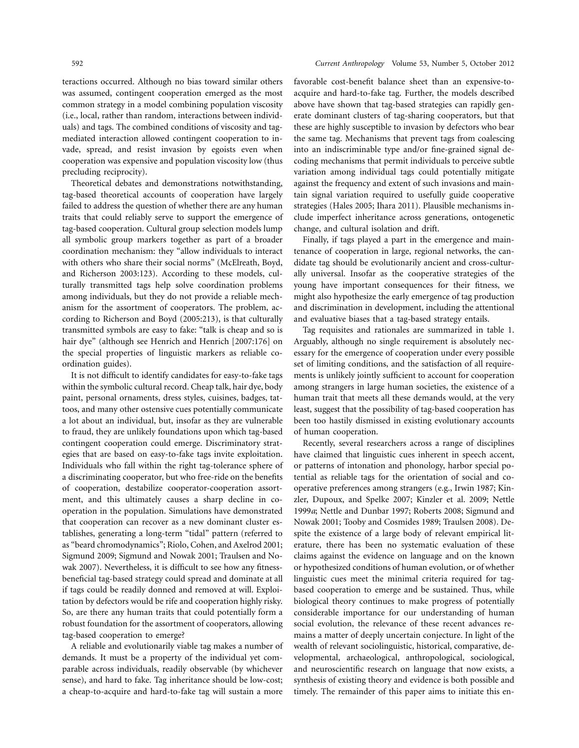teractions occurred. Although no bias toward similar others was assumed, contingent cooperation emerged as the most common strategy in a model combining population viscosity (i.e., local, rather than random, interactions between individuals) and tags. The combined conditions of viscosity and tag-mediated interaction allowed contingent cooperation to invade, spread, and resist invasion by egoists even when cooperation was expensive and population viscosity low (thus precluding reciprocity).

Theoretical debates and demonstrations notwithstanding, tag-based theoretical accounts of cooperation have largely failed to address the question of whether there are any human traits that could reliably serve to support the emergence of tag-based cooperation. Cultural group selection models lump all symbolic group markers together as part of a broader coordination mechanism: they "allow individuals to interact with others who share their social norms" (McElreath, Boyd, and Richerson 2003:123). According to these models, culturally transmitted tags help solve coordination problems among individuals, but they do not provide a reliable mechanism for the assortment of cooperators. The problem, according to Richerson and Boyd (2005:213), is that culturally transmitted symbols are easy to fake: "talk is cheap and so is hair dye" (although see Henrich and Henrich [2007:176] on the special properties of linguistic markers as reliable coordination guides).

It is not difficult to identify candidates for easy-to-fake tags within the symbolic cultural record. Cheap talk, hair dye, body paint, personal ornaments, dress styles, cuisines, badges, tattoos, and many other ostensive cues potentially communicate a lot about an individual, but, insofar as they are vulnerable to fraud, they are unlikely foundations upon which tag-based contingent cooperation could emerge. Discriminatory strategies that are based on easy-to-fake tags invite exploitation. Individuals who fall within the right tag-tolerance sphere of a discriminating cooperator, but who free-ride on the benefits of cooperation, destabilize cooperator-cooperation assortment, and this ultimately causes a sharp decline in cooperation in the population. Simulations have demonstrated that cooperation can recover as a new dominant cluster establishes, generating a long-term "tidal" pattern (referred to as "beard chromodynamics"; Riolo, Cohen, and Axelrod 2001; Sigmund 2009; Sigmund and Nowak 2001; Traulsen and Nowak 2007). Nevertheless, it is difficult to see how any fitness-beneficial tag-based strategy could spread and dominate at all if tags could be readily donned and removed at will. Exploitation by defectors would be rife and cooperation highly risky. So, are there any human traits that could potentially form a robust foundation for the assortment of cooperators, allowing tag-based cooperation to emerge?

A reliable and evolutionarily viable tag makes a number of demands. It must be a property of the individual yet comparable across individuals, readily observable (by whichever sense), and hard to fake. Tag inheritance should be low-cost; a cheap-to-acquire and hard-to-fake tag will sustain a more favorable cost-benefit balance sheet than an expensive-to-acquire and hard-to-fake tag. Further, the models described above have shown that tag-based strategies can rapidly generate dominant clusters of tag-sharing cooperators, but that these are highly susceptible to invasion by defectors who bear the same tag. Mechanisms that prevent tags from coalescing into an indiscriminable type and/or fine-grained signal decoding mechanisms that permit individuals to perceive subtle variation among individual tags could potentially mitigate against the frequency and extent of such invasions and maintain signal variation required to usefully guide cooperative strategies (Hales 2005; Ihara 2011). Plausible mechanisms include imperfect inheritance across generations, ontogenetic change, and cultural isolation and drift.

Finally, if tags played a part in the emergence and maintenance of cooperation in large, regional networks, the candidate tag should be evolutionarily ancient and cross-culturally universal. Insofar as the cooperative strategies of the young have important consequences for their fitness, we might also hypothesize the early emergence of tag production and discrimination in development, including the attentional and evaluative biases that a tag-based strategy entails.

Tag requisites and rationales are summarized in table 1. Arguably, although no single requirement is absolutely necessary for the emergence of cooperation under every possible set of limiting conditions, and the satisfaction of all requirements is unlikely jointly sufficient to account for cooperation among strangers in large human societies, the existence of a human trait that meets all these demands would, at the very least, suggest that the possibility of tag-based cooperation has been too hastily dismissed in existing evolutionary accounts of human cooperation.

Recently, several researchers across a range of disciplines have claimed that linguistic cues inherent in speech accent, or patterns of intonation and phonology, harbor special potential as reliable tags for the orientation of social and cooperative preferences among strangers (e.g., Irwin 1987; Kinzler, Dupoux, and Spelke 2007; Kinzler et al. 2009; Nettle 1999*a*; Nettle and Dunbar 1997; Roberts 2008; Sigmund and Nowak 2001; Tooby and Cosmides 1989; Traulsen 2008). Despite the existence of a large body of relevant empirical literature, there has been no systematic evaluation of these claims against the evidence on language and on the known or hypothesized conditions of human evolution, or of whether linguistic cues meet the minimal criteria required for tag-based cooperation to emerge and be sustained. Thus, while biological theory continues to make progress of potentially considerable importance for our understanding of human social evolution, the relevance of these recent advances remains a matter of deeply uncertain conjecture. In light of the wealth of relevant sociolinguistic, historical, comparative, developmental, archaeological, anthropological, sociological, and neuroscientific research on language that now exists, a synthesis of existing theory and evidence is both possible and timely. The remainder of this paper aims to initiate this en-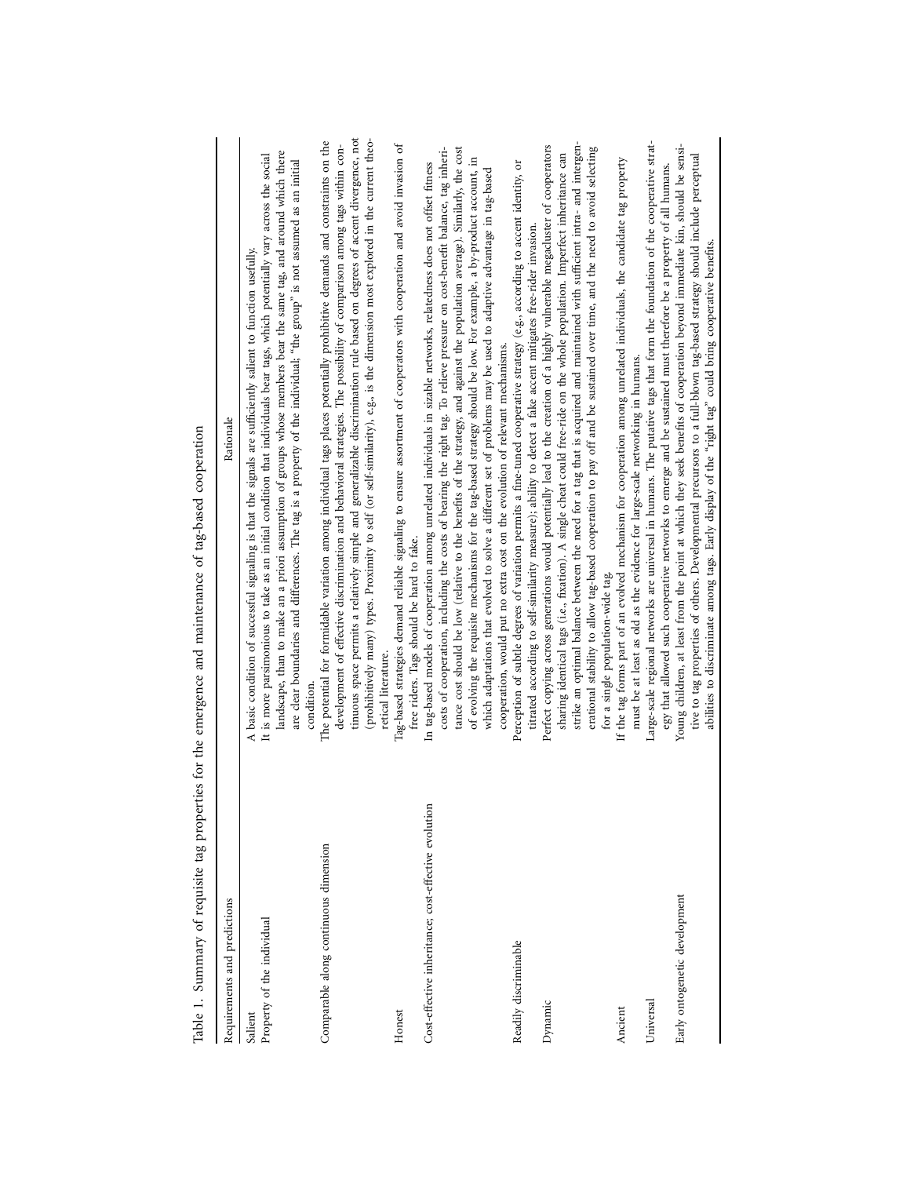Table 1. Summary of requisite tag properties for the emergence and maintenance of tag-based cooperation

| Requirements and predictions | Rationale |
|---|---|
| Salient | A basic condition of successful signaling is that the signals are sufficiently salient to function usefully. |
| Property of the individual | It is more parsimonious to take as an initial condition that individuals bear tags, which potentially vary across the social landscape, than to make an a priori assumption of groups whose members bear the same tag, and around which there are clear boundaries and differences. The tag is a property of the individual; "the group" is not assumed as an initial condition. |
| Comparable along continuous dimension | The potential for formidable variation among individual tags places potentially prohibitive demands and constraints on the development of effective discrimination and behavioral strategies. The possibility of comparison among tags within continuous space permits a relatively simple and generalizable discrimination rule based on degrees of accent divergence, not (prohibitively many) types. Proximity to self (or self-similarity), e.g., is the dimension most explored in the current theoretical literature. |
| Honest | Tag-based strategies demand reliable signaling to ensure assortment of cooperators with cooperation and avoid invasion of free riders. Tags should be hard to fake. |
| Cost-effective inheritance; cost-effective evolution | In tag-based models of cooperation among unrelated individuals in sizable networks, relatedness does not offset fitness costs of cooperation, including the costs of bearing the right tag. To relieve pressure on cost-benefit balance, tag inheritance cost should be low (relative to the benefits of the strategy, and against the population average). Similarly, the cost of evolving the requisite mechanisms for the tag-based strategy should be low. For example, a by-product account, in which adaptations that evolved to solve a different set of problems may be used to adaptive advantage in tag-based cooperation, would put no extra cost on the evolution of relevant mechanisms. |
| Readily discriminable | Perception of subtle degrees of variation permits a fine-tuned cooperative strategy (e.g., according to accent identity, or titrated according to self-similarity measure); ability to detect a fake accent mitigates free-rider invasion. |
| Dynamic | Perfect copying across generations would potentially lead to the creation of a highly vulnerable megacluster of cooperators sharing identical tags (i.e., fixation). A single cheat could free-ride on the whole population. Imperfect inheritance can strike an optimal balance between the need for a tag that is acquired and maintained with sufficient intra- and intergenerational stability to allow tag-based cooperation to pay off and be sustained over time, and the need to avoid selecting for a single population-wide tag. |
| Ancient | If the tag forms part of an evolved mechanism for cooperation among unrelated individuals, the candidate tag property must be at least as old as the evidence for large-scale networking in humans. |
| Universal | Large-scale regional networks are universal in humans. The putative tags that form the foundation of the cooperative strategy that allowed such cooperative networks to emerge and be sustained must therefore be a property of all humans. |
| Early ontogenetic development | Young children, at least from the point at which they seek benefits of cooperation beyond immediate kin, should be sensitive to tag properties of others. Developmental precursors to a full-blown tag-based strategy should include perceptual abilities to discriminate among tags. Early display of the "right tag" could bring cooperative benefits. |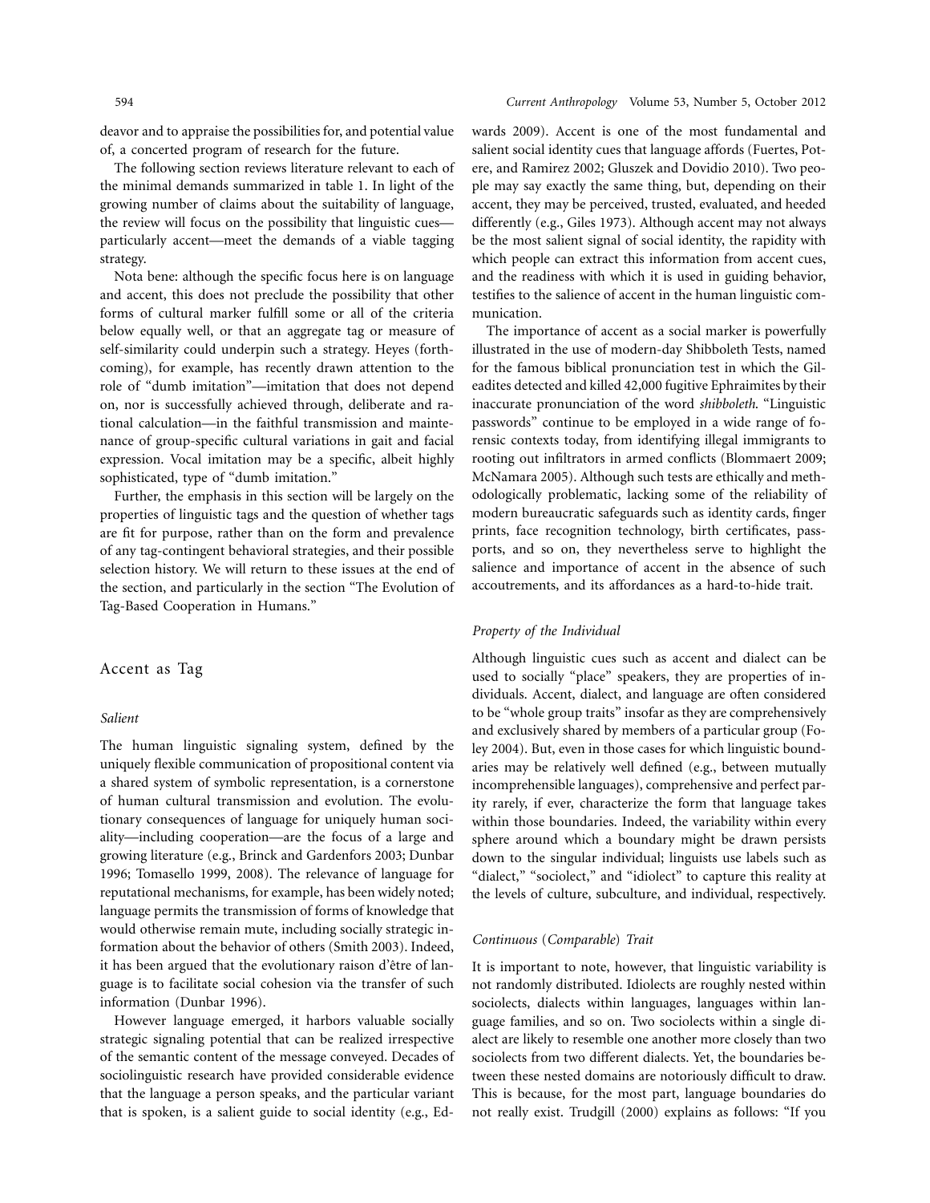deavor and to appraise the possibilities for, and potential value of, a concerted program of research for the future.

The following section reviews literature relevant to each of the minimal demands summarized in table 1. In light of the growing number of claims about the suitability of language, the review will focus on the possibility that linguistic cues—particularly accent—meet the demands of a viable tagging strategy.

Nota bene: although the specific focus here is on language and accent, this does not preclude the possibility that other forms of cultural marker fulfill some or all of the criteria below equally well, or that an aggregate tag or measure of self-similarity could underpin such a strategy. Heyes (forthcoming), for example, has recently drawn attention to the role of "dumb imitation"—imitation that does not depend on, nor is successfully achieved through, deliberate and rational calculation—in the faithful transmission and maintenance of group-specific cultural variations in gait and facial expression. Vocal imitation may be a specific, albeit highly sophisticated, type of "dumb imitation."

Further, the emphasis in this section will be largely on the properties of linguistic tags and the question of whether tags are fit for purpose, rather than on the form and prevalence of any tag-contingent behavioral strategies, and their possible selection history. We will return to these issues at the end of the section, and particularly in the section "The Evolution of Tag-Based Cooperation in Humans."

## Accent as Tag

### *Salient*

The human linguistic signaling system, defined by the uniquely flexible communication of propositional content via a shared system of symbolic representation, is a cornerstone of human cultural transmission and evolution. The evolutionary consequences of language for uniquely human sociality—including cooperation—are the focus of a large and growing literature (e.g., Brinck and Gardenfors 2003; Dunbar 1996; Tomasello 1999, 2008). The relevance of language for reputational mechanisms, for example, has been widely noted; language permits the transmission of forms of knowledge that would otherwise remain mute, including socially strategic information about the behavior of others (Smith 2003). Indeed, it has been argued that the evolutionary raison d'être of language is to facilitate social cohesion via the transfer of such information (Dunbar 1996).

However language emerged, it harbors valuable socially strategic signaling potential that can be realized irrespective of the semantic content of the message conveyed. Decades of sociolinguistic research have provided considerable evidence that the language a person speaks, and the particular variant that is spoken, is a salient guide to social identity (e.g., Edwards 2009). Accent is one of the most fundamental and salient social identity cues that language affords (Fuertes, Potere, and Ramirez 2002; Gluszek and Dovidio 2010). Two people may say exactly the same thing, but, depending on their accent, they may be perceived, trusted, evaluated, and heeded differently (e.g., Giles 1973). Although accent may not always be the most salient signal of social identity, the rapidity with which people can extract this information from accent cues, and the readiness with which it is used in guiding behavior, testifies to the salience of accent in the human linguistic communication.

The importance of accent as a social marker is powerfully illustrated in the use of modern-day Shibboleth Tests, named for the famous biblical pronunciation test in which the Gileadites detected and killed 42,000 fugitive Ephraimites by their inaccurate pronunciation of the word *shibboleth*. "Linguistic passwords" continue to be employed in a wide range of forensic contexts today, from identifying illegal immigrants to rooting out infiltrators in armed conflicts (Blommaert 2009; McNamara 2005). Although such tests are ethically and methodologically problematic, lacking some of the reliability of modern bureaucratic safeguards such as identity cards, finger prints, face recognition technology, birth certificates, passports, and so on, they nevertheless serve to highlight the salience and importance of accent in the absence of such accoutrements, and its affordances as a hard-to-hide trait.

### *Property of the Individual*

Although linguistic cues such as accent and dialect can be used to socially "place" speakers, they are properties of individuals. Accent, dialect, and language are often considered to be "whole group traits" insofar as they are comprehensively and exclusively shared by members of a particular group (Foley 2004). But, even in those cases for which linguistic boundaries may be relatively well defined (e.g., between mutually incomprehensible languages), comprehensive and perfect parity rarely, if ever, characterize the form that language takes within those boundaries. Indeed, the variability within every sphere around which a boundary might be drawn persists down to the singular individual; linguists use labels such as "dialect," "sociolect," and "idiolect" to capture this reality at the levels of culture, subculture, and individual, respectively.

### *Continuous (Comparable) Trait*

It is important to note, however, that linguistic variability is not randomly distributed. Idiolects are roughly nested within sociolects, dialects within languages, languages within language families, and so on. Two sociolects within a single dialect are likely to resemble one another more closely than two sociolects from two different dialects. Yet, the boundaries between these nested domains are notoriously difficult to draw. This is because, for the most part, language boundaries do not really exist. Trudgill (2000) explains as follows: "If you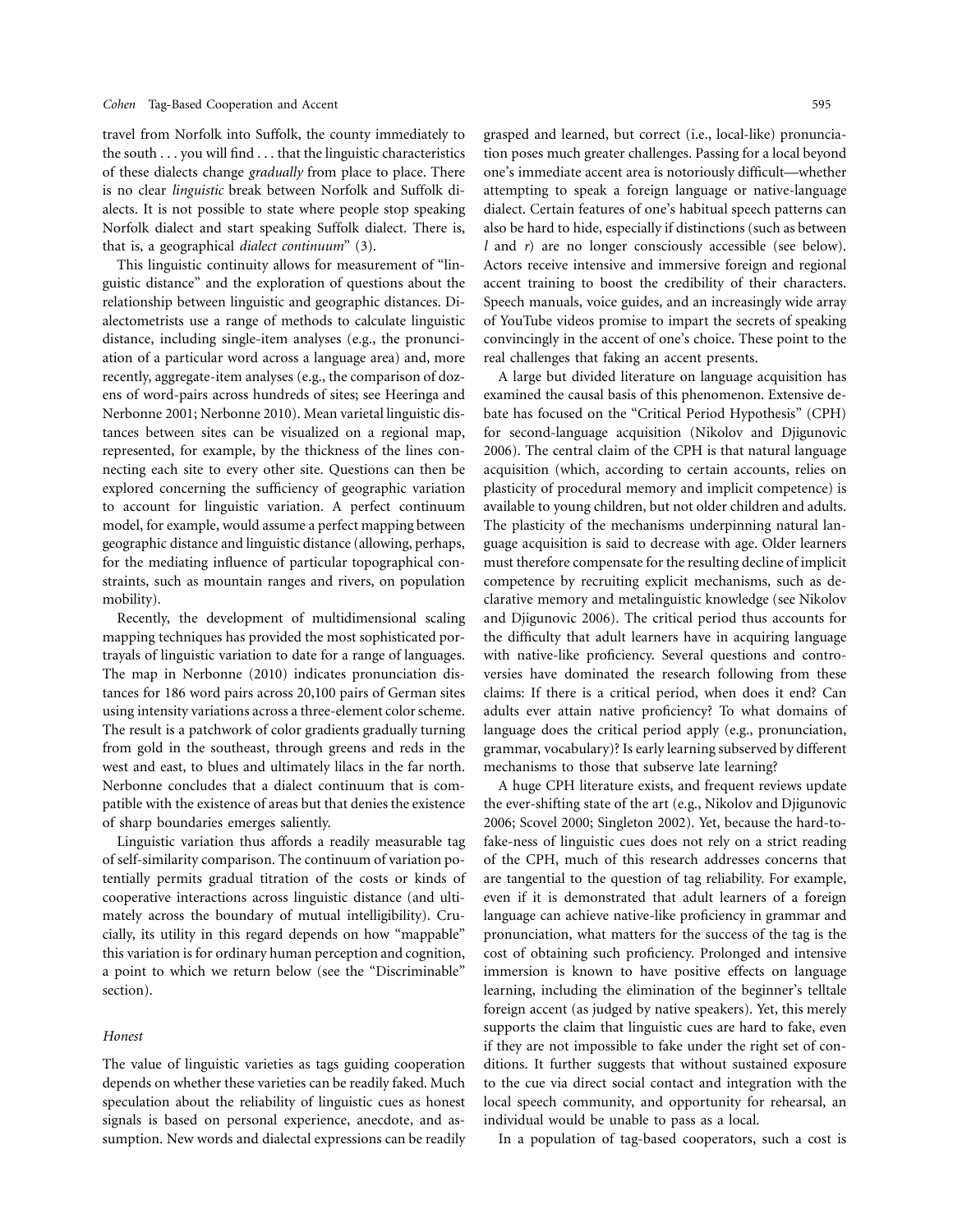travel from Norfolk into Suffolk, the county immediately to the south . . . you will find . . . that the linguistic characteristics of these dialects change *gradually* from place to place. There is no clear *linguistic* break between Norfolk and Suffolk dialects. It is not possible to state where people stop speaking Norfolk dialect and start speaking Suffolk dialect. There is, that is, a geographical *dialect continuum*" (3).

This linguistic continuity allows for measurement of "linguistic distance" and the exploration of questions about the relationship between linguistic and geographic distances. Dialectometrists use a range of methods to calculate linguistic distance, including single-item analyses (e.g., the pronunciation of a particular word across a language area) and, more recently, aggregate-item analyses (e.g., the comparison of dozens of word-pairs across hundreds of sites; see Heeringa and Nerbonne 2001; Nerbonne 2010). Mean varietal linguistic distances between sites can be visualized on a regional map, represented, for example, by the thickness of the lines connecting each site to every other site. Questions can then be explored concerning the sufficiency of geographic variation to account for linguistic variation. A perfect continuum model, for example, would assume a perfect mapping between geographic distance and linguistic distance (allowing, perhaps, for the mediating influence of particular topographical constraints, such as mountain ranges and rivers, on population mobility).

Recently, the development of multidimensional scaling mapping techniques has provided the most sophisticated portrayals of linguistic variation to date for a range of languages. The map in Nerbonne (2010) indicates pronunciation distances for 186 word pairs across 20,100 pairs of German sites using intensity variations across a three-element color scheme. The result is a patchwork of color gradients gradually turning from gold in the southeast, through greens and reds in the west and east, to blues and ultimately lilacs in the far north. Nerbonne concludes that a dialect continuum that is compatible with the existence of areas but that denies the existence of sharp boundaries emerges saliently.

Linguistic variation thus affords a readily measurable tag of self-similarity comparison. The continuum of variation potentially permits gradual titration of the costs or kinds of cooperative interactions across linguistic distance (and ultimately across the boundary of mutual intelligibility). Crucially, its utility in this regard depends on how "mappable" this variation is for ordinary human perception and cognition, a point to which we return below (see the "Discriminable" section).

### *Honest*

The value of linguistic varieties as tags guiding cooperation depends on whether these varieties can be readily faked. Much speculation about the reliability of linguistic cues as honest signals is based on personal experience, anecdote, and assumption. New words and dialectal expressions can be readily grasped and learned, but correct (i.e., local-like) pronunciation poses much greater challenges. Passing for a local beyond one's immediate accent area is notoriously difficult—whether attempting to speak a foreign language or native-language dialect. Certain features of one's habitual speech patterns can also be hard to hide, especially if distinctions (such as between *l* and *r*) are no longer consciously accessible (see below). Actors receive intensive and immersive foreign and regional accent training to boost the credibility of their characters. Speech manuals, voice guides, and an increasingly wide array of YouTube videos promise to impart the secrets of speaking convincingly in the accent of one's choice. These point to the real challenges that faking an accent presents.

A large but divided literature on language acquisition has examined the causal basis of this phenomenon. Extensive debate has focused on the "Critical Period Hypothesis" (CPH) for second-language acquisition (Nikolov and Djigunovic 2006). The central claim of the CPH is that natural language acquisition (which, according to certain accounts, relies on plasticity of procedural memory and implicit competence) is available to young children, but not older children and adults. The plasticity of the mechanisms underpinning natural language acquisition is said to decrease with age. Older learners must therefore compensate for the resulting decline of implicit competence by recruiting explicit mechanisms, such as declarative memory and metalinguistic knowledge (see Nikolov and Djigunovic 2006). The critical period thus accounts for the difficulty that adult learners have in acquiring language with native-like proficiency. Several questions and controversies have dominated the research following from these claims: If there is a critical period, when does it end? Can adults ever attain native proficiency? To what domains of language does the critical period apply (e.g., pronunciation, grammar, vocabulary)? Is early learning subserved by different mechanisms to those that subserve late learning?

A huge CPH literature exists, and frequent reviews update the ever-shifting state of the art (e.g., Nikolov and Djigunovic 2006; Scovel 2000; Singleton 2002). Yet, because the hard-to-fake-ness of linguistic cues does not rely on a strict reading of the CPH, much of this research addresses concerns that are tangential to the question of tag reliability. For example, even if it is demonstrated that adult learners of a foreign language can achieve native-like proficiency in grammar and pronunciation, what matters for the success of the tag is the cost of obtaining such proficiency. Prolonged and intensive immersion is known to have positive effects on language learning, including the elimination of the beginner's telltale foreign accent (as judged by native speakers). Yet, this merely supports the claim that linguistic cues are hard to fake, even if they are not impossible to fake under the right set of conditions. It further suggests that without sustained exposure to the cue via direct social contact and integration with the local speech community, and opportunity for rehearsal, an individual would be unable to pass as a local.

In a population of tag-based cooperators, such a cost is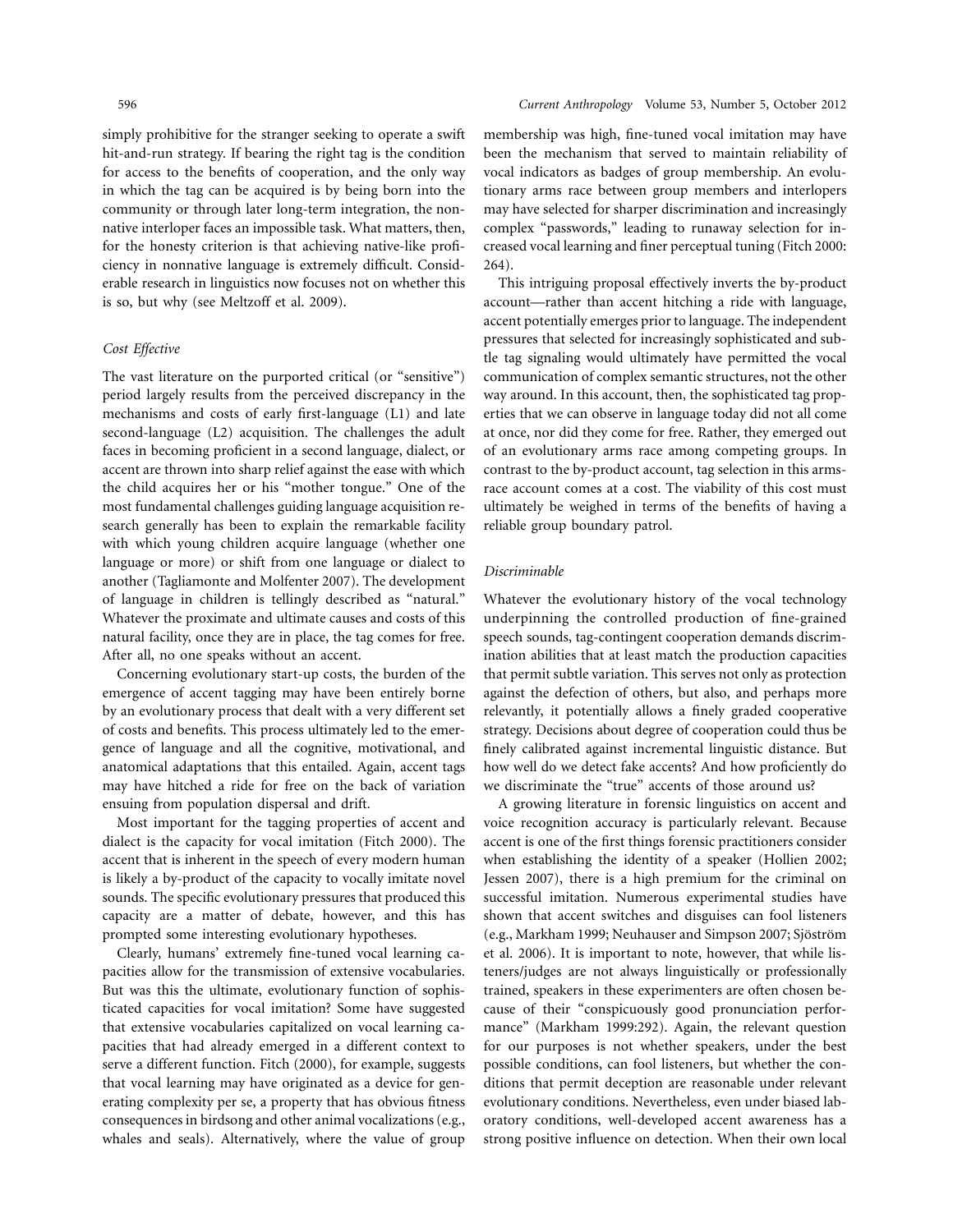simply prohibitive for the stranger seeking to operate a swift hit-and-run strategy. If bearing the right tag is the condition for access to the benefits of cooperation, and the only way in which the tag can be acquired is by being born into the community or through later long-term integration, the nonnative interloper faces an impossible task. What matters, then, for the honesty criterion is that achieving native-like proficiency in nonnative language is extremely difficult. Considerable research in linguistics now focuses not on whether this is so, but why (see Meltzoff et al. 2009).

### *Cost Effective*

The vast literature on the purported critical (or "sensitive") period largely results from the perceived discrepancy in the mechanisms and costs of early first-language (L1) and late second-language (L2) acquisition. The challenges the adult faces in becoming proficient in a second language, dialect, or accent are thrown into sharp relief against the ease with which the child acquires her or his "mother tongue." One of the most fundamental challenges guiding language acquisition research generally has been to explain the remarkable facility with which young children acquire language (whether one language or more) or shift from one language or dialect to another (Tagliamonte and Molfenter 2007). The development of language in children is tellingly described as "natural." Whatever the proximate and ultimate causes and costs of this natural facility, once they are in place, the tag comes for free. After all, no one speaks without an accent.

Concerning evolutionary start-up costs, the burden of the emergence of accent tagging may have been entirely borne by an evolutionary process that dealt with a very different set of costs and benefits. This process ultimately led to the emergence of language and all the cognitive, motivational, and anatomical adaptations that this entailed. Again, accent tags may have hitched a ride for free on the back of variation ensuing from population dispersal and drift.

Most important for the tagging properties of accent and dialect is the capacity for vocal imitation (Fitch 2000). The accent that is inherent in the speech of every modern human is likely a by-product of the capacity to vocally imitate novel sounds. The specific evolutionary pressures that produced this capacity are a matter of debate, however, and this has prompted some interesting evolutionary hypotheses.

Clearly, humans' extremely fine-tuned vocal learning capacities allow for the transmission of extensive vocabularies. But was this the ultimate, evolutionary function of sophisticated capacities for vocal imitation? Some have suggested that extensive vocabularies capitalized on vocal learning capacities that had already emerged in a different context to serve a different function. Fitch (2000), for example, suggests that vocal learning may have originated as a device for generating complexity per se, a property that has obvious fitness consequences in birdsong and other animal vocalizations (e.g., whales and seals). Alternatively, where the value of group membership was high, fine-tuned vocal imitation may have been the mechanism that served to maintain reliability of vocal indicators as badges of group membership. An evolutionary arms race between group members and interlopers may have selected for sharper discrimination and increasingly complex "passwords," leading to runaway selection for increased vocal learning and finer perceptual tuning (Fitch 2000: 264).

This intriguing proposal effectively inverts the by-product account—rather than accent hitching a ride with language, accent potentially emerges prior to language. The independent pressures that selected for increasingly sophisticated and subtle tag signaling would ultimately have permitted the vocal communication of complex semantic structures, not the other way around. In this account, then, the sophisticated tag properties that we can observe in language today did not all come at once, nor did they come for free. Rather, they emerged out of an evolutionary arms race among competing groups. In contrast to the by-product account, tag selection in this arms-race account comes at a cost. The viability of this cost must ultimately be weighed in terms of the benefits of having a reliable group boundary patrol.

### *Discriminable*

Whatever the evolutionary history of the vocal technology underpinning the controlled production of fine-grained speech sounds, tag-contingent cooperation demands discrimination abilities that at least match the production capacities that permit subtle variation. This serves not only as protection against the defection of others, but also, and perhaps more relevantly, it potentially allows a finely graded cooperative strategy. Decisions about degree of cooperation could thus be finely calibrated against incremental linguistic distance. But how well do we detect fake accents? And how proficiently do we discriminate the "true" accents of those around us?

A growing literature in forensic linguistics on accent and voice recognition accuracy is particularly relevant. Because accent is one of the first things forensic practitioners consider when establishing the identity of a speaker (Hollien 2002; Jessen 2007), there is a high premium for the criminal on successful imitation. Numerous experimental studies have shown that accent switches and disguises can fool listeners (e.g., Markham 1999; Neuhauser and Simpson 2007; Sjöström et al. 2006). It is important to note, however, that while listeners/judges are not always linguistically or professionally trained, speakers in these experimenters are often chosen because of their "conspicuously good pronunciation performance" (Markham 1999:292). Again, the relevant question for our purposes is not whether speakers, under the best possible conditions, can fool listeners, but whether the conditions that permit deception are reasonable under relevant evolutionary conditions. Nevertheless, even under biased laboratory conditions, well-developed accent awareness has a strong positive influence on detection. When their own local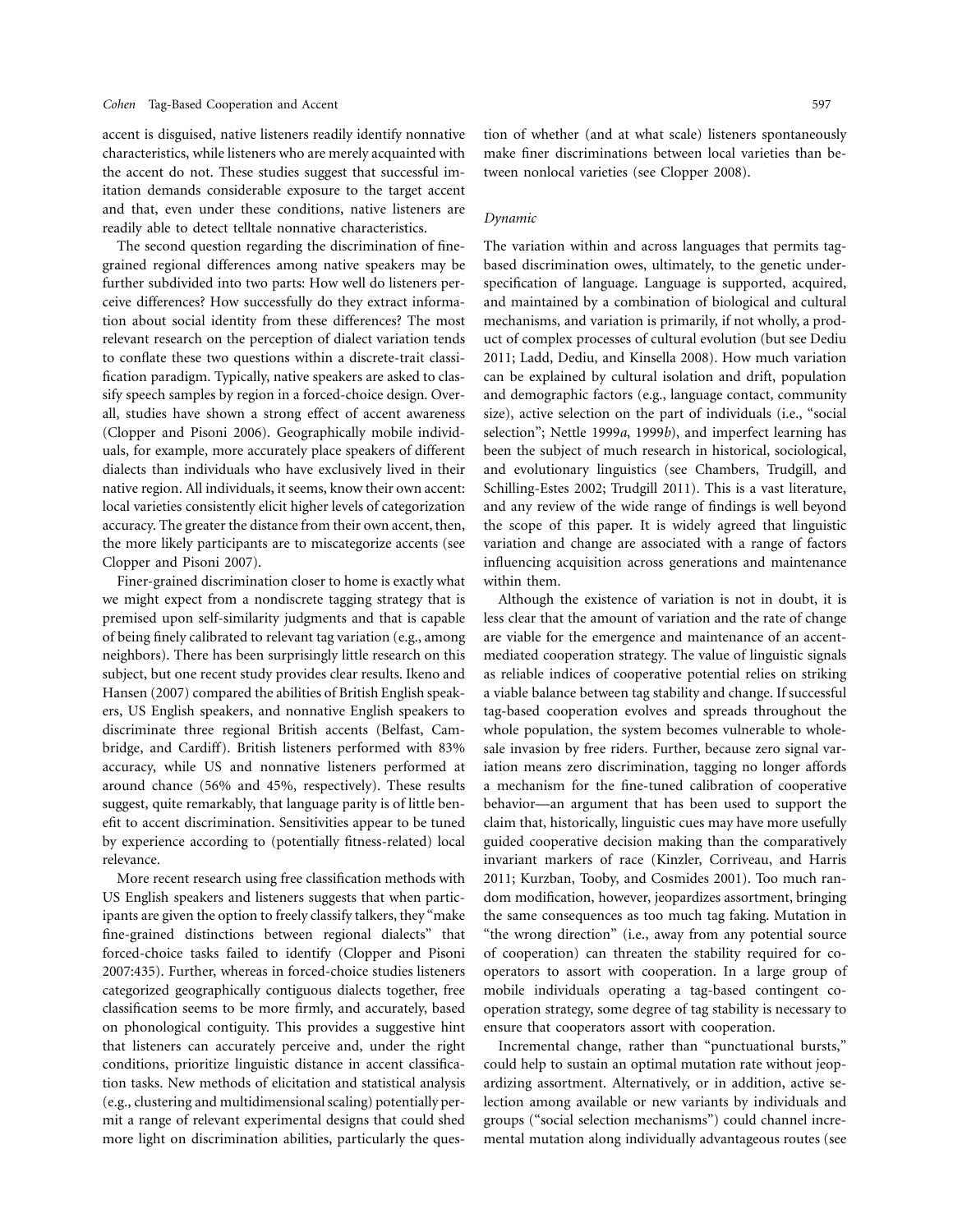accent is disguised, native listeners readily identify nonnative characteristics, while listeners who are merely acquainted with the accent do not. These studies suggest that successful imitation demands considerable exposure to the target accent and that, even under these conditions, native listeners are readily able to detect telltale nonnative characteristics.

The second question regarding the discrimination of fine-grained regional differences among native speakers may be further subdivided into two parts: How well do listeners perceive differences? How successfully do they extract information about social identity from these differences? The most relevant research on the perception of dialect variation tends to conflate these two questions within a discrete-trait classification paradigm. Typically, native speakers are asked to classify speech samples by region in a forced-choice design. Overall, studies have shown a strong effect of accent awareness (Clopper and Pisoni 2006). Geographically mobile individuals, for example, more accurately place speakers of different dialects than individuals who have exclusively lived in their native region. All individuals, it seems, know their own accent: local varieties consistently elicit higher levels of categorization accuracy. The greater the distance from their own accent, then, the more likely participants are to miscategorize accents (see Clopper and Pisoni 2007).

Finer-grained discrimination closer to home is exactly what we might expect from a nondiscrete tagging strategy that is premised upon self-similarity judgments and that is capable of being finely calibrated to relevant tag variation (e.g., among neighbors). There has been surprisingly little research on this subject, but one recent study provides clear results. Ikeno and Hansen (2007) compared the abilities of British English speakers, US English speakers, and nonnative English speakers to discriminate three regional British accents (Belfast, Cambridge, and Cardiff). British listeners performed with 83% accuracy, while US and nonnative listeners performed at around chance (56% and 45%, respectively). These results suggest, quite remarkably, that language parity is of little benefit to accent discrimination. Sensitivities appear to be tuned by experience according to (potentially fitness-related) local relevance.

More recent research using free classification methods with US English speakers and listeners suggests that when participants are given the option to freely classify talkers, they "make fine-grained distinctions between regional dialects" that forced-choice tasks failed to identify (Clopper and Pisoni 2007:435). Further, whereas in forced-choice studies listeners categorized geographically contiguous dialects together, free classification seems to be more firmly, and accurately, based on phonological contiguity. This provides a suggestive hint that listeners can accurately perceive and, under the right conditions, prioritize linguistic distance in accent classification tasks. New methods of elicitation and statistical analysis (e.g., clustering and multidimensional scaling) potentially permit a range of relevant experimental designs that could shed more light on discrimination abilities, particularly the question of whether (and at what scale) listeners spontaneously make finer discriminations between local varieties than between nonlocal varieties (see Clopper 2008).

### *Dynamic*

The variation within and across languages that permits tag-based discrimination owes, ultimately, to the genetic underspecification of language. Language is supported, acquired, and maintained by a combination of biological and cultural mechanisms, and variation is primarily, if not wholly, a product of complex processes of cultural evolution (but see Dediu 2011; Ladd, Dediu, and Kinsella 2008). How much variation can be explained by cultural isolation and drift, population and demographic factors (e.g., language contact, community size), active selection on the part of individuals (i.e., "social selection"; Nettle 1999*a*, 1999*b*), and imperfect learning has been the subject of much research in historical, sociological, and evolutionary linguistics (see Chambers, Trudgill, and Schilling-Estes 2002; Trudgill 2011). This is a vast literature, and any review of the wide range of findings is well beyond the scope of this paper. It is widely agreed that linguistic variation and change are associated with a range of factors influencing acquisition across generations and maintenance within them.

Although the existence of variation is not in doubt, it is less clear that the amount of variation and the rate of change are viable for the emergence and maintenance of an accent-mediated cooperation strategy. The value of linguistic signals as reliable indices of cooperative potential relies on striking a viable balance between tag stability and change. If successful tag-based cooperation evolves and spreads throughout the whole population, the system becomes vulnerable to wholesale invasion by free riders. Further, because zero signal variation means zero discrimination, tagging no longer affords a mechanism for the fine-tuned calibration of cooperative behavior—an argument that has been used to support the claim that, historically, linguistic cues may have more usefully guided cooperative decision making than the comparatively invariant markers of race (Kinzler, Corriveau, and Harris 2011; Kurzban, Tooby, and Cosmides 2001). Too much random modification, however, jeopardizes assortment, bringing the same consequences as too much tag faking. Mutation in "the wrong direction" (i.e., away from any potential source of cooperation) can threaten the stability required for cooperators to assort with cooperation. In a large group of mobile individuals operating a tag-based contingent cooperation strategy, some degree of tag stability is necessary to ensure that cooperators assort with cooperation.

Incremental change, rather than "punctuational bursts," could help to sustain an optimal mutation rate without jeopardizing assortment. Alternatively, or in addition, active selection among available or new variants by individuals and groups ("social selection mechanisms") could channel incremental mutation along individually advantageous routes (see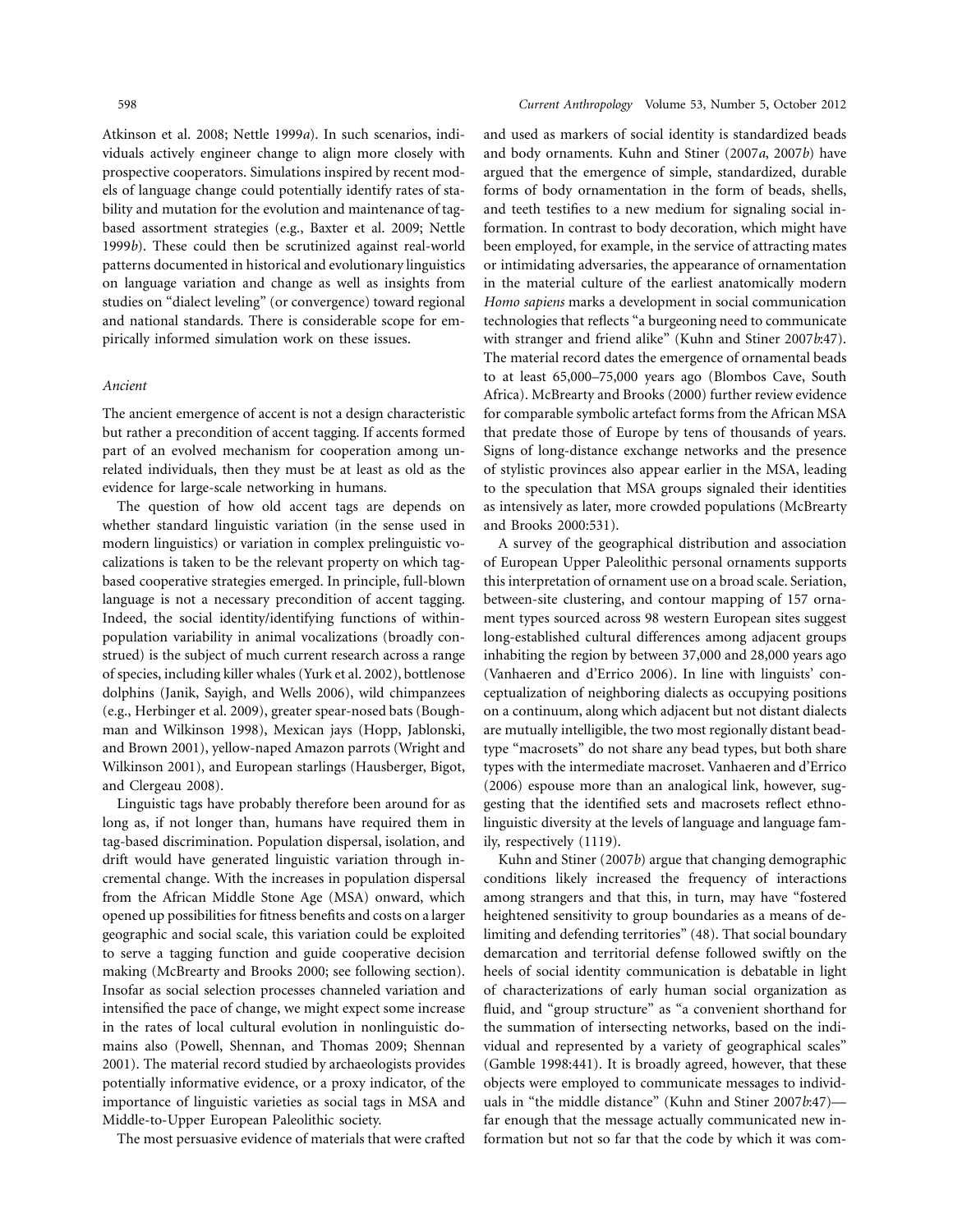Atkinson et al. 2008; Nettle 1999*a*). In such scenarios, individuals actively engineer change to align more closely with prospective cooperators. Simulations inspired by recent models of language change could potentially identify rates of stability and mutation for the evolution and maintenance of tag-based assortment strategies (e.g., Baxter et al. 2009; Nettle 1999*b*). These could then be scrutinized against real-world patterns documented in historical and evolutionary linguistics on language variation and change as well as insights from studies on "dialect leveling" (or convergence) toward regional and national standards. There is considerable scope for empirically informed simulation work on these issues.

### *Ancient*

The ancient emergence of accent is not a design characteristic but rather a precondition of accent tagging. If accents formed part of an evolved mechanism for cooperation among unrelated individuals, then they must be at least as old as the evidence for large-scale networking in humans.

The question of how old accent tags are depends on whether standard linguistic variation (in the sense used in modern linguistics) or variation in complex prelinguistic vocalizations is taken to be the relevant property on which tag-based cooperative strategies emerged. In principle, full-blown language is not a necessary precondition of accent tagging. Indeed, the social identity/identifying functions of within-population variability in animal vocalizations (broadly construed) is the subject of much current research across a range of species, including killer whales (Yurk et al. 2002), bottlenose dolphins (Janik, Sayigh, and Wells 2006), wild chimpanzees (e.g., Herbinger et al. 2009), greater spear-nosed bats (Boughman and Wilkinson 1998), Mexican jays (Hopp, Jablonski, and Brown 2001), yellow-naped Amazon parrots (Wright and Wilkinson 2001), and European starlings (Hausberger, Bigot, and Clergeau 2008).

Linguistic tags have probably therefore been around for as long as, if not longer than, humans have required them in tag-based discrimination. Population dispersal, isolation, and drift would have generated linguistic variation through incremental change. With the increases in population dispersal from the African Middle Stone Age (MSA) onward, which opened up possibilities for fitness benefits and costs on a larger geographic and social scale, this variation could be exploited to serve a tagging function and guide cooperative decision making (McBrearty and Brooks 2000; see following section). Insofar as social selection processes channeled variation and intensified the pace of change, we might expect some increase in the rates of local cultural evolution in nonlinguistic domains also (Powell, Shennan, and Thomas 2009; Shennan 2001). The material record studied by archaeologists provides potentially informative evidence, or a proxy indicator, of the importance of linguistic varieties as social tags in MSA and Middle-to-Upper European Paleolithic society.

The most persuasive evidence of materials that were crafted and used as markers of social identity is standardized beads and body ornaments. Kuhn and Stiner (2007*a*, 2007*b*) have argued that the emergence of simple, standardized, durable forms of body ornamentation in the form of beads, shells, and teeth testifies to a new medium for signaling social information. In contrast to body decoration, which might have been employed, for example, in the service of attracting mates or intimidating adversaries, the appearance of ornamentation in the material culture of the earliest anatomically modern *Homo sapiens* marks a development in social communication technologies that reflects "a burgeoning need to communicate with stranger and friend alike" (Kuhn and Stiner 2007*b*:47). The material record dates the emergence of ornamental beads to at least 65,000–75,000 years ago (Blombos Cave, South Africa). McBrearty and Brooks (2000) further review evidence for comparable symbolic artefact forms from the African MSA that predate those of Europe by tens of thousands of years. Signs of long-distance exchange networks and the presence of stylistic provinces also appear earlier in the MSA, leading to the speculation that MSA groups signaled their identities as intensively as later, more crowded populations (McBrearty and Brooks 2000:531).

A survey of the geographical distribution and association of European Upper Paleolithic personal ornaments supports this interpretation of ornament use on a broad scale. Seriation, between-site clustering, and contour mapping of 157 ornament types sourced across 98 western European sites suggest long-established cultural differences among adjacent groups inhabiting the region by between 37,000 and 28,000 years ago (Vanhaeren and d'Errico 2006). In line with linguists' conceptualization of neighboring dialects as occupying positions on a continuum, along which adjacent but not distant dialects are mutually intelligible, the two most regionally distant bead-type "macrosets" do not share any bead types, but both share types with the intermediate macroset. Vanhaeren and d'Errico (2006) espouse more than an analogical link, however, suggesting that the identified sets and macrosets reflect ethnolinguistic diversity at the levels of language and language family, respectively (1119).

Kuhn and Stiner (2007*b*) argue that changing demographic conditions likely increased the frequency of interactions among strangers and that this, in turn, may have "fostered heightened sensitivity to group boundaries as a means of delimiting and defending territories" (48). That social boundary demarcation and territorial defense followed swiftly on the heels of social identity communication is debatable in light of characterizations of early human social organization as fluid, and "group structure" as "a convenient shorthand for the summation of intersecting networks, based on the individual and represented by a variety of geographical scales" (Gamble 1998:441). It is broadly agreed, however, that these objects were employed to communicate messages to individuals in "the middle distance" (Kuhn and Stiner 2007*b*:47)—far enough that the message actually communicated new information but not so far that the code by which it was com-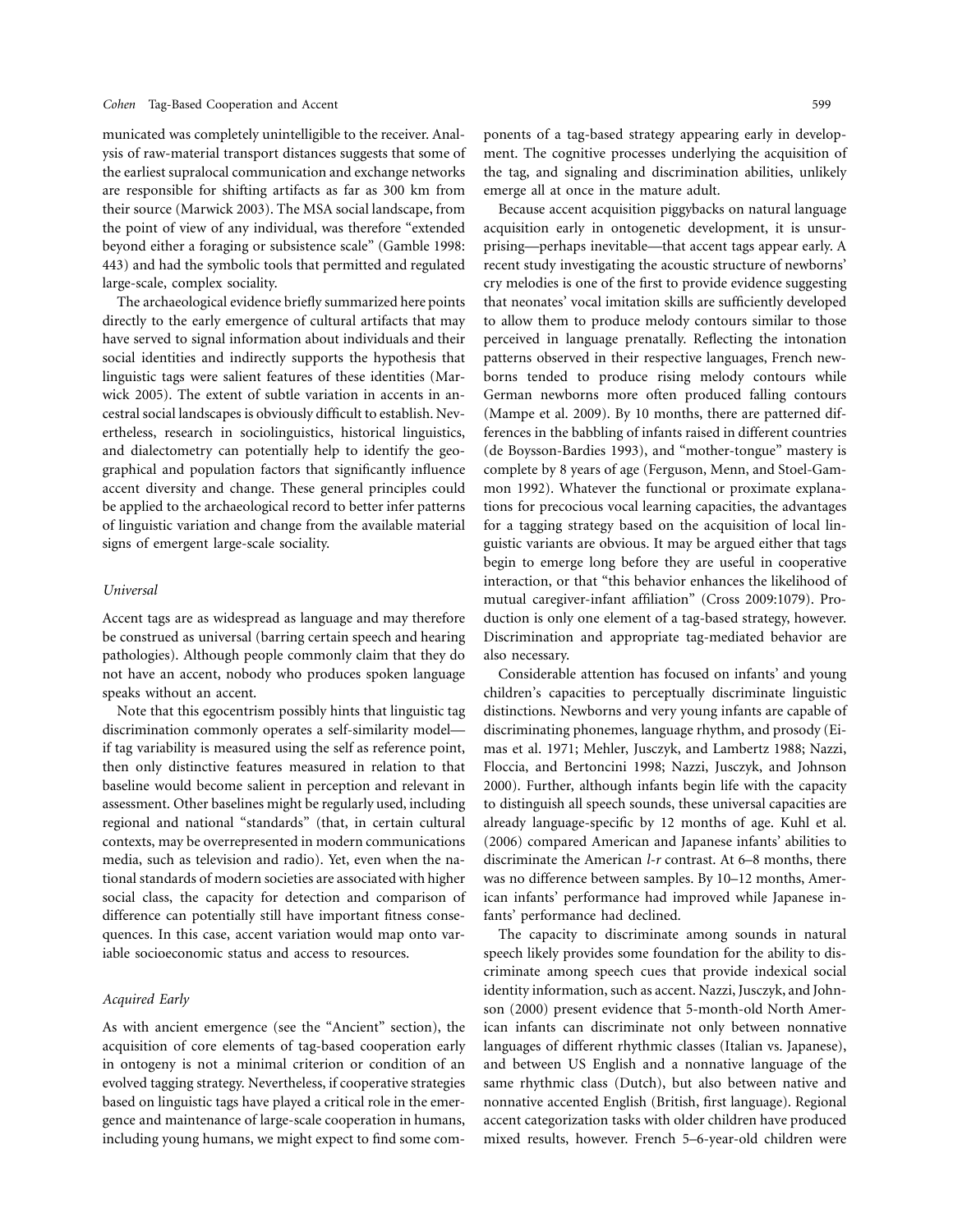municated was completely unintelligible to the receiver. Analysis of raw-material transport distances suggests that some of the earliest supralocal communication and exchange networks are responsible for shifting artifacts as far as 300 km from their source (Marwick 2003). The MSA social landscape, from the point of view of any individual, was therefore "extended beyond either a foraging or subsistence scale" (Gamble 1998: 443) and had the symbolic tools that permitted and regulated large-scale, complex sociality.

The archaeological evidence briefly summarized here points directly to the early emergence of cultural artifacts that may have served to signal information about individuals and their social identities and indirectly supports the hypothesis that linguistic tags were salient features of these identities (Marwick 2005). The extent of subtle variation in accents in ancestral social landscapes is obviously difficult to establish. Nevertheless, research in sociolinguistics, historical linguistics, and dialectometry can potentially help to identify the geographical and population factors that significantly influence accent diversity and change. These general principles could be applied to the archaeological record to better infer patterns of linguistic variation and change from the available material signs of emergent large-scale sociality.

### *Universal*

Accent tags are as widespread as language and may therefore be construed as universal (barring certain speech and hearing pathologies). Although people commonly claim that they do not have an accent, nobody who produces spoken language speaks without an accent.

Note that this egocentrism possibly hints that linguistic tag discrimination commonly operates a self-similarity model—if tag variability is measured using the self as reference point, then only distinctive features measured in relation to that baseline would become salient in perception and relevant in assessment. Other baselines might be regularly used, including regional and national "standards" (that, in certain cultural contexts, may be overrepresented in modern communications media, such as television and radio). Yet, even when the national standards of modern societies are associated with higher social class, the capacity for detection and comparison of difference can potentially still have important fitness consequences. In this case, accent variation would map onto variable socioeconomic status and access to resources.

### *Acquired Early*

As with ancient emergence (see the "Ancient" section), the acquisition of core elements of tag-based cooperation early in ontogeny is not a minimal criterion or condition of an evolved tagging strategy. Nevertheless, if cooperative strategies based on linguistic tags have played a critical role in the emergence and maintenance of large-scale cooperation in humans, including young humans, we might expect to find some components of a tag-based strategy appearing early in development. The cognitive processes underlying the acquisition of the tag, and signaling and discrimination abilities, unlikely emerge all at once in the mature adult.

Because accent acquisition piggybacks on natural language acquisition early in ontogenetic development, it is unsurprising—perhaps inevitable—that accent tags appear early. A recent study investigating the acoustic structure of newborns' cry melodies is one of the first to provide evidence suggesting that neonates' vocal imitation skills are sufficiently developed to allow them to produce melody contours similar to those perceived in language prenatally. Reflecting the intonation patterns observed in their respective languages, French newborns tended to produce rising melody contours while German newborns more often produced falling contours (Mampe et al. 2009). By 10 months, there are patterned differences in the babbling of infants raised in different countries (de Boysson-Bardies 1993), and "mother-tongue" mastery is complete by 8 years of age (Ferguson, Menn, and Stoel-Gammon 1992). Whatever the functional or proximate explanations for precocious vocal learning capacities, the advantages for a tagging strategy based on the acquisition of local linguistic variants are obvious. It may be argued either that tags begin to emerge long before they are useful in cooperative interaction, or that "this behavior enhances the likelihood of mutual caregiver-infant affiliation" (Cross 2009:1079). Production is only one element of a tag-based strategy, however. Discrimination and appropriate tag-mediated behavior are also necessary.

Considerable attention has focused on infants' and young children's capacities to perceptually discriminate linguistic distinctions. Newborns and very young infants are capable of discriminating phonemes, language rhythm, and prosody (Eimas et al. 1971; Mehler, Jusczyk, and Lambertz 1988; Nazzi, Floccia, and Bertoncini 1998; Nazzi, Jusczyk, and Johnson 2000). Further, although infants begin life with the capacity to distinguish all speech sounds, these universal capacities are already language-specific by 12 months of age. Kuhl et al. (2006) compared American and Japanese infants' abilities to discriminate the American *l-r* contrast. At 6–8 months, there was no difference between samples. By 10–12 months, American infants' performance had improved while Japanese infants' performance had declined.

The capacity to discriminate among sounds in natural speech likely provides some foundation for the ability to discriminate among speech cues that provide indexical social identity information, such as accent. Nazzi, Jusczyk, and Johnson (2000) present evidence that 5-month-old North American infants can discriminate not only between nonnative languages of different rhythmic classes (Italian vs. Japanese), and between US English and a nonnative language of the same rhythmic class (Dutch), but also between native and nonnative accented English (British, first language). Regional accent categorization tasks with older children have produced mixed results, however. French 5–6-year-old children were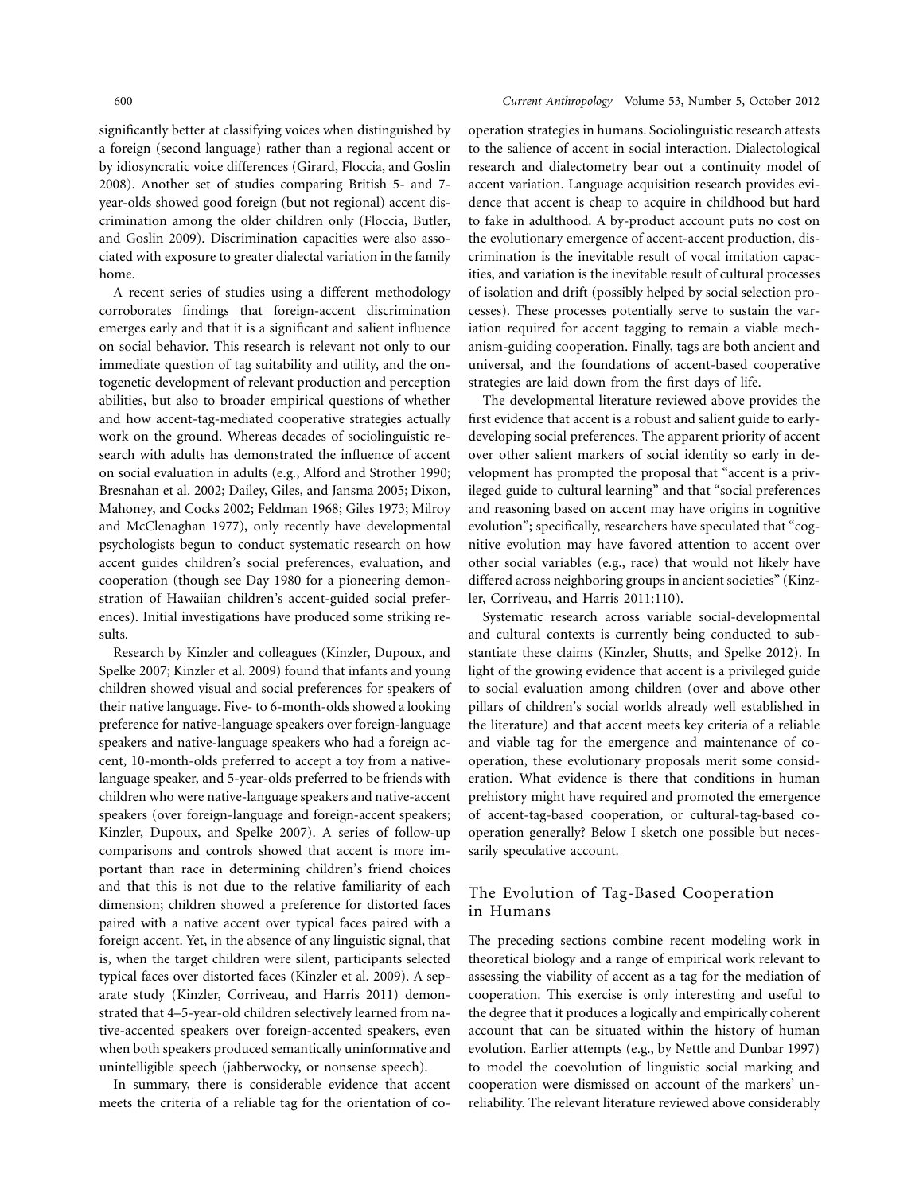significantly better at classifying voices when distinguished by a foreign (second language) rather than a regional accent or by idiosyncratic voice differences (Girard, Floccia, and Goslin 2008). Another set of studies comparing British 5- and 7-year-olds showed good foreign (but not regional) accent discrimination among the older children only (Floccia, Butler, and Goslin 2009). Discrimination capacities were also associated with exposure to greater dialectal variation in the family home.

A recent series of studies using a different methodology corroborates findings that foreign-accent discrimination emerges early and that it is a significant and salient influence on social behavior. This research is relevant not only to our immediate question of tag suitability and utility, and the ontogenetic development of relevant production and perception abilities, but also to broader empirical questions of whether and how accent-tag-mediated cooperative strategies actually work on the ground. Whereas decades of sociolinguistic research with adults has demonstrated the influence of accent on social evaluation in adults (e.g., Alford and Strother 1990; Bresnahan et al. 2002; Dailey, Giles, and Jansma 2005; Dixon, Mahoney, and Cocks 2002; Feldman 1968; Giles 1973; Milroy and McClenaghan 1977), only recently have developmental psychologists begun to conduct systematic research on how accent guides children's social preferences, evaluation, and cooperation (though see Day 1980 for a pioneering demonstration of Hawaiian children's accent-guided social preferences). Initial investigations have produced some striking results.

Research by Kinzler and colleagues (Kinzler, Dupoux, and Spelke 2007; Kinzler et al. 2009) found that infants and young children showed visual and social preferences for speakers of their native language. Five- to 6-month-olds showed a looking preference for native-language speakers over foreign-language speakers and native-language speakers who had a foreign accent, 10-month-olds preferred to accept a toy from a native-language speaker, and 5-year-olds preferred to be friends with children who were native-language speakers and native-accent speakers (over foreign-language and foreign-accent speakers; Kinzler, Dupoux, and Spelke 2007). A series of follow-up comparisons and controls showed that accent is more important than race in determining children's friend choices and that this is not due to the relative familiarity of each dimension; children showed a preference for distorted faces paired with a native accent over typical faces paired with a foreign accent. Yet, in the absence of any linguistic signal, that is, when the target children were silent, participants selected typical faces over distorted faces (Kinzler et al. 2009). A separate study (Kinzler, Corriveau, and Harris 2011) demonstrated that 4–5-year-old children selectively learned from native-accented speakers over foreign-accented speakers, even when both speakers produced semantically uninformative and unintelligible speech (jabberwocky, or nonsense speech).

In summary, there is considerable evidence that accent meets the criteria of a reliable tag for the orientation of cooperation strategies in humans. Sociolinguistic research attests to the salience of accent in social interaction. Dialectological research and dialectometry bear out a continuity model of accent variation. Language acquisition research provides evidence that accent is cheap to acquire in childhood but hard to fake in adulthood. A by-product account puts no cost on the evolutionary emergence of accent-accent production, discrimination is the inevitable result of vocal imitation capacities, and variation is the inevitable result of cultural processes of isolation and drift (possibly helped by social selection processes). These processes potentially serve to sustain the variation required for accent tagging to remain a viable mechanism-guiding cooperation. Finally, tags are both ancient and universal, and the foundations of accent-based cooperative strategies are laid down from the first days of life.

The developmental literature reviewed above provides the first evidence that accent is a robust and salient guide to early-developing social preferences. The apparent priority of accent over other salient markers of social identity so early in development has prompted the proposal that "accent is a privileged guide to cultural learning" and that "social preferences and reasoning based on accent may have origins in cognitive evolution"; specifically, researchers have speculated that "cognitive evolution may have favored attention to accent over other social variables (e.g., race) that would not likely have differed across neighboring groups in ancient societies" (Kinzler, Corriveau, and Harris 2011:110).

Systematic research across variable social-developmental and cultural contexts is currently being conducted to substantiate these claims (Kinzler, Shutts, and Spelke 2012). In light of the growing evidence that accent is a privileged guide to social evaluation among children (over and above other pillars of children's social worlds already well established in the literature) and that accent meets key criteria of a reliable and viable tag for the emergence and maintenance of cooperation, these evolutionary proposals merit some consideration. What evidence is there that conditions in human prehistory might have required and promoted the emergence of accent-tag-based cooperation, or cultural-tag-based cooperation generally? Below I sketch one possible but necessarily speculative account.

## The Evolution of Tag-Based Cooperation in Humans

The preceding sections combine recent modeling work in theoretical biology and a range of empirical work relevant to assessing the viability of accent as a tag for the mediation of cooperation. This exercise is only interesting and useful to the degree that it produces a logically and empirically coherent account that can be situated within the history of human evolution. Earlier attempts (e.g., by Nettle and Dunbar 1997) to model the coevolution of linguistic social marking and cooperation were dismissed on account of the markers' unreliability. The relevant literature reviewed above considerably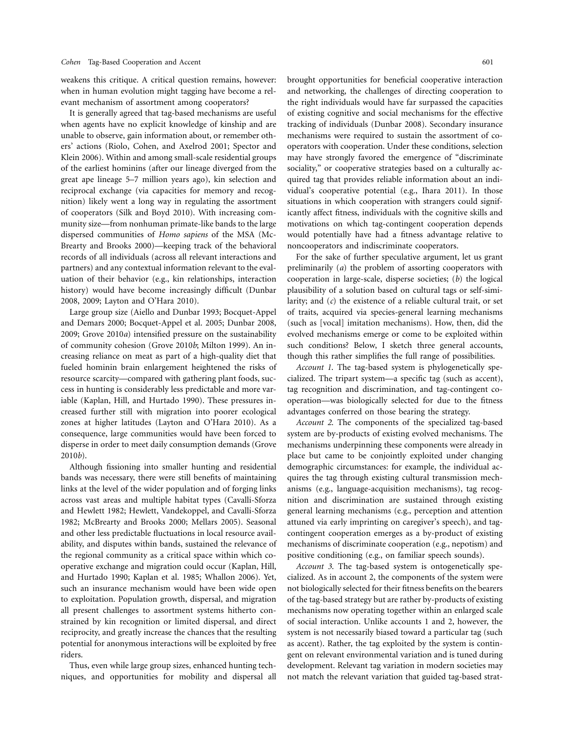weakens this critique. A critical question remains, however: when in human evolution might tagging have become a relevant mechanism of assortment among cooperators?

It is generally agreed that tag-based mechanisms are useful when agents have no explicit knowledge of kinship and are unable to observe, gain information about, or remember others' actions (Riolo, Cohen, and Axelrod 2001; Spector and Klein 2006). Within and among small-scale residential groups of the earliest hominins (after our lineage diverged from the great ape lineage 5–7 million years ago), kin selection and reciprocal exchange (via capacities for memory and recognition) likely went a long way in regulating the assortment of cooperators (Silk and Boyd 2010). With increasing community size—from nonhuman primate-like bands to the large dispersed communities of *Homo sapiens* of the MSA (McBrearty and Brooks 2000)—keeping track of the behavioral records of all individuals (across all relevant interactions and partners) and any contextual information relevant to the evaluation of their behavior (e.g., kin relationships, interaction history) would have become increasingly difficult (Dunbar 2008, 2009; Layton and O'Hara 2010).

Large group size (Aiello and Dunbar 1993; Bocquet-Appel and Demars 2000; Bocquet-Appel et al. 2005; Dunbar 2008, 2009; Grove 2010*a*) intensified pressure on the sustainability of community cohesion (Grove 2010*b*; Milton 1999). An increasing reliance on meat as part of a high-quality diet that fueled hominin brain enlargement heightened the risks of resource scarcity—compared with gathering plant foods, success in hunting is considerably less predictable and more variable (Kaplan, Hill, and Hurtado 1990). These pressures increased further still with migration into poorer ecological zones at higher latitudes (Layton and O'Hara 2010). As a consequence, large communities would have been forced to disperse in order to meet daily consumption demands (Grove 2010*b*).

Although fissioning into smaller hunting and residential bands was necessary, there were still benefits of maintaining links at the level of the wider population and of forging links across vast areas and multiple habitat types (Cavalli-Sforza and Hewlett 1982; Hewlett, Vandekoppel, and Cavalli-Sforza 1982; McBrearty and Brooks 2000; Mellars 2005). Seasonal and other less predictable fluctuations in local resource availability, and disputes within bands, sustained the relevance of the regional community as a critical space within which cooperative exchange and migration could occur (Kaplan, Hill, and Hurtado 1990; Kaplan et al. 1985; Whallon 2006). Yet, such an insurance mechanism would have been wide open to exploitation. Population growth, dispersal, and migration all present challenges to assortment systems hitherto constrained by kin recognition or limited dispersal, and direct reciprocity, and greatly increase the chances that the resulting potential for anonymous interactions will be exploited by free riders.

Thus, even while large group sizes, enhanced hunting techniques, and opportunities for mobility and dispersal all brought opportunities for beneficial cooperative interaction and networking, the challenges of directing cooperation to the right individuals would have far surpassed the capacities of existing cognitive and social mechanisms for the effective tracking of individuals (Dunbar 2008). Secondary insurance mechanisms were required to sustain the assortment of cooperators with cooperation. Under these conditions, selection may have strongly favored the emergence of "discriminate sociality," or cooperative strategies based on a culturally acquired tag that provides reliable information about an individual's cooperative potential (e.g., Ihara 2011). In those situations in which cooperation with strangers could significantly affect fitness, individuals with the cognitive skills and motivations on which tag-contingent cooperation depends would potentially have had a fitness advantage relative to noncooperators and indiscriminate cooperators.

For the sake of further speculative argument, let us grant preliminarily (*a*) the problem of assorting cooperators with cooperation in large-scale, disperse societies; (*b*) the logical plausibility of a solution based on cultural tags or self-similarity; and (*c*) the existence of a reliable cultural trait, or set of traits, acquired via species-general learning mechanisms (such as [vocal] imitation mechanisms). How, then, did the evolved mechanisms emerge or come to be exploited within such conditions? Below, I sketch three general accounts, though this rather simplifies the full range of possibilities.

*Account 1.* The tag-based system is phylogenetically specialized. The tripart system—a specific tag (such as accent), tag recognition and discrimination, and tag-contingent cooperation—was biologically selected for due to the fitness advantages conferred on those bearing the strategy.

*Account 2.* The components of the specialized tag-based system are by-products of existing evolved mechanisms. The mechanisms underpinning these components were already in place but came to be conjointly exploited under changing demographic circumstances: for example, the individual acquires the tag through existing cultural transmission mechanisms (e.g., language-acquisition mechanisms), tag recognition and discrimination are sustained through existing general learning mechanisms (e.g., perception and attention attuned via early imprinting on caregiver's speech), and tag-contingent cooperation emerges as a by-product of existing mechanisms of discriminate cooperation (e.g., nepotism) and positive conditioning (e.g., on familiar speech sounds).

*Account 3.* The tag-based system is ontogenetically specialized. As in account 2, the components of the system were not biologically selected for their fitness benefits on the bearers of the tag-based strategy but are rather by-products of existing mechanisms now operating together within an enlarged scale of social interaction. Unlike accounts 1 and 2, however, the system is not necessarily biased toward a particular tag (such as accent). Rather, the tag exploited by the system is contingent on relevant environmental variation and is tuned during development. Relevant tag variation in modern societies may not match the relevant variation that guided tag-based strat-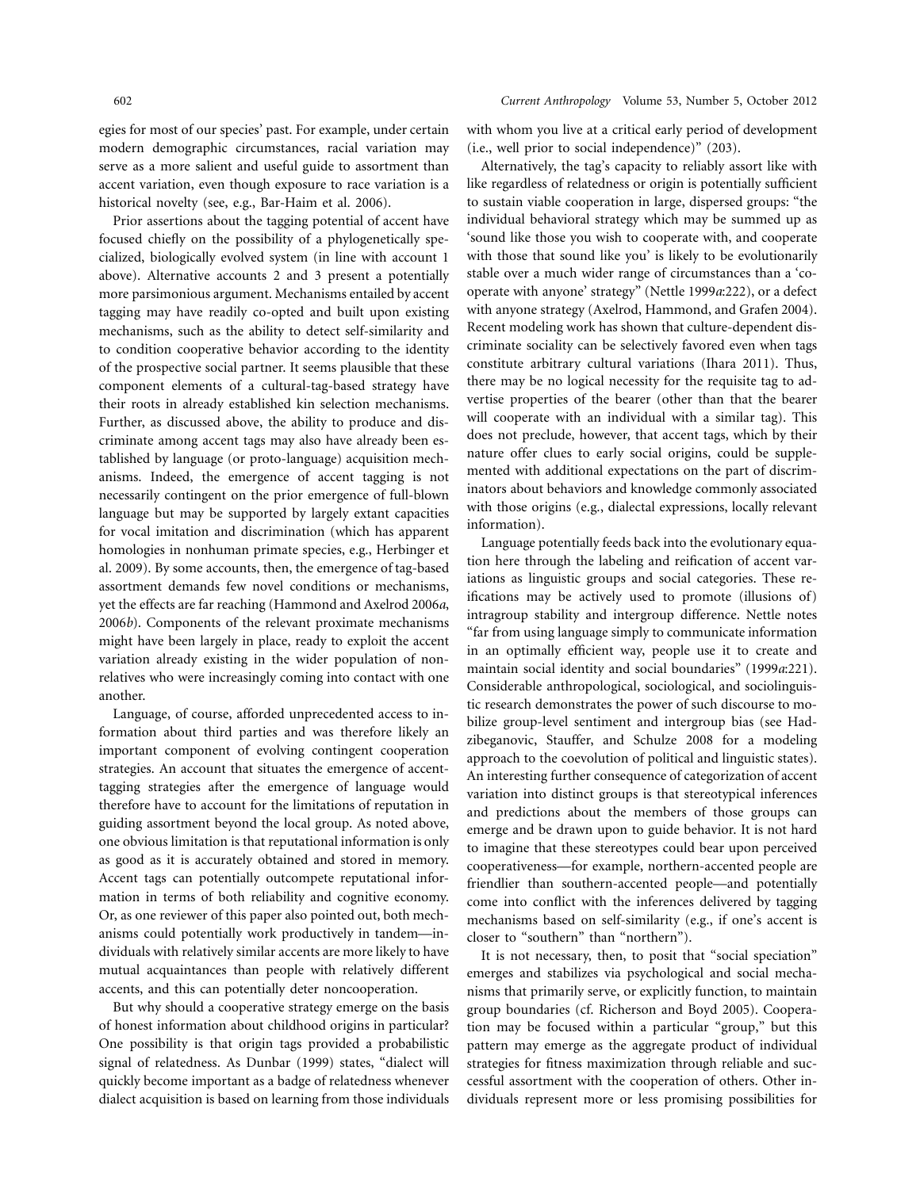egies for most of our species' past. For example, under certain modern demographic circumstances, racial variation may serve as a more salient and useful guide to assortment than accent variation, even though exposure to race variation is a historical novelty (see, e.g., Bar-Haim et al. 2006).

Prior assertions about the tagging potential of accent have focused chiefly on the possibility of a phylogenetically specialized, biologically evolved system (in line with account 1 above). Alternative accounts 2 and 3 present a potentially more parsimonious argument. Mechanisms entailed by accent tagging may have readily co-opted and built upon existing mechanisms, such as the ability to detect self-similarity and to condition cooperative behavior according to the identity of the prospective social partner. It seems plausible that these component elements of a cultural-tag-based strategy have their roots in already established kin selection mechanisms. Further, as discussed above, the ability to produce and discriminate among accent tags may also have already been established by language (or proto-language) acquisition mechanisms. Indeed, the emergence of accent tagging is not necessarily contingent on the prior emergence of full-blown language but may be supported by largely extant capacities for vocal imitation and discrimination (which has apparent homologies in nonhuman primate species, e.g., Herbinger et al. 2009). By some accounts, then, the emergence of tag-based assortment demands few novel conditions or mechanisms, yet the effects are far reaching (Hammond and Axelrod 2006*a*, 2006*b*). Components of the relevant proximate mechanisms might have been largely in place, ready to exploit the accent variation already existing in the wider population of nonrelatives who were increasingly coming into contact with one another.

Language, of course, afforded unprecedented access to information about third parties and was therefore likely an important component of evolving contingent cooperation strategies. An account that situates the emergence of accent-tagging strategies after the emergence of language would therefore have to account for the limitations of reputation in guiding assortment beyond the local group. As noted above, one obvious limitation is that reputational information is only as good as it is accurately obtained and stored in memory. Accent tags can potentially outcompete reputational information in terms of both reliability and cognitive economy. Or, as one reviewer of this paper also pointed out, both mechanisms could potentially work productively in tandem—individuals with relatively similar accents are more likely to have mutual acquaintances than people with relatively different accents, and this can potentially deter noncooperation.

But why should a cooperative strategy emerge on the basis of honest information about childhood origins in particular? One possibility is that origin tags provided a probabilistic signal of relatedness. As Dunbar (1999) states, "dialect will quickly become important as a badge of relatedness whenever dialect acquisition is based on learning from those individuals with whom you live at a critical early period of development (i.e., well prior to social independence)" (203).

Alternatively, the tag's capacity to reliably assort like with like regardless of relatedness or origin is potentially sufficient to sustain viable cooperation in large, dispersed groups: "the individual behavioral strategy which may be summed up as 'sound like those you wish to cooperate with, and cooperate with those that sound like you' is likely to be evolutionarily stable over a much wider range of circumstances than a 'cooperate with anyone' strategy" (Nettle 1999*a*:222), or a defect with anyone strategy (Axelrod, Hammond, and Grafen 2004). Recent modeling work has shown that culture-dependent discriminate sociality can be selectively favored even when tags constitute arbitrary cultural variations (Ihara 2011). Thus, there may be no logical necessity for the requisite tag to advertise properties of the bearer (other than that the bearer will cooperate with an individual with a similar tag). This does not preclude, however, that accent tags, which by their nature offer clues to early social origins, could be supplemented with additional expectations on the part of discriminators about behaviors and knowledge commonly associated with those origins (e.g., dialectal expressions, locally relevant information).

Language potentially feeds back into the evolutionary equation here through the labeling and reification of accent variations as linguistic groups and social categories. These reifications may be actively used to promote (illusions of) intragroup stability and intergroup difference. Nettle notes "far from using language simply to communicate information in an optimally efficient way, people use it to create and maintain social identity and social boundaries" (1999*a*:221). Considerable anthropological, sociological, and sociolinguistic research demonstrates the power of such discourse to mobilize group-level sentiment and intergroup bias (see Hadzibeganovic, Stauffer, and Schulze 2008 for a modeling approach to the coevolution of political and linguistic states). An interesting further consequence of categorization of accent variation into distinct groups is that stereotypical inferences and predictions about the members of those groups can emerge and be drawn upon to guide behavior. It is not hard to imagine that these stereotypes could bear upon perceived cooperativeness—for example, northern-accented people are friendlier than southern-accented people—and potentially come into conflict with the inferences delivered by tagging mechanisms based on self-similarity (e.g., if one's accent is closer to "southern" than "northern").

It is not necessary, then, to posit that "social speciation" emerges and stabilizes via psychological and social mechanisms that primarily serve, or explicitly function, to maintain group boundaries (cf. Richerson and Boyd 2005). Cooperation may be focused within a particular "group," but this pattern may emerge as the aggregate product of individual strategies for fitness maximization through reliable and successful assortment with the cooperation of others. Other individuals represent more or less promising possibilities for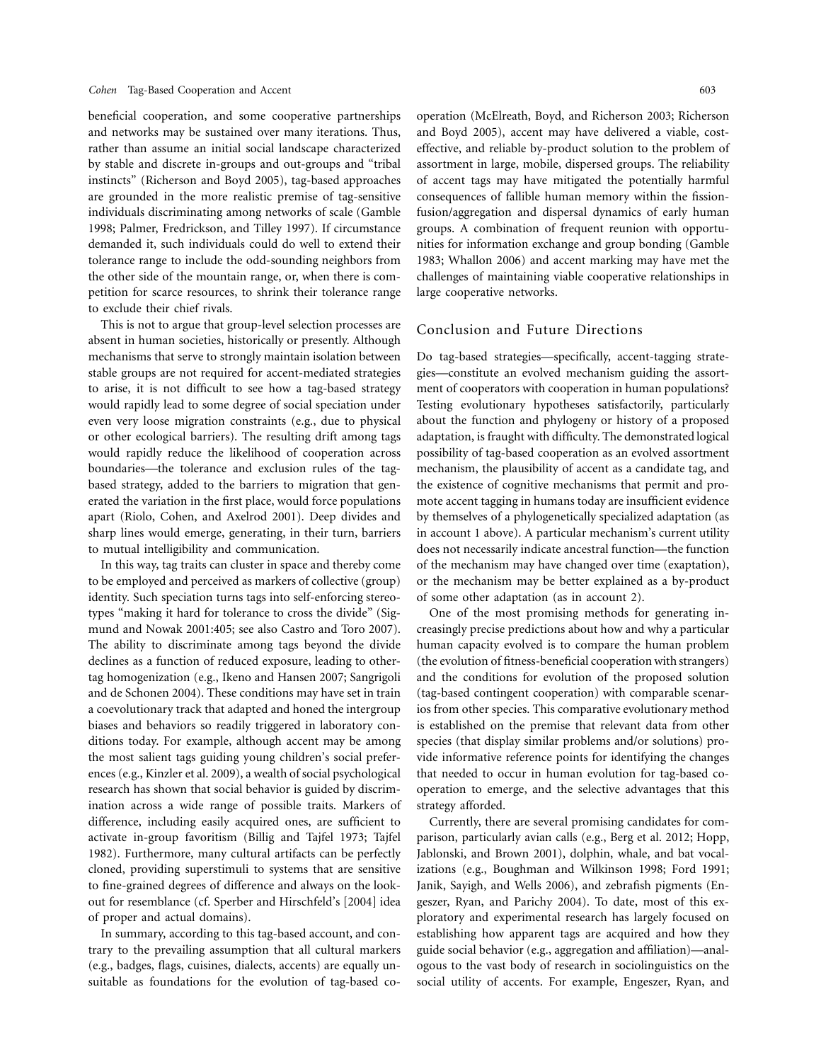beneficial cooperation, and some cooperative partnerships and networks may be sustained over many iterations. Thus, rather than assume an initial social landscape characterized by stable and discrete in-groups and out-groups and "tribal instincts" (Richerson and Boyd 2005), tag-based approaches are grounded in the more realistic premise of tag-sensitive individuals discriminating among networks of scale (Gamble 1998; Palmer, Fredrickson, and Tilley 1997). If circumstance demanded it, such individuals could do well to extend their tolerance range to include the odd-sounding neighbors from the other side of the mountain range, or, when there is competition for scarce resources, to shrink their tolerance range to exclude their chief rivals.

This is not to argue that group-level selection processes are absent in human societies, historically or presently. Although mechanisms that serve to strongly maintain isolation between stable groups are not required for accent-mediated strategies to arise, it is not difficult to see how a tag-based strategy would rapidly lead to some degree of social speciation under even very loose migration constraints (e.g., due to physical or other ecological barriers). The resulting drift among tags would rapidly reduce the likelihood of cooperation across boundaries—the tolerance and exclusion rules of the tag-based strategy, added to the barriers to migration that generated the variation in the first place, would force populations apart (Riolo, Cohen, and Axelrod 2001). Deep divides and sharp lines would emerge, generating, in their turn, barriers to mutual intelligibility and communication.

In this way, tag traits can cluster in space and thereby come to be employed and perceived as markers of collective (group) identity. Such speciation turns tags into self-enforcing stereotypes "making it hard for tolerance to cross the divide" (Sigmund and Nowak 2001:405; see also Castro and Toro 2007). The ability to discriminate among tags beyond the divide declines as a function of reduced exposure, leading to other-tag homogenization (e.g., Ikeno and Hansen 2007; Sangrigoli and de Schonen 2004). These conditions may have set in train a coevolutionary track that adapted and honed the intergroup biases and behaviors so readily triggered in laboratory conditions today. For example, although accent may be among the most salient tags guiding young children's social preferences (e.g., Kinzler et al. 2009), a wealth of social psychological research has shown that social behavior is guided by discrimination across a wide range of possible traits. Markers of difference, including easily acquired ones, are sufficient to activate in-group favoritism (Billig and Tajfel 1973; Tajfel 1982). Furthermore, many cultural artifacts can be perfectly cloned, providing superstimuli to systems that are sensitive to fine-grained degrees of difference and always on the lookout for resemblance (cf. Sperber and Hirschfeld's [2004] idea of proper and actual domains).

In summary, according to this tag-based account, and contrary to the prevailing assumption that all cultural markers (e.g., badges, flags, cuisines, dialects, accents) are equally unsuitable as foundations for the evolution of tag-based cooperation (McElreath, Boyd, and Richerson 2003; Richerson and Boyd 2005), accent may have delivered a viable, cost-effective, and reliable by-product solution to the problem of assortment in large, mobile, dispersed groups. The reliability of accent tags may have mitigated the potentially harmful consequences of fallible human memory within the fission-fusion/aggregation and dispersal dynamics of early human groups. A combination of frequent reunion with opportunities for information exchange and group bonding (Gamble 1983; Whallon 2006) and accent marking may have met the challenges of maintaining viable cooperative relationships in large cooperative networks.

## Conclusion and Future Directions

Do tag-based strategies—specifically, accent-tagging strategies—constitute an evolved mechanism guiding the assortment of cooperators with cooperation in human populations? Testing evolutionary hypotheses satisfactorily, particularly about the function and phylogeny or history of a proposed adaptation, is fraught with difficulty. The demonstrated logical possibility of tag-based cooperation as an evolved assortment mechanism, the plausibility of accent as a candidate tag, and the existence of cognitive mechanisms that permit and promote accent tagging in humans today are insufficient evidence by themselves of a phylogenetically specialized adaptation (as in account 1 above). A particular mechanism's current utility does not necessarily indicate ancestral function—the function of the mechanism may have changed over time (exaptation), or the mechanism may be better explained as a by-product of some other adaptation (as in account 2).

One of the most promising methods for generating increasingly precise predictions about how and why a particular human capacity evolved is to compare the human problem (the evolution of fitness-beneficial cooperation with strangers) and the conditions for evolution of the proposed solution (tag-based contingent cooperation) with comparable scenarios from other species. This comparative evolutionary method is established on the premise that relevant data from other species (that display similar problems and/or solutions) provide informative reference points for identifying the changes that needed to occur in human evolution for tag-based cooperation to emerge, and the selective advantages that this strategy afforded.

Currently, there are several promising candidates for comparison, particularly avian calls (e.g., Berg et al. 2012; Hopp, Jablonski, and Brown 2001), dolphin, whale, and bat vocalizations (e.g., Boughman and Wilkinson 1998; Ford 1991; Janik, Sayigh, and Wells 2006), and zebrafish pigments (Engeszer, Ryan, and Parichy 2004). To date, most of this exploratory and experimental research has largely focused on establishing how apparent tags are acquired and how they guide social behavior (e.g., aggregation and affiliation)—analogous to the vast body of research in sociolinguistics on the social utility of accents. For example, Engeszer, Ryan, and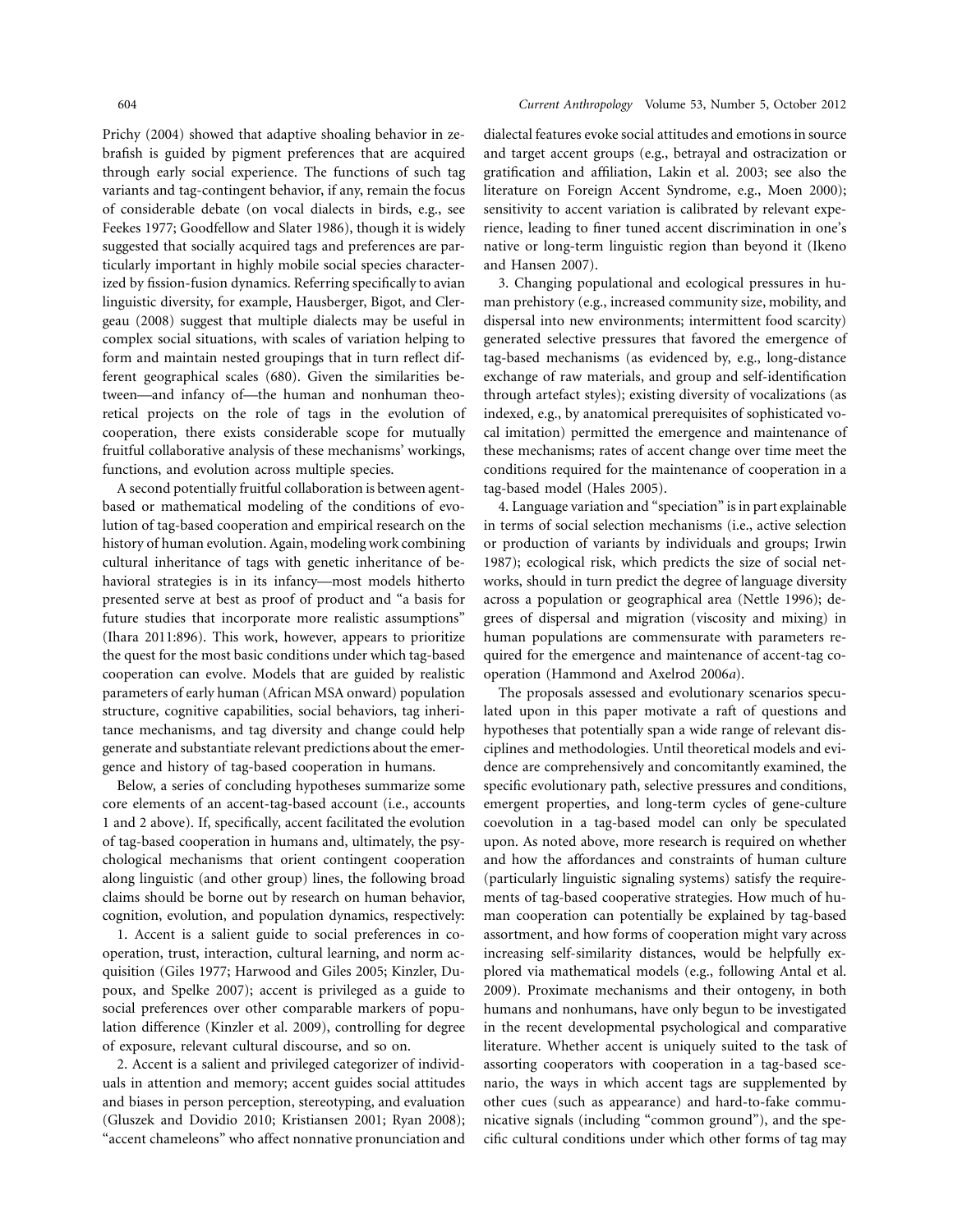Prichy (2004) showed that adaptive shoaling behavior in zebrafish is guided by pigment preferences that are acquired through early social experience. The functions of such tag variants and tag-contingent behavior, if any, remain the focus of considerable debate (on vocal dialects in birds, e.g., see Feekes 1977; Goodfellow and Slater 1986), though it is widely suggested that socially acquired tags and preferences are particularly important in highly mobile social species characterized by fission-fusion dynamics. Referring specifically to avian linguistic diversity, for example, Hausberger, Bigot, and Clergeau (2008) suggest that multiple dialects may be useful in complex social situations, with scales of variation helping to form and maintain nested groupings that in turn reflect different geographical scales (680). Given the similarities between—and infancy of—the human and nonhuman theoretical projects on the role of tags in the evolution of cooperation, there exists considerable scope for mutually fruitful collaborative analysis of these mechanisms' workings, functions, and evolution across multiple species.

A second potentially fruitful collaboration is between agent-based or mathematical modeling of the conditions of evolution of tag-based cooperation and empirical research on the history of human evolution. Again, modeling work combining cultural inheritance of tags with genetic inheritance of behavioral strategies is in its infancy—most models hitherto presented serve at best as proof of product and "a basis for future studies that incorporate more realistic assumptions" (Ihara 2011:896). This work, however, appears to prioritize the quest for the most basic conditions under which tag-based cooperation can evolve. Models that are guided by realistic parameters of early human (African MSA onward) population structure, cognitive capabilities, social behaviors, tag inheritance mechanisms, and tag diversity and change could help generate and substantiate relevant predictions about the emergence and history of tag-based cooperation in humans.

Below, a series of concluding hypotheses summarize some core elements of an accent-tag-based account (i.e., accounts 1 and 2 above). If, specifically, accent facilitated the evolution of tag-based cooperation in humans and, ultimately, the psychological mechanisms that orient contingent cooperation along linguistic (and other group) lines, the following broad claims should be borne out by research on human behavior, cognition, evolution, and population dynamics, respectively:

1. Accent is a salient guide to social preferences in cooperation, trust, interaction, cultural learning, and norm acquisition (Giles 1977; Harwood and Giles 2005; Kinzler, Dupoux, and Spelke 2007); accent is privileged as a guide to social preferences over other comparable markers of population difference (Kinzler et al. 2009), controlling for degree of exposure, relevant cultural discourse, and so on.

2. Accent is a salient and privileged categorizer of individuals in attention and memory; accent guides social attitudes and biases in person perception, stereotyping, and evaluation (Gluszek and Dovidio 2010; Kristiansen 2001; Ryan 2008); "accent chameleons" who affect nonnative pronunciation and dialectal features evoke social attitudes and emotions in source and target accent groups (e.g., betrayal and ostracization or gratification and affiliation, Lakin et al. 2003; see also the literature on Foreign Accent Syndrome, e.g., Moen 2000); sensitivity to accent variation is calibrated by relevant experience, leading to finer tuned accent discrimination in one's native or long-term linguistic region than beyond it (Ikeno and Hansen 2007).

3. Changing populational and ecological pressures in human prehistory (e.g., increased community size, mobility, and dispersal into new environments; intermittent food scarcity) generated selective pressures that favored the emergence of tag-based mechanisms (as evidenced by, e.g., long-distance exchange of raw materials, and group and self-identification through artefact styles); existing diversity of vocalizations (as indexed, e.g., by anatomical prerequisites of sophisticated vocal imitation) permitted the emergence and maintenance of these mechanisms; rates of accent change over time meet the conditions required for the maintenance of cooperation in a tag-based model (Hales 2005).

4. Language variation and "speciation" is in part explainable in terms of social selection mechanisms (i.e., active selection or production of variants by individuals and groups; Irwin 1987); ecological risk, which predicts the size of social networks, should in turn predict the degree of language diversity across a population or geographical area (Nettle 1996); degrees of dispersal and migration (viscosity and mixing) in human populations are commensurate with parameters required for the emergence and maintenance of accent-tag cooperation (Hammond and Axelrod 2006*a*).

The proposals assessed and evolutionary scenarios speculated upon in this paper motivate a raft of questions and hypotheses that potentially span a wide range of relevant disciplines and methodologies. Until theoretical models and evidence are comprehensively and concomitantly examined, the specific evolutionary path, selective pressures and conditions, emergent properties, and long-term cycles of gene-culture coevolution in a tag-based model can only be speculated upon. As noted above, more research is required on whether and how the affordances and constraints of human culture (particularly linguistic signaling systems) satisfy the requirements of tag-based cooperative strategies. How much of human cooperation can potentially be explained by tag-based assortment, and how forms of cooperation might vary across increasing self-similarity distances, would be helpfully explored via mathematical models (e.g., following Antal et al. 2009). Proximate mechanisms and their ontogeny, in both humans and nonhumans, have only begun to be investigated in the recent developmental psychological and comparative literature. Whether accent is uniquely suited to the task of assorting cooperators with cooperation in a tag-based scenario, the ways in which accent tags are supplemented by other cues (such as appearance) and hard-to-fake communicative signals (including "common ground"), and the specific cultural conditions under which other forms of tag may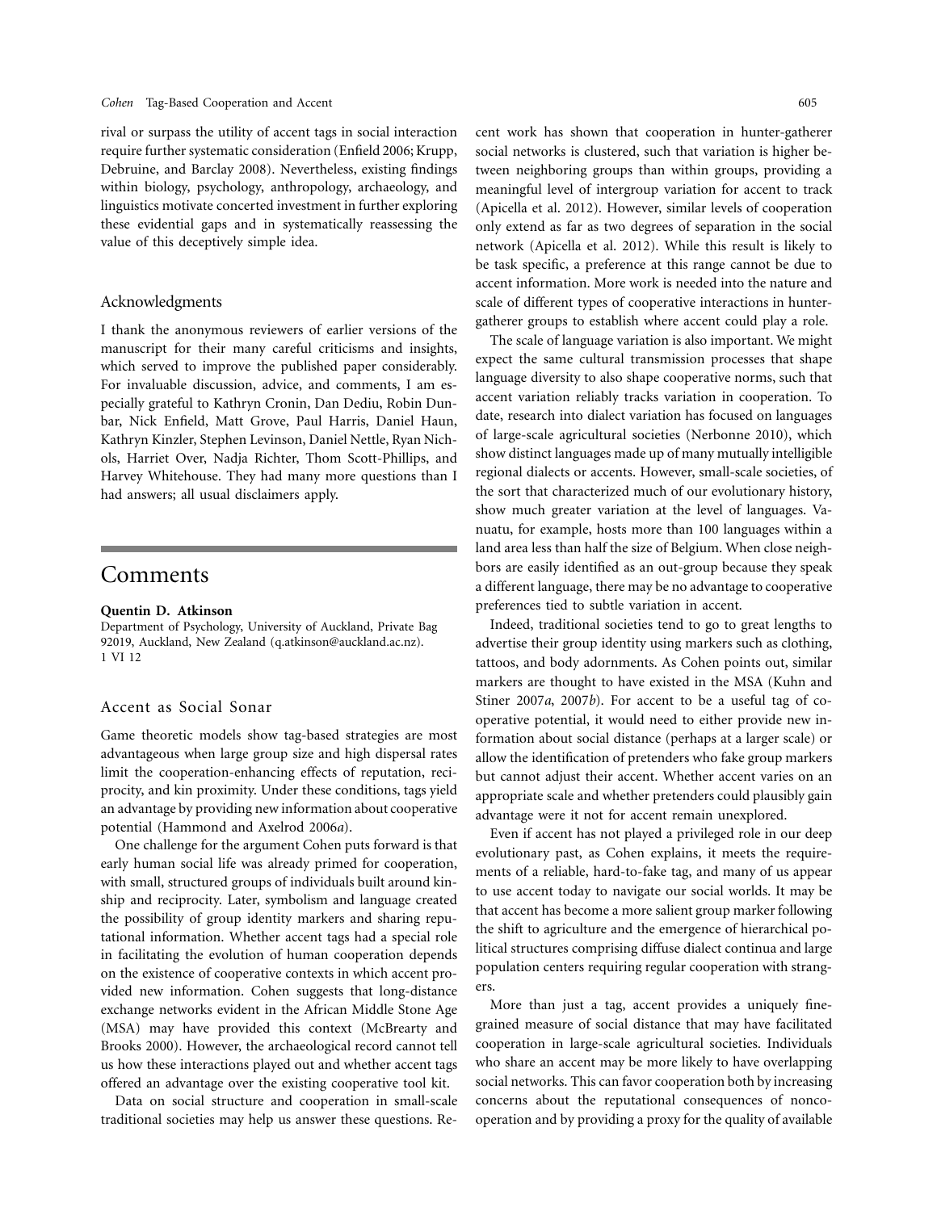rival or surpass the utility of accent tags in social interaction require further systematic consideration (Enfield 2006; Krupp, Debruine, and Barclay 2008). Nevertheless, existing findings within biology, psychology, anthropology, archaeology, and linguistics motivate concerted investment in further exploring these evidential gaps and in systematically reassessing the value of this deceptively simple idea.

## Acknowledgments

I thank the anonymous reviewers of earlier versions of the manuscript for their many careful criticisms and insights, which served to improve the published paper considerably. For invaluable discussion, advice, and comments, I am especially grateful to Kathryn Cronin, Dan Dediu, Robin Dunbar, Nick Enfield, Matt Grove, Paul Harris, Daniel Haun, Kathryn Kinzler, Stephen Levinson, Daniel Nettle, Ryan Nichols, Harriet Over, Nadja Richter, Thom Scott-Phillips, and Harvey Whitehouse. They had many more questions than I had answers; all usual disclaimers apply.

# Comments

**Quentin D. Atkinson**
Department of Psychology, University of Auckland, Private Bag 92019, Auckland, New Zealand (q.atkinson@auckland.ac.nz). 1 VI 12

## Accent as Social Sonar

Game theoretic models show tag-based strategies are most advantageous when large group size and high dispersal rates limit the cooperation-enhancing effects of reputation, reciprocity, and kin proximity. Under these conditions, tags yield an advantage by providing new information about cooperative potential (Hammond and Axelrod 2006*a*).

One challenge for the argument Cohen puts forward is that early human social life was already primed for cooperation, with small, structured groups of individuals built around kinship and reciprocity. Later, symbolism and language created the possibility of group identity markers and sharing reputational information. Whether accent tags had a special role in facilitating the evolution of human cooperation depends on the existence of cooperative contexts in which accent provided new information. Cohen suggests that long-distance exchange networks evident in the African Middle Stone Age (MSA) may have provided this context (McBrearty and Brooks 2000). However, the archaeological record cannot tell us how these interactions played out and whether accent tags offered an advantage over the existing cooperative tool kit.

Data on social structure and cooperation in small-scale traditional societies may help us answer these questions. Recent work has shown that cooperation in hunter-gatherer social networks is clustered, such that variation is higher between neighboring groups than within groups, providing a meaningful level of intergroup variation for accent to track (Apicella et al. 2012). However, similar levels of cooperation only extend as far as two degrees of separation in the social network (Apicella et al. 2012). While this result is likely to be task specific, a preference at this range cannot be due to accent information. More work is needed into the nature and scale of different types of cooperative interactions in hunter-gatherer groups to establish where accent could play a role.

The scale of language variation is also important. We might expect the same cultural transmission processes that shape language diversity to also shape cooperative norms, such that accent variation reliably tracks variation in cooperation. To date, research into dialect variation has focused on languages of large-scale agricultural societies (Nerbonne 2010), which show distinct languages made up of many mutually intelligible regional dialects or accents. However, small-scale societies, of the sort that characterized much of our evolutionary history, show much greater variation at the level of languages. Vanuatu, for example, hosts more than 100 languages within a land area less than half the size of Belgium. When close neighbors are easily identified as an out-group because they speak a different language, there may be no advantage to cooperative preferences tied to subtle variation in accent.

Indeed, traditional societies tend to go to great lengths to advertise their group identity using markers such as clothing, tattoos, and body adornments. As Cohen points out, similar markers are thought to have existed in the MSA (Kuhn and Stiner 2007*a*, 2007*b*). For accent to be a useful tag of cooperative potential, it would need to either provide new information about social distance (perhaps at a larger scale) or allow the identification of pretenders who fake group markers but cannot adjust their accent. Whether accent varies on an appropriate scale and whether pretenders could plausibly gain advantage were it not for accent remain unexplored.

Even if accent has not played a privileged role in our deep evolutionary past, as Cohen explains, it meets the requirements of a reliable, hard-to-fake tag, and many of us appear to use accent today to navigate our social worlds. It may be that accent has become a more salient group marker following the shift to agriculture and the emergence of hierarchical political structures comprising diffuse dialect continua and large population centers requiring regular cooperation with strangers.

More than just a tag, accent provides a uniquely fine-grained measure of social distance that may have facilitated cooperation in large-scale agricultural societies. Individuals who share an accent may be more likely to have overlapping social networks. This can favor cooperation both by increasing concerns about the reputational consequences of noncooperation and by providing a proxy for the quality of available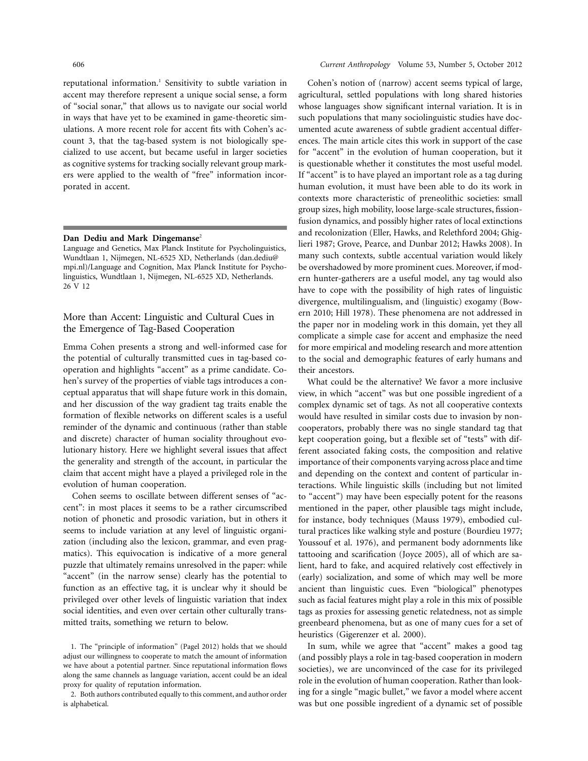reputational information.[1] Sensitivity to subtle variation in accent may therefore represent a unique social sense, a form of "social sonar," that allows us to navigate our social world in ways that have yet to be examined in game-theoretic simulations. A more recent role for accent fits with Cohen's account 3, that the tag-based system is not biologically specialized to use accent, but became useful in larger societies as cognitive systems for tracking socially relevant group markers were applied to the wealth of "free" information incorporated in accent.

**Dan Dediu and Mark Dingemanse**[2]

Language and Genetics, Max Planck Institute for Psycholinguistics, Wundtlaan 1, Nijmegen, NL-6525 XD, Netherlands (dan.dediu@mpi.nl)/Language and Cognition, Max Planck Institute for Psycholinguistics, Wundtlaan 1, Nijmegen, NL-6525 XD, Netherlands. 26 V 12

## More than Accent: Linguistic and Cultural Cues in the Emergence of Tag-Based Cooperation

Emma Cohen presents a strong and well-informed case for the potential of culturally transmitted cues in tag-based cooperation and highlights "accent" as a prime candidate. Cohen's survey of the properties of viable tags introduces a conceptual apparatus that will shape future work in this domain, and her discussion of the way gradient tag traits enable the formation of flexible networks on different scales is a useful reminder of the dynamic and continuous (rather than stable and discrete) character of human sociality throughout evolutionary history. Here we highlight several issues that affect the generality and strength of the account, in particular the claim that accent might have a played a privileged role in the evolution of human cooperation.

Cohen seems to oscillate between different senses of "accent": in most places it seems to be a rather circumscribed notion of phonetic and prosodic variation, but in others it seems to include variation at any level of linguistic organization (including also the lexicon, grammar, and even pragmatics). This equivocation is indicative of a more general puzzle that ultimately remains unresolved in the paper: while "accent" (in the narrow sense) clearly has the potential to function as an effective tag, it is unclear why it should be privileged over other levels of linguistic variation that index social identities, and even over certain other culturally transmitted traits, something we return to below.

Cohen's notion of (narrow) accent seems typical of large, agricultural, settled populations with long shared histories whose languages show significant internal variation. It is in such populations that many sociolinguistic studies have documented acute awareness of subtle gradient accentual differences. The main article cites this work in support of the case for "accent" in the evolution of human cooperation, but it is questionable whether it constitutes the most useful model. If "accent" is to have played an important role as a tag during human evolution, it must have been able to do its work in contexts more characteristic of preneolithic societies: small group sizes, high mobility, loose large-scale structures, fission-fusion dynamics, and possibly higher rates of local extinctions and recolonization (Eller, Hawks, and Relethford 2004; Ghiglieri 1987; Grove, Pearce, and Dunbar 2012; Hawks 2008). In many such contexts, subtle accentual variation would likely be overshadowed by more prominent cues. Moreover, if modern hunter-gatherers are a useful model, any tag would also have to cope with the possibility of high rates of linguistic divergence, multilingualism, and (linguistic) exogamy (Bowern 2010; Hill 1978). These phenomena are not addressed in the paper nor in modeling work in this domain, yet they all complicate a simple case for accent and emphasize the need for more empirical and modeling research and more attention to the social and demographic features of early humans and their ancestors.

What could be the alternative? We favor a more inclusive view, in which "accent" was but one possible ingredient of a complex dynamic set of tags. As not all cooperative contexts would have resulted in similar costs due to invasion by noncooperators, probably there was no single standard tag that kept cooperation going, but a flexible set of "tests" with different associated faking costs, the composition and relative importance of their components varying across place and time and depending on the context and content of particular interactions. While linguistic skills (including but not limited to "accent") may have been especially potent for the reasons mentioned in the paper, other plausible tags might include, for instance, body techniques (Mauss 1979), embodied cultural practices like walking style and posture (Bourdieu 1977; Youssouf et al. 1976), and permanent body adornments like tattooing and scarification (Joyce 2005), all of which are salient, hard to fake, and acquired relatively cost effectively in (early) socialization, and some of which may well be more ancient than linguistic cues. Even "biological" phenotypes such as facial features might play a role in this mix of possible tags as proxies for assessing genetic relatedness, not as simple greenbeard phenomena, but as one of many cues for a set of heuristics (Gigerenzer et al. 2000).

In sum, while we agree that "accent" makes a good tag (and possibly plays a role in tag-based cooperation in modern societies), we are unconvinced of the case for its privileged role in the evolution of human cooperation. Rather than looking for a single "magic bullet," we favor a model where accent was but one possible ingredient of a dynamic set of possible

1. The "principle of information" (Pagel 2012) holds that we should adjust our willingness to cooperate to match the amount of information we have about a potential partner. Since reputational information flows along the same channels as language variation, accent could be an ideal proxy for quality of reputation information.

2. Both authors contributed equally to this comment, and author order is alphabetical.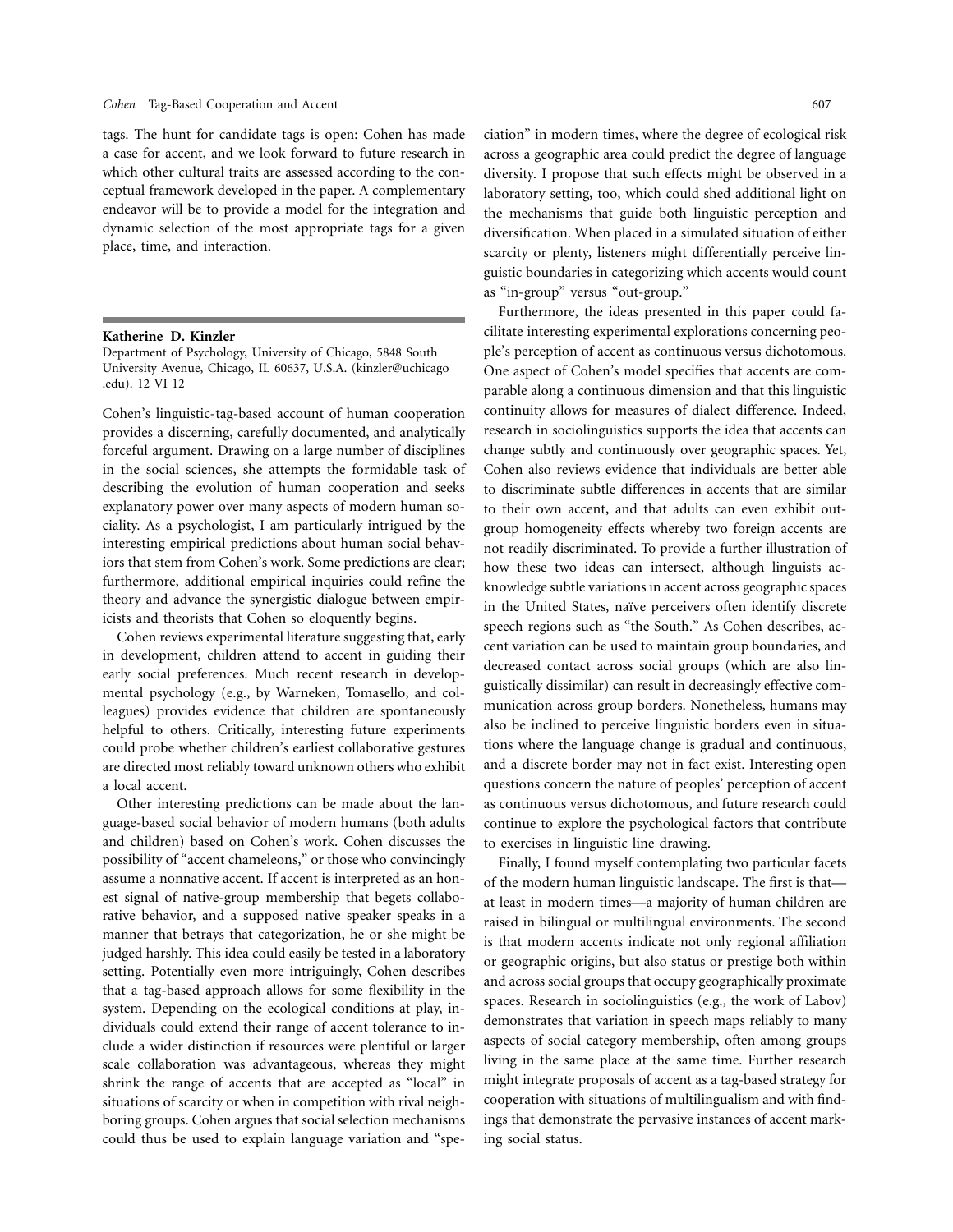tags. The hunt for candidate tags is open: Cohen has made a case for accent, and we look forward to future research in which other cultural traits are assessed according to the conceptual framework developed in the paper. A complementary endeavor will be to provide a model for the integration and dynamic selection of the most appropriate tags for a given place, time, and interaction.

**Katherine D. Kinzler**

Department of Psychology, University of Chicago, 5848 South University Avenue, Chicago, IL 60637, U.S.A. (kinzler@uchicago.edu). 12 VI 12

Cohen's linguistic-tag-based account of human cooperation provides a discerning, carefully documented, and analytically forceful argument. Drawing on a large number of disciplines in the social sciences, she attempts the formidable task of describing the evolution of human cooperation and seeks explanatory power over many aspects of modern human sociality. As a psychologist, I am particularly intrigued by the interesting empirical predictions about human social behaviors that stem from Cohen's work. Some predictions are clear; furthermore, additional empirical inquiries could refine the theory and advance the synergistic dialogue between empiricists and theorists that Cohen so eloquently begins.

Cohen reviews experimental literature suggesting that, early in development, children attend to accent in guiding their early social preferences. Much recent research in developmental psychology (e.g., by Warneken, Tomasello, and colleagues) provides evidence that children are spontaneously helpful to others. Critically, interesting future experiments could probe whether children's earliest collaborative gestures are directed most reliably toward unknown others who exhibit a local accent.

Other interesting predictions can be made about the language-based social behavior of modern humans (both adults and children) based on Cohen's work. Cohen discusses the possibility of "accent chameleons," or those who convincingly assume a nonnative accent. If accent is interpreted as an honest signal of native-group membership that begets collaborative behavior, and a supposed native speaker speaks in a manner that betrays that categorization, he or she might be judged harshly. This idea could easily be tested in a laboratory setting. Potentially even more intriguingly, Cohen describes that a tag-based approach allows for some flexibility in the system. Depending on the ecological conditions at play, individuals could extend their range of accent tolerance to include a wider distinction if resources were plentiful or larger scale collaboration was advantageous, whereas they might shrink the range of accents that are accepted as "local" in situations of scarcity or when in competition with rival neighboring groups. Cohen argues that social selection mechanisms could thus be used to explain language variation and "speciation" in modern times, where the degree of ecological risk across a geographic area could predict the degree of language diversity. I propose that such effects might be observed in a laboratory setting, too, which could shed additional light on the mechanisms that guide both linguistic perception and diversification. When placed in a simulated situation of either scarcity or plenty, listeners might differentially perceive linguistic boundaries in categorizing which accents would count as "in-group" versus "out-group."

Furthermore, the ideas presented in this paper could facilitate interesting experimental explorations concerning people's perception of accent as continuous versus dichotomous. One aspect of Cohen's model specifies that accents are comparable along a continuous dimension and that this linguistic continuity allows for measures of dialect difference. Indeed, research in sociolinguistics supports the idea that accents can change subtly and continuously over geographic spaces. Yet, Cohen also reviews evidence that individuals are better able to discriminate subtle differences in accents that are similar to their own accent, and that adults can even exhibit outgroup homogeneity effects whereby two foreign accents are not readily discriminated. To provide a further illustration of how these two ideas can intersect, although linguists acknowledge subtle variations in accent across geographic spaces in the United States, naïve perceivers often identify discrete speech regions such as "the South." As Cohen describes, accent variation can be used to maintain group boundaries, and decreased contact across social groups (which are also linguistically dissimilar) can result in decreasingly effective communication across group borders. Nonetheless, humans may also be inclined to perceive linguistic borders even in situations where the language change is gradual and continuous, and a discrete border may not in fact exist. Interesting open questions concern the nature of peoples' perception of accent as continuous versus dichotomous, and future research could continue to explore the psychological factors that contribute to exercises in linguistic line drawing.

Finally, I found myself contemplating two particular facets of the modern human linguistic landscape. The first is that—at least in modern times—a majority of human children are raised in bilingual or multilingual environments. The second is that modern accents indicate not only regional affiliation or geographic origins, but also status or prestige both within and across social groups that occupy geographically proximate spaces. Research in sociolinguistics (e.g., the work of Labov) demonstrates that variation in speech maps reliably to many aspects of social category membership, often among groups living in the same place at the same time. Further research might integrate proposals of accent as a tag-based strategy for cooperation with situations of multilingualism and with findings that demonstrate the pervasive instances of accent marking social status.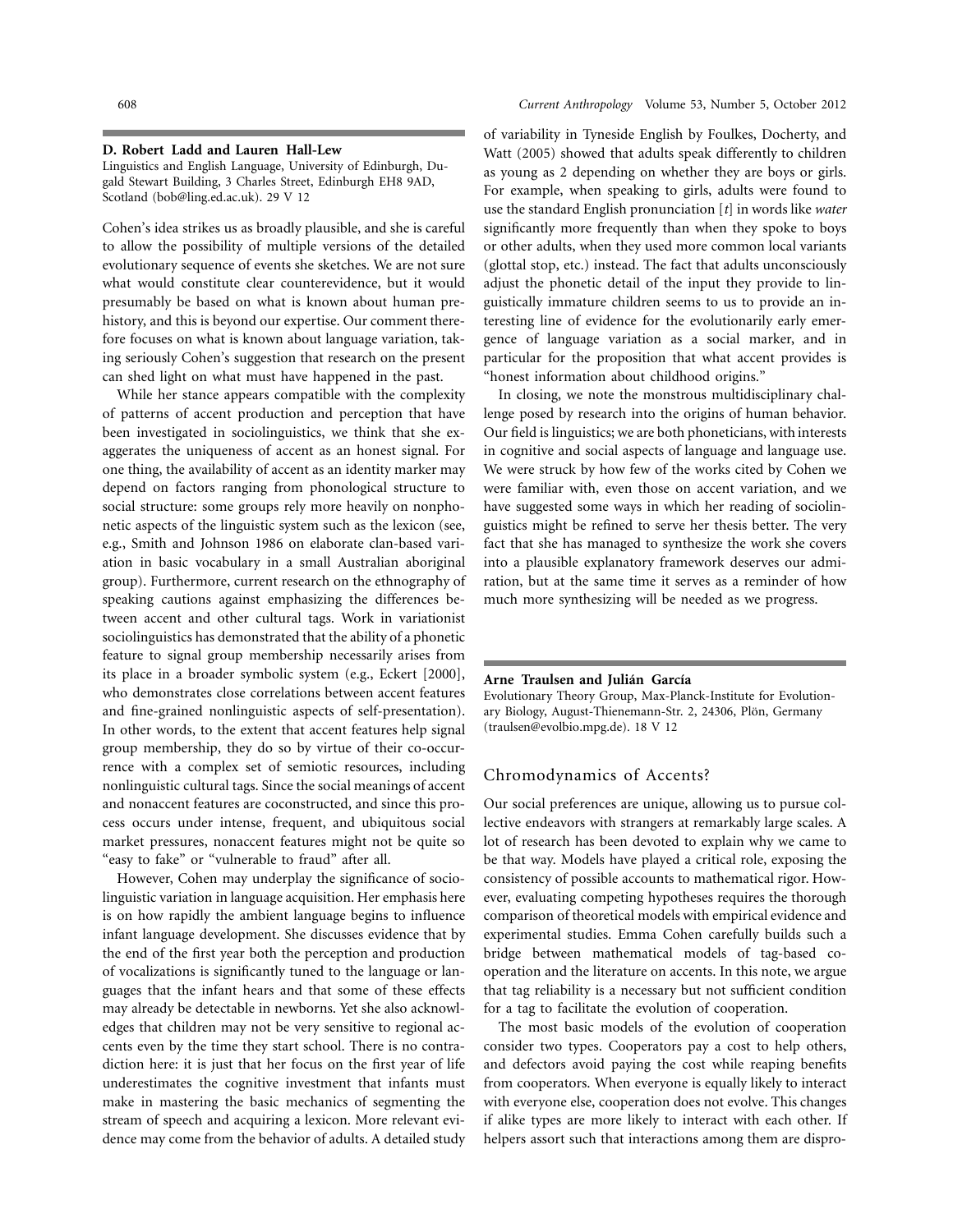**D. Robert Ladd and Lauren Hall-Lew**

Linguistics and English Language, University of Edinburgh, Dugald Stewart Building, 3 Charles Street, Edinburgh EH8 9AD, Scotland (bob@ling.ed.ac.uk). 29 V 12

Cohen's idea strikes us as broadly plausible, and she is careful to allow the possibility of multiple versions of the detailed evolutionary sequence of events she sketches. We are not sure what would constitute clear counterevidence, but it would presumably be based on what is known about human prehistory, and this is beyond our expertise. Our comment therefore focuses on what is known about language variation, taking seriously Cohen's suggestion that research on the present can shed light on what must have happened in the past.

While her stance appears compatible with the complexity of patterns of accent production and perception that have been investigated in sociolinguistics, we think that she exaggerates the uniqueness of accent as an honest signal. For one thing, the availability of accent as an identity marker may depend on factors ranging from phonological structure to social structure: some groups rely more heavily on nonphonetic aspects of the linguistic system such as the lexicon (see, e.g., Smith and Johnson 1986 on elaborate clan-based variation in basic vocabulary in a small Australian aboriginal group). Furthermore, current research on the ethnography of speaking cautions against emphasizing the differences between accent and other cultural tags. Work in variationist sociolinguistics has demonstrated that the ability of a phonetic feature to signal group membership necessarily arises from its place in a broader symbolic system (e.g., Eckert [2000], who demonstrates close correlations between accent features and fine-grained nonlinguistic aspects of self-presentation). In other words, to the extent that accent features help signal group membership, they do so by virtue of their co-occurrence with a complex set of semiotic resources, including nonlinguistic cultural tags. Since the social meanings of accent and nonaccent features are coconstructed, and since this process occurs under intense, frequent, and ubiquitous social market pressures, nonaccent features might not be quite so "easy to fake" or "vulnerable to fraud" after all.

However, Cohen may underplay the significance of sociolinguistic variation in language acquisition. Her emphasis here is on how rapidly the ambient language begins to influence infant language development. She discusses evidence that by the end of the first year both the perception and production of vocalizations is significantly tuned to the language or languages that the infant hears and that some of these effects may already be detectable in newborns. Yet she also acknowledges that children may not be very sensitive to regional accents even by the time they start school. There is no contradiction here: it is just that her focus on the first year of life underestimates the cognitive investment that infants must make in mastering the basic mechanics of segmenting the stream of speech and acquiring a lexicon. More relevant evidence may come from the behavior of adults. A detailed study of variability in Tyneside English by Foulkes, Docherty, and Watt (2005) showed that adults speak differently to children as young as 2 depending on whether they are boys or girls. For example, when speaking to girls, adults were found to use the standard English pronunciation [*t*] in words like *water* significantly more frequently than when they spoke to boys or other adults, when they used more common local variants (glottal stop, etc.) instead. The fact that adults unconsciously adjust the phonetic detail of the input they provide to linguistically immature children seems to us to provide an interesting line of evidence for the evolutionarily early emergence of language variation as a social marker, and in particular for the proposition that what accent provides is "honest information about childhood origins."

In closing, we note the monstrous multidisciplinary challenge posed by research into the origins of human behavior. Our field is linguistics; we are both phoneticians, with interests in cognitive and social aspects of language and language use. We were struck by how few of the works cited by Cohen we were familiar with, even those on accent variation, and we have suggested some ways in which her reading of sociolinguistics might be refined to serve her thesis better. The very fact that she has managed to synthesize the work she covers into a plausible explanatory framework deserves our admiration, but at the same time it serves as a reminder of how much more synthesizing will be needed as we progress.

**Arne Traulsen and Julián García**

Evolutionary Theory Group, Max-Planck-Institute for Evolutionary Biology, August-Thienemann-Str. 2, 24306, Plön, Germany (traulsen@evolbio.mpg.de). 18 V 12

## Chromodynamics of Accents?

Our social preferences are unique, allowing us to pursue collective endeavors with strangers at remarkably large scales. A lot of research has been devoted to explain why we came to be that way. Models have played a critical role, exposing the consistency of possible accounts to mathematical rigor. However, evaluating competing hypotheses requires the thorough comparison of theoretical models with empirical evidence and experimental studies. Emma Cohen carefully builds such a bridge between mathematical models of tag-based cooperation and the literature on accents. In this note, we argue that tag reliability is a necessary but not sufficient condition for a tag to facilitate the evolution of cooperation.

The most basic models of the evolution of cooperation consider two types. Cooperators pay a cost to help others, and defectors avoid paying the cost while reaping benefits from cooperators. When everyone is equally likely to interact with everyone else, cooperation does not evolve. This changes if alike types are more likely to interact with each other. If helpers assort such that interactions among them are dispro-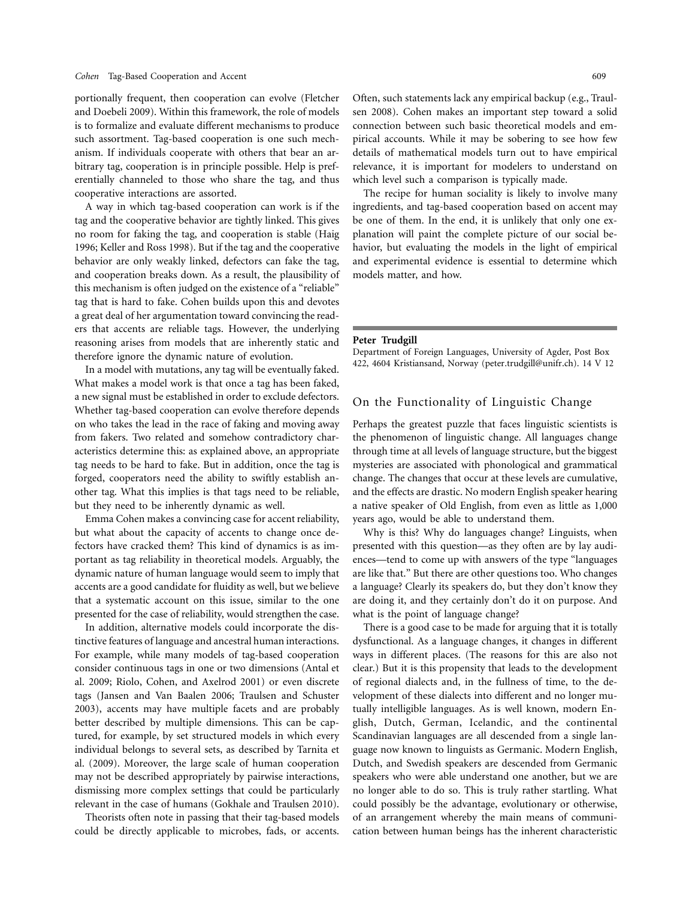portionally frequent, then cooperation can evolve (Fletcher and Doebeli 2009). Within this framework, the role of models is to formalize and evaluate different mechanisms to produce such assortment. Tag-based cooperation is one such mechanism. If individuals cooperate with others that bear an arbitrary tag, cooperation is in principle possible. Help is preferentially channeled to those who share the tag, and thus cooperative interactions are assorted.

A way in which tag-based cooperation can work is if the tag and the cooperative behavior are tightly linked. This gives no room for faking the tag, and cooperation is stable (Haig 1996; Keller and Ross 1998). But if the tag and the cooperative behavior are only weakly linked, defectors can fake the tag, and cooperation breaks down. As a result, the plausibility of this mechanism is often judged on the existence of a "reliable" tag that is hard to fake. Cohen builds upon this and devotes a great deal of her argumentation toward convincing the readers that accents are reliable tags. However, the underlying reasoning arises from models that are inherently static and therefore ignore the dynamic nature of evolution.

In a model with mutations, any tag will be eventually faked. What makes a model work is that once a tag has been faked, a new signal must be established in order to exclude defectors. Whether tag-based cooperation can evolve therefore depends on who takes the lead in the race of faking and moving away from fakers. Two related and somehow contradictory characteristics determine this: as explained above, an appropriate tag needs to be hard to fake. But in addition, once the tag is forged, cooperators need the ability to swiftly establish another tag. What this implies is that tags need to be reliable, but they need to be inherently dynamic as well.

Emma Cohen makes a convincing case for accent reliability, but what about the capacity of accents to change once defectors have cracked them? This kind of dynamics is as important as tag reliability in theoretical models. Arguably, the dynamic nature of human language would seem to imply that accents are a good candidate for fluidity as well, but we believe that a systematic account on this issue, similar to the one presented for the case of reliability, would strengthen the case.

In addition, alternative models could incorporate the distinctive features of language and ancestral human interactions. For example, while many models of tag-based cooperation consider continuous tags in one or two dimensions (Antal et al. 2009; Riolo, Cohen, and Axelrod 2001) or even discrete tags (Jansen and Van Baalen 2006; Traulsen and Schuster 2003), accents may have multiple facets and are probably better described by multiple dimensions. This can be captured, for example, by set structured models in which every individual belongs to several sets, as described by Tarnita et al. (2009). Moreover, the large scale of human cooperation may not be described appropriately by pairwise interactions, dismissing more complex settings that could be particularly relevant in the case of humans (Gokhale and Traulsen 2010).

Theorists often note in passing that their tag-based models could be directly applicable to microbes, fads, or accents. Often, such statements lack any empirical backup (e.g., Traulsen 2008). Cohen makes an important step toward a solid connection between such basic theoretical models and empirical accounts. While it may be sobering to see how few details of mathematical models turn out to have empirical relevance, it is important for modelers to understand on which level such a comparison is typically made.

The recipe for human sociality is likely to involve many ingredients, and tag-based cooperation based on accent may be one of them. In the end, it is unlikely that only one explanation will paint the complete picture of our social behavior, but evaluating the models in the light of empirical and experimental evidence is essential to determine which models matter, and how.

---

**Peter Trudgill**
Department of Foreign Languages, University of Agder, Post Box 422, 4604 Kristiansand, Norway (peter.trudgill@unifr.ch). 14 V 12

## On the Functionality of Linguistic Change

Perhaps the greatest puzzle that faces linguistic scientists is the phenomenon of linguistic change. All languages change through time at all levels of language structure, but the biggest mysteries are associated with phonological and grammatical change. The changes that occur at these levels are cumulative, and the effects are drastic. No modern English speaker hearing a native speaker of Old English, from even as little as 1,000 years ago, would be able to understand them.

Why is this? Why do languages change? Linguists, when presented with this question—as they often are by lay audiences—tend to come up with answers of the type "languages are like that." But there are other questions too. Who changes a language? Clearly its speakers do, but they don't know they are doing it, and they certainly don't do it on purpose. And what is the point of language change?

There is a good case to be made for arguing that it is totally dysfunctional. As a language changes, it changes in different ways in different places. (The reasons for this are also not clear.) But it is this propensity that leads to the development of regional dialects and, in the fullness of time, to the development of these dialects into different and no longer mutually intelligible languages. As is well known, modern English, Dutch, German, Icelandic, and the continental Scandinavian languages are all descended from a single language now known to linguists as Germanic. Modern English, Dutch, and Swedish speakers are descended from Germanic speakers who were able understand one another, but we are no longer able to do so. This is truly rather startling. What could possibly be the advantage, evolutionary or otherwise, of an arrangement whereby the main means of communication between human beings has the inherent characteristic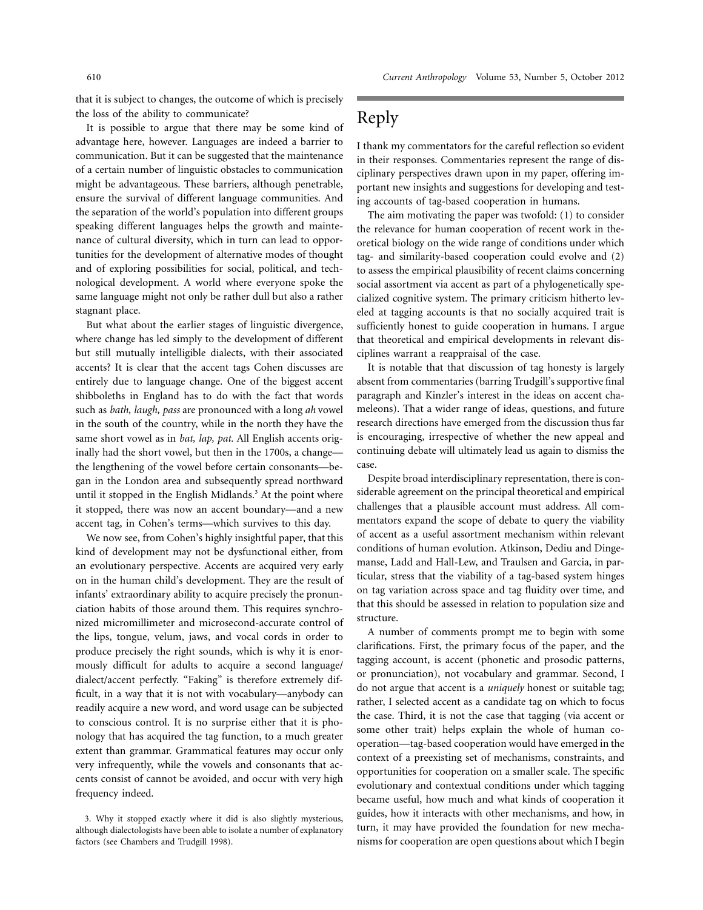that it is subject to changes, the outcome of which is precisely the loss of the ability to communicate?

It is possible to argue that there may be some kind of advantage here, however. Languages are indeed a barrier to communication. But it can be suggested that the maintenance of a certain number of linguistic obstacles to communication might be advantageous. These barriers, although penetrable, ensure the survival of different language communities. And the separation of the world's population into different groups speaking different languages helps the growth and maintenance of cultural diversity, which in turn can lead to opportunities for the development of alternative modes of thought and of exploring possibilities for social, political, and technological development. A world where everyone spoke the same language might not only be rather dull but also a rather stagnant place.

But what about the earlier stages of linguistic divergence, where change has led simply to the development of different but still mutually intelligible dialects, with their associated accents? It is clear that the accent tags Cohen discusses are entirely due to language change. One of the biggest accent shibboleths in England has to do with the fact that words such as *bath, laugh, pass* are pronounced with a long *ah* vowel in the south of the country, while in the north they have the same short vowel as in *bat, lap, pat.* All English accents originally had the short vowel, but then in the 1700s, a change—the lengthening of the vowel before certain consonants—began in the London area and subsequently spread northward until it stopped in the English Midlands.[3] At the point where it stopped, there was now an accent boundary—and a new accent tag, in Cohen's terms—which survives to this day.

We now see, from Cohen's highly insightful paper, that this kind of development may not be dysfunctional either, from an evolutionary perspective. Accents are acquired very early on in the human child's development. They are the result of infants' extraordinary ability to acquire precisely the pronunciation habits of those around them. This requires synchronized micromillimeter and microsecond-accurate control of the lips, tongue, velum, jaws, and vocal cords in order to produce precisely the right sounds, which is why it is enormously difficult for adults to acquire a second language/dialect/accent perfectly. "Faking" is therefore extremely difficult, in a way that it is not with vocabulary—anybody can readily acquire a new word, and word usage can be subjected to conscious control. It is no surprise either that it is phonology that has acquired the tag function, to a much greater extent than grammar. Grammatical features may occur only very infrequently, while the vowels and consonants that accents consist of cannot be avoided, and occur with very high frequency indeed.

3. Why it stopped exactly where it did is also slightly mysterious, although dialectologists have been able to isolate a number of explanatory factors (see Chambers and Trudgill 1998).

# Reply

I thank my commentators for the careful reflection so evident in their responses. Commentaries represent the range of disciplinary perspectives drawn upon in my paper, offering important new insights and suggestions for developing and testing accounts of tag-based cooperation in humans.

The aim motivating the paper was twofold: (1) to consider the relevance for human cooperation of recent work in theoretical biology on the wide range of conditions under which tag- and similarity-based cooperation could evolve and (2) to assess the empirical plausibility of recent claims concerning social assortment via accent as part of a phylogenetically specialized cognitive system. The primary criticism hitherto leveled at tagging accounts is that no socially acquired trait is sufficiently honest to guide cooperation in humans. I argue that theoretical and empirical developments in relevant disciplines warrant a reappraisal of the case.

It is notable that that discussion of tag honesty is largely absent from commentaries (barring Trudgill's supportive final paragraph and Kinzler's interest in the ideas on accent chameleons). That a wider range of ideas, questions, and future research directions have emerged from the discussion thus far is encouraging, irrespective of whether the new appeal and continuing debate will ultimately lead us again to dismiss the case.

Despite broad interdisciplinary representation, there is considerable agreement on the principal theoretical and empirical challenges that a plausible account must address. All commentators expand the scope of debate to query the viability of accent as a useful assortment mechanism within relevant conditions of human evolution. Atkinson, Dediu and Dingemanse, Ladd and Hall-Lew, and Traulsen and Garcia, in particular, stress that the viability of a tag-based system hinges on tag variation across space and tag fluidity over time, and that this should be assessed in relation to population size and structure.

A number of comments prompt me to begin with some clarifications. First, the primary focus of the paper, and the tagging account, is accent (phonetic and prosodic patterns, or pronunciation), not vocabulary and grammar. Second, I do not argue that accent is a *uniquely* honest or suitable tag; rather, I selected accent as a candidate tag on which to focus the case. Third, it is not the case that tagging (via accent or some other trait) helps explain the whole of human cooperation—tag-based cooperation would have emerged in the context of a preexisting set of mechanisms, constraints, and opportunities for cooperation on a smaller scale. The specific evolutionary and contextual conditions under which tagging became useful, how much and what kinds of cooperation it guides, how it interacts with other mechanisms, and how, in turn, it may have provided the foundation for new mechanisms for cooperation are open questions about which I begin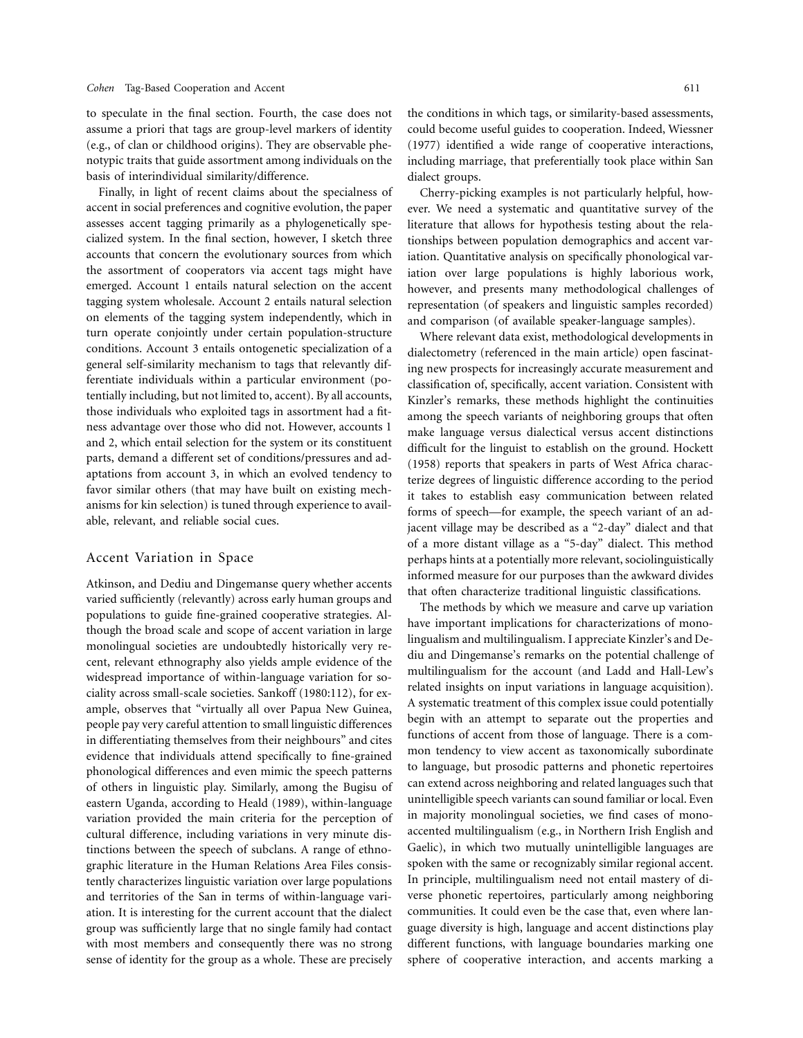to speculate in the final section. Fourth, the case does not assume a priori that tags are group-level markers of identity (e.g., of clan or childhood origins). They are observable phenotypic traits that guide assortment among individuals on the basis of interindividual similarity/difference.

Finally, in light of recent claims about the specialness of accent in social preferences and cognitive evolution, the paper assesses accent tagging primarily as a phylogenetically specialized system. In the final section, however, I sketch three accounts that concern the evolutionary sources from which the assortment of cooperators via accent tags might have emerged. Account 1 entails natural selection on the accent tagging system wholesale. Account 2 entails natural selection on elements of the tagging system independently, which in turn operate conjointly under certain population-structure conditions. Account 3 entails ontogenetic specialization of a general self-similarity mechanism to tags that relevantly differentiate individuals within a particular environment (potentially including, but not limited to, accent). By all accounts, those individuals who exploited tags in assortment had a fitness advantage over those who did not. However, accounts 1 and 2, which entail selection for the system or its constituent parts, demand a different set of conditions/pressures and adaptations from account 3, in which an evolved tendency to favor similar others (that may have built on existing mechanisms for kin selection) is tuned through experience to available, relevant, and reliable social cues.

## Accent Variation in Space

Atkinson, and Dediu and Dingemanse query whether accents varied sufficiently (relevantly) across early human groups and populations to guide fine-grained cooperative strategies. Although the broad scale and scope of accent variation in large monolingual societies are undoubtedly historically very recent, relevant ethnography also yields ample evidence of the widespread importance of within-language variation for sociality across small-scale societies. Sankoff (1980:112), for example, observes that "virtually all over Papua New Guinea, people pay very careful attention to small linguistic differences in differentiating themselves from their neighbours" and cites evidence that individuals attend specifically to fine-grained phonological differences and even mimic the speech patterns of others in linguistic play. Similarly, among the Bugisu of eastern Uganda, according to Heald (1989), within-language variation provided the main criteria for the perception of cultural difference, including variations in very minute distinctions between the speech of subclans. A range of ethnographic literature in the Human Relations Area Files consistently characterizes linguistic variation over large populations and territories of the San in terms of within-language variation. It is interesting for the current account that the dialect group was sufficiently large that no single family had contact with most members and consequently there was no strong sense of identity for the group as a whole. These are precisely the conditions in which tags, or similarity-based assessments, could become useful guides to cooperation. Indeed, Wiessner (1977) identified a wide range of cooperative interactions, including marriage, that preferentially took place within San dialect groups.

Cherry-picking examples is not particularly helpful, however. We need a systematic and quantitative survey of the literature that allows for hypothesis testing about the relationships between population demographics and accent variation. Quantitative analysis on specifically phonological variation over large populations is highly laborious work, however, and presents many methodological challenges of representation (of speakers and linguistic samples recorded) and comparison (of available speaker-language samples).

Where relevant data exist, methodological developments in dialectometry (referenced in the main article) open fascinating new prospects for increasingly accurate measurement and classification of, specifically, accent variation. Consistent with Kinzler's remarks, these methods highlight the continuities among the speech variants of neighboring groups that often make language versus dialectical versus accent distinctions difficult for the linguist to establish on the ground. Hockett (1958) reports that speakers in parts of West Africa characterize degrees of linguistic difference according to the period it takes to establish easy communication between related forms of speech—for example, the speech variant of an adjacent village may be described as a "2-day" dialect and that of a more distant village as a "5-day" dialect. This method perhaps hints at a potentially more relevant, sociolinguistically informed measure for our purposes than the awkward divides that often characterize traditional linguistic classifications.

The methods by which we measure and carve up variation have important implications for characterizations of monolingualism and multilingualism. I appreciate Kinzler's and Dediu and Dingemanse's remarks on the potential challenge of multilingualism for the account (and Ladd and Hall-Lew's related insights on input variations in language acquisition). A systematic treatment of this complex issue could potentially begin with an attempt to separate out the properties and functions of accent from those of language. There is a common tendency to view accent as taxonomically subordinate to language, but prosodic patterns and phonetic repertoires can extend across neighboring and related languages such that unintelligible speech variants can sound familiar or local. Even in majority monolingual societies, we find cases of mono-accented multilingualism (e.g., in Northern Irish English and Gaelic), in which two mutually unintelligible languages are spoken with the same or recognizably similar regional accent. In principle, multilingualism need not entail mastery of diverse phonetic repertoires, particularly among neighboring communities. It could even be the case that, even where language diversity is high, language and accent distinctions play different functions, with language boundaries marking one sphere of cooperative interaction, and accents marking a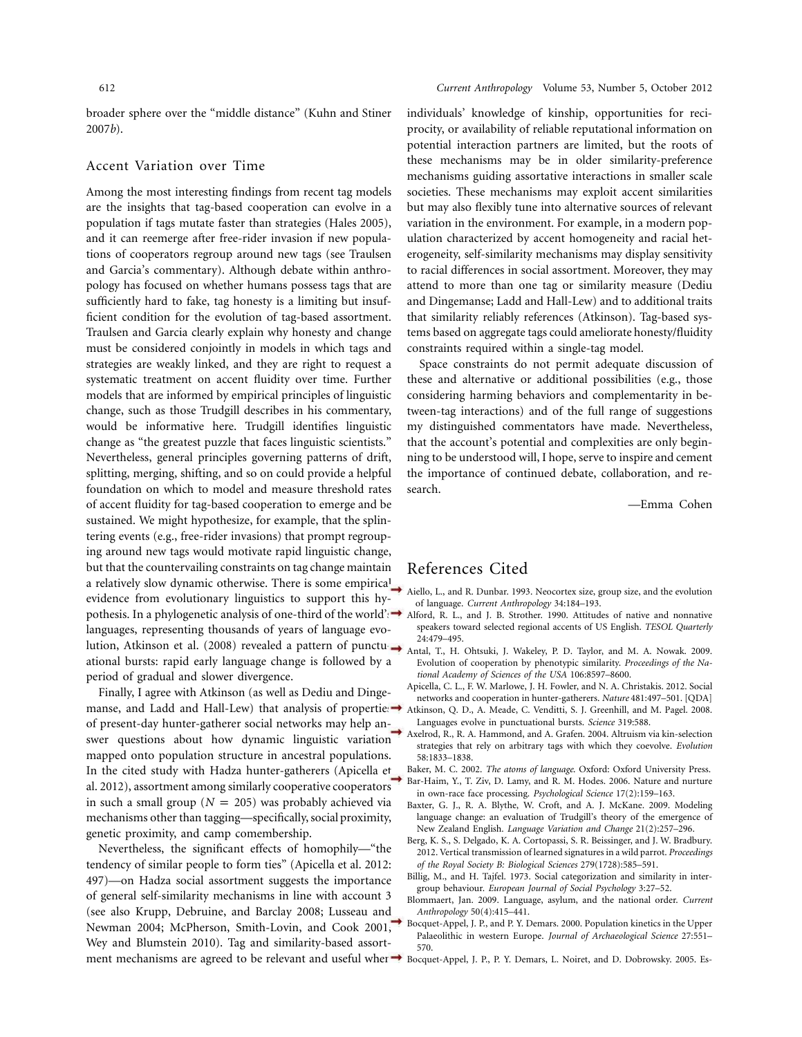broader sphere over the "middle distance" (Kuhn and Stiner 2007*b*).

## Accent Variation over Time

Among the most interesting findings from recent tag models are the insights that tag-based cooperation can evolve in a population if tags mutate faster than strategies (Hales 2005), and it can reemerge after free-rider invasion if new populations of cooperators regroup around new tags (see Traulsen and Garcia's commentary). Although debate within anthropology has focused on whether humans possess tags that are sufficiently hard to fake, tag honesty is a limiting but insufficient condition for the evolution of tag-based assortment. Traulsen and Garcia clearly explain why honesty and change must be considered conjointly in models in which tags and strategies are weakly linked, and they are right to request a systematic treatment on accent fluidity over time. Further models that are informed by empirical principles of linguistic change, such as those Trudgill describes in his commentary, would be informative here. Trudgill identifies linguistic change as "the greatest puzzle that faces linguistic scientists." Nevertheless, general principles governing patterns of drift, splitting, merging, shifting, and so on could provide a helpful foundation on which to model and measure threshold rates of accent fluidity for tag-based cooperation to emerge and be sustained. We might hypothesize, for example, that the splintering events (e.g., free-rider invasions) that prompt regrouping around new tags would motivate rapid linguistic change, but that the countervailing constraints on tag change maintain a relatively slow dynamic otherwise. There is some empirical evidence from evolutionary linguistics to support this hypothesis. In a phylogenetic analysis of one-third of the world's languages, representing thousands of years of language evolution, Atkinson et al. (2008) revealed a pattern of punctuational bursts: rapid early language change is followed by a period of gradual and slower divergence.

Finally, I agree with Atkinson (as well as Dediu and Dingemanse, and Ladd and Hall-Lew) that analysis of properties of present-day hunter-gatherer social networks may help answer questions about how dynamic linguistic variation mapped onto population structure in ancestral populations. In the cited study with Hadza hunter-gatherers (Apicella et al. 2012), assortment among similarly cooperative cooperators in such a small group ($N = 205$) was probably achieved via mechanisms other than tagging—specifically, social proximity, genetic proximity, and camp comembership.

Nevertheless, the significant effects of homophily—"the tendency of similar people to form ties" (Apicella et al. 2012: 497)—on Hadza social assortment suggests the importance of general self-similarity mechanisms in line with account 3 (see also Krupp, Debruine, and Barclay 2008; Lusseau and Newman 2004; McPherson, Smith-Lovin, and Cook 2001; Wey and Blumstein 2010). Tag and similarity-based assortment mechanisms are agreed to be relevant and useful when individuals' knowledge of kinship, opportunities for reciprocity, or availability of reliable reputational information on potential interaction partners are limited, but the roots of these mechanisms may be in older similarity-preference mechanisms guiding assortative interactions in smaller scale societies. These mechanisms may exploit accent similarities but may also flexibly tune into alternative sources of relevant variation in the environment. For example, in a modern population characterized by accent homogeneity and racial heterogeneity, self-similarity mechanisms may display sensitivity to racial differences in social assortment. Moreover, they may attend to more than one tag or similarity measure (Dediu and Dingemanse; Ladd and Hall-Lew) and to additional traits that similarity reliably references (Atkinson). Tag-based systems based on aggregate tags could ameliorate honesty/fluidity constraints required within a single-tag model.

Space constraints do not permit adequate discussion of these and alternative or additional possibilities (e.g., those considering harming behaviors and complementarity in between-tag interactions) and of the full range of suggestions my distinguished commentators have made. Nevertheless, that the account's potential and complexities are only beginning to be understood will, I hope, serve to inspire and cement the importance of continued debate, collaboration, and research.

—Emma Cohen

## References Cited

Aiello, L., and R. Dunbar. 1993. Neocortex size, group size, and the evolution of language. *Current Anthropology* 34:184–193.

Alford, R. L., and J. B. Strother. 1990. Attitudes of native and nonnative speakers toward selected regional accents of US English. *TESOL Quarterly* 24:479–495.

Antal, T., H. Ohtsuki, J. Wakeley, P. D. Taylor, and M. A. Nowak. 2009. Evolution of cooperation by phenotypic similarity. *Proceedings of the National Academy of Sciences of the USA* 106:8597–8600.

Apicella, C. L., F. W. Marlowe, J. H. Fowler, and N. A. Christakis. 2012. Social networks and cooperation in hunter-gatherers. *Nature* 481:497–501. [QDA]

Atkinson, Q. D., A. Meade, C. Venditti, S. J. Greenhill, and M. Pagel. 2008. Languages evolve in punctuational bursts. *Science* 319:588.

Axelrod, R., R. A. Hammond, and A. Grafen. 2004. Altruism via kin-selection strategies that rely on arbitrary tags with which they coevolve. *Evolution* 58:1833–1838.

Baker, M. C. 2002. *The atoms of language.* Oxford: Oxford University Press.

Bar-Haim, Y., T. Ziv, D. Lamy, and R. M. Hodes. 2006. Nature and nurture in own-race face processing. *Psychological Science* 17(2):159–163.

Baxter, G. J., R. A. Blythe, W. Croft, and A. J. McKane. 2009. Modeling language change: an evaluation of Trudgill's theory of the emergence of New Zealand English. *Language Variation and Change* 21(2):257–296.

Berg, K. S., S. Delgado, K. A. Cortopassi, S. R. Beissinger, and J. W. Bradbury. 2012. Vertical transmission of learned signatures in a wild parrot. *Proceedings of the Royal Society B: Biological Sciences* 279(1728):585–591.

Billig, M., and H. Tajfel. 1973. Social categorization and similarity in intergroup behaviour. *European Journal of Social Psychology* 3:27–52.

Blommaert, Jan. 2009. Language, asylum, and the national order. *Current Anthropology* 50(4):415–441.

Bocquet-Appel, J. P., and P. Y. Demars. 2000. Population kinetics in the Upper Palaeolithic in western Europe. *Journal of Archaeological Science* 27:551–570.

Bocquet-Appel, J. P., P. Y. Demars, L. Noiret, and D. Dobrowsky. 2005. Es-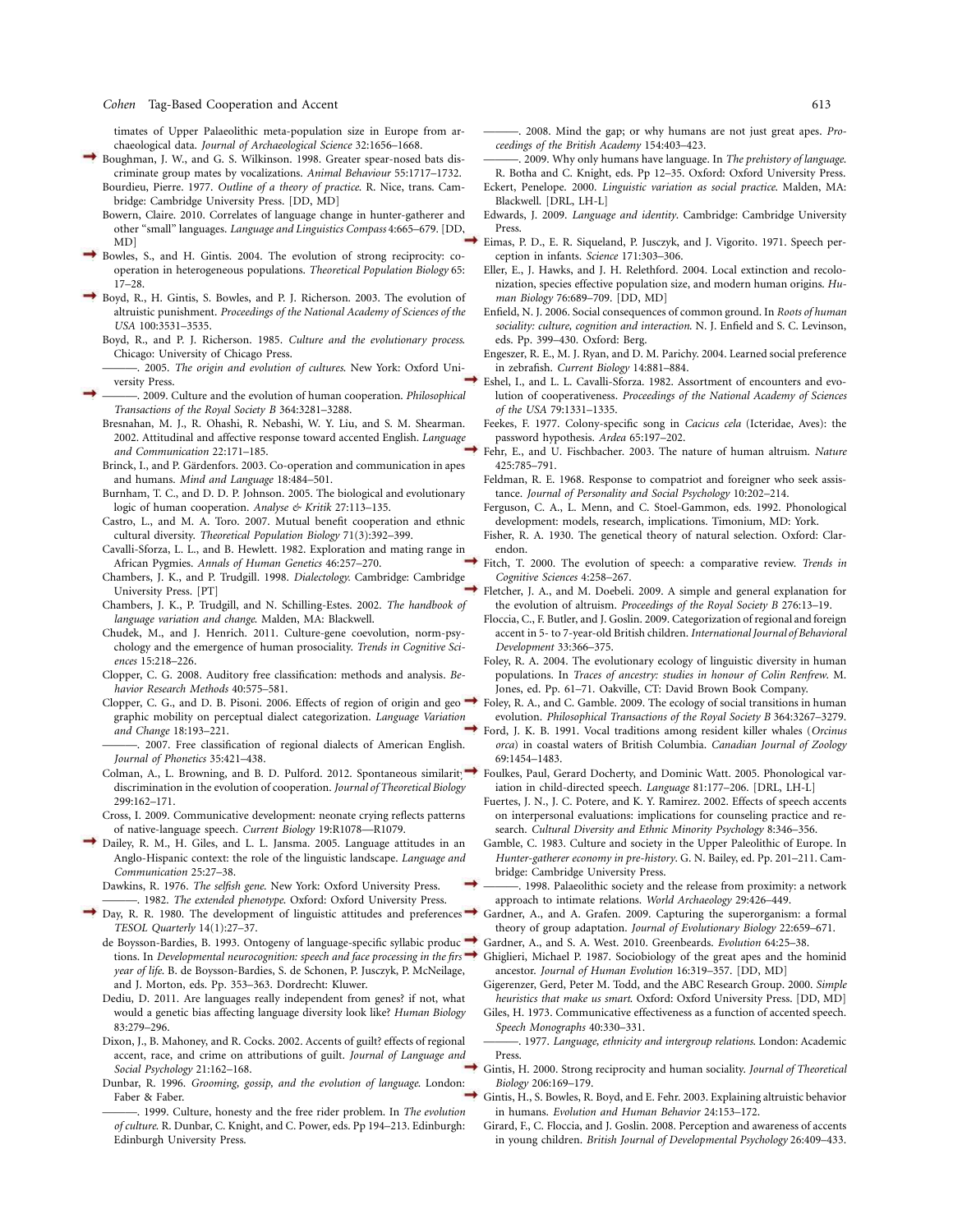timates of Upper Palaeolithic meta-population size in Europe from archaeological data. *Journal of Archaeological Science* 32:1656–1668.

Boughman, J. W., and G. S. Wilkinson. 1998. Greater spear-nosed bats discriminate group mates by vocalizations. *Animal Behaviour* 55:1717–1732.

Bourdieu, Pierre. 1977. *Outline of a theory of practice*. R. Nice, trans. Cambridge: Cambridge University Press. [DD, MD]

Bowern, Claire. 2010. Correlates of language change in hunter-gatherer and other "small" languages. *Language and Linguistics Compass* 4:665–679. [DD, MD]

Bowles, S., and H. Gintis. 2004. The evolution of strong reciprocity: cooperation in heterogeneous populations. *Theoretical Population Biology* 65: 17–28.

Boyd, R., H. Gintis, S. Bowles, and P. J. Richerson. 2003. The evolution of altruistic punishment. *Proceedings of the National Academy of Sciences of the USA* 100:3531–3535.

Boyd, R., and P. J. Richerson. 1985. *Culture and the evolutionary process*. Chicago: University of Chicago Press.

———. 2005. *The origin and evolution of cultures*. New York: Oxford University Press.

———. 2009. Culture and the evolution of human cooperation. *Philosophical Transactions of the Royal Society B* 364:3281–3288.

Bresnahan, M. J., R. Ohashi, R. Nebashi, W. Y. Liu, and S. M. Shearman. 2002. Attitudinal and affective response toward accented English. *Language and Communication* 22:171–185.

Brinck, I., and P. Gärdenfors. 2003. Co-operation and communication in apes and humans. *Mind and Language* 18:484–501.

Burnham, T. C., and D. D. P. Johnson. 2005. The biological and evolutionary logic of human cooperation. *Analyse & Kritik* 27:113–135.

Castro, L., and M. A. Toro. 2007. Mutual benefit cooperation and ethnic cultural diversity. *Theoretical Population Biology* 71(3):392–399.

Cavalli-Sforza, L. L., and B. Hewlett. 1982. Exploration and mating range in African Pygmies. *Annals of Human Genetics* 46:257–270.

Chambers, J. K., and P. Trudgill. 1998. *Dialectology*. Cambridge: Cambridge University Press. [PT]

Chambers, J. K., P. Trudgill, and N. Schilling-Estes. 2002. *The handbook of language variation and change*. Malden, MA: Blackwell.

Chudek, M., and J. Henrich. 2011. Culture-gene coevolution, norm-psychology and the emergence of human prosociality. *Trends in Cognitive Sciences* 15:218–226.

Clopper, C. G. 2008. Auditory free classification: methods and analysis. *Behavior Research Methods* 40:575–581.

Clopper, C. G., and D. B. Pisoni. 2006. Effects of region of origin and geographic mobility on perceptual dialect categorization. *Language Variation and Change* 18:193–221.

———. 2007. Free classification of regional dialects of American English. *Journal of Phonetics* 35:421–438.

Colman, A., L. Browning, and B. D. Pulford. 2012. Spontaneous similarity discrimination in the evolution of cooperation. *Journal of Theoretical Biology* 299:162–171.

Cross, I. 2009. Communicative development: neonate crying reflects patterns of native-language speech. *Current Biology* 19:R1078—R1079.

Dailey, R. M., H. Giles, and L. L. Jansma. 2005. Language attitudes in an Anglo-Hispanic context: the role of the linguistic landscape. *Language and Communication* 25:27–38.

Dawkins, R. 1976. *The selfish gene*. New York: Oxford University Press.

———. 1982. *The extended phenotype*. Oxford: Oxford University Press.

Day, R. R. 1980. The development of linguistic attitudes and preferences. *TESOL Quarterly* 14(1):27–37.

de Boysson-Bardies, B. 1993. Ontogeny of language-specific syllabic productions. In *Developmental neurocognition: speech and face processing in the first year of life*. B. de Boysson-Bardies, S. de Schonen, P. Jusczyk, P. McNeilage, and J. Morton, eds. Pp. 353–363. Dordrecht: Kluwer.

Dediu, D. 2011. Are languages really independent from genes? if not, what would a genetic bias affecting language diversity look like? *Human Biology* 83:279–296.

Dixon, J., B. Mahoney, and R. Cocks. 2002. Accents of guilt? effects of regional accent, race, and crime on attributions of guilt. *Journal of Language and Social Psychology* 21:162–168.

Dunbar, R. 1996. *Grooming, gossip, and the evolution of language*. London: Faber & Faber.

———. 1999. Culture, honesty and the free rider problem. In *The evolution of culture*. R. Dunbar, C. Knight, and C. Power, eds. Pp 194–213. Edinburgh: Edinburgh University Press.

———. 2008. Mind the gap; or why humans are not just great apes. *Proceedings of the British Academy* 154:403–423.

———. 2009. Why only humans have language. In *The prehistory of language*. R. Botha and C. Knight, eds. Pp 12–35. Oxford: Oxford University Press.

Eckert, Penelope. 2000. *Linguistic variation as social practice*. Malden, MA: Blackwell. [DRL, LH-L]

Edwards, J. 2009. *Language and identity*. Cambridge: Cambridge University Press.

Eimas, P. D., E. R. Siqueland, P. Jusczyk, and J. Vigorito. 1971. Speech perception in infants. *Science* 171:303–306.

Eller, E., J. Hawks, and J. H. Relethford. 2004. Local extinction and recolonization, species effective population size, and modern human origins. *Human Biology* 76:689–709. [DD, MD]

Enfield, N. J. 2006. Social consequences of common ground. In *Roots of human sociality: culture, cognition and interaction*. N. J. Enfield and S. C. Levinson, eds. Pp. 399–430. Oxford: Berg.

Engeszer, R. E., M. J. Ryan, and D. M. Parichy. 2004. Learned social preference in zebrafish. *Current Biology* 14:881–884.

Eshel, I., and L. L. Cavalli-Sforza. 1982. Assortment of encounters and evolution of cooperativeness. *Proceedings of the National Academy of Sciences of the USA* 79:1331–1335.

Feekes, F. 1977. Colony-specific song in *Cacicus cela* (Icteridae, Aves): the password hypothesis. *Ardea* 65:197–202.

Fehr, E., and U. Fischbacher. 2003. The nature of human altruism. *Nature* 425:785–791.

Feldman, R. E. 1968. Response to compatriot and foreigner who seek assistance. *Journal of Personality and Social Psychology* 10:202–214.

Ferguson, C. A., L. Menn, and C. Stoel-Gammon, eds. 1992. Phonological development: models, research, implications. Timonium, MD: York.

Fisher, R. A. 1930. The genetical theory of natural selection. Oxford: Clarendon.

Fitch, T. 2000. The evolution of speech: a comparative review. *Trends in Cognitive Sciences* 4:258–267.

Fletcher, J. A., and M. Doebeli. 2009. A simple and general explanation for the evolution of altruism. *Proceedings of the Royal Society B* 276:13–19.

Floccia, C., F. Butler, and J. Goslin. 2009. Categorization of regional and foreign accent in 5- to 7-year-old British children. *International Journal of Behavioral Development* 33:366–375.

Foley, R. A. 2004. The evolutionary ecology of linguistic diversity in human populations. In *Traces of ancestry: studies in honour of Colin Renfrew*. M. Jones, ed. Pp. 61–71. Oakville, CT: David Brown Book Company.

Foley, R. A., and C. Gamble. 2009. The ecology of social transitions in human evolution. *Philosophical Transactions of the Royal Society B* 364:3267–3279.

Ford, J. K. B. 1991. Vocal traditions among resident killer whales (*Orcinus orca*) in coastal waters of British Columbia. *Canadian Journal of Zoology* 69:1454–1483.

Foulkes, Paul, Gerard Docherty, and Dominic Watt. 2005. Phonological variation in child-directed speech. *Language* 81:177–206. [DRL, LH-L]

Fuertes, J. N., J. C. Potere, and K. Y. Ramirez. 2002. Effects of speech accents on interpersonal evaluations: implications for counseling practice and research. *Cultural Diversity and Ethnic Minority Psychology* 8:346–356.

Gamble, C. 1983. Culture and society in the Upper Paleolithic of Europe. In *Hunter-gatherer economy in pre-history*. G. N. Bailey, ed. Pp. 201–211. Cambridge: Cambridge University Press.

———. 1998. Palaeolithic society and the release from proximity: a network approach to intimate relations. *World Archaeology* 29:426–449.

Gardner, A., and A. Grafen. 2009. Capturing the superorganism: a formal theory of group adaptation. *Journal of Evolutionary Biology* 22:659–671.

Gardner, A., and S. A. West. 2010. Greenbeards. *Evolution* 64:25–38.

Ghiglieri, Michael P. 1987. Sociobiology of the great apes and the hominid ancestor. *Journal of Human Evolution* 16:319–357. [DD, MD]

Gigerenzer, Gerd, Peter M. Todd, and the ABC Research Group. 2000. *Simple heuristics that make us smart*. Oxford: Oxford University Press. [DD, MD]

Giles, H. 1973. Communicative effectiveness as a function of accented speech. *Speech Monographs* 40:330–331.

———. 1977. *Language, ethnicity and intergroup relations*. London: Academic Press.

Gintis, H. 2000. Strong reciprocity and human sociality. *Journal of Theoretical Biology* 206:169–179.

Gintis, H., S. Bowles, R. Boyd, and E. Fehr. 2003. Explaining altruistic behavior in humans. *Evolution and Human Behavior* 24:153–172.

Girard, F., C. Floccia, and J. Goslin. 2008. Perception and awareness of accents in young children. *British Journal of Developmental Psychology* 26:409–433.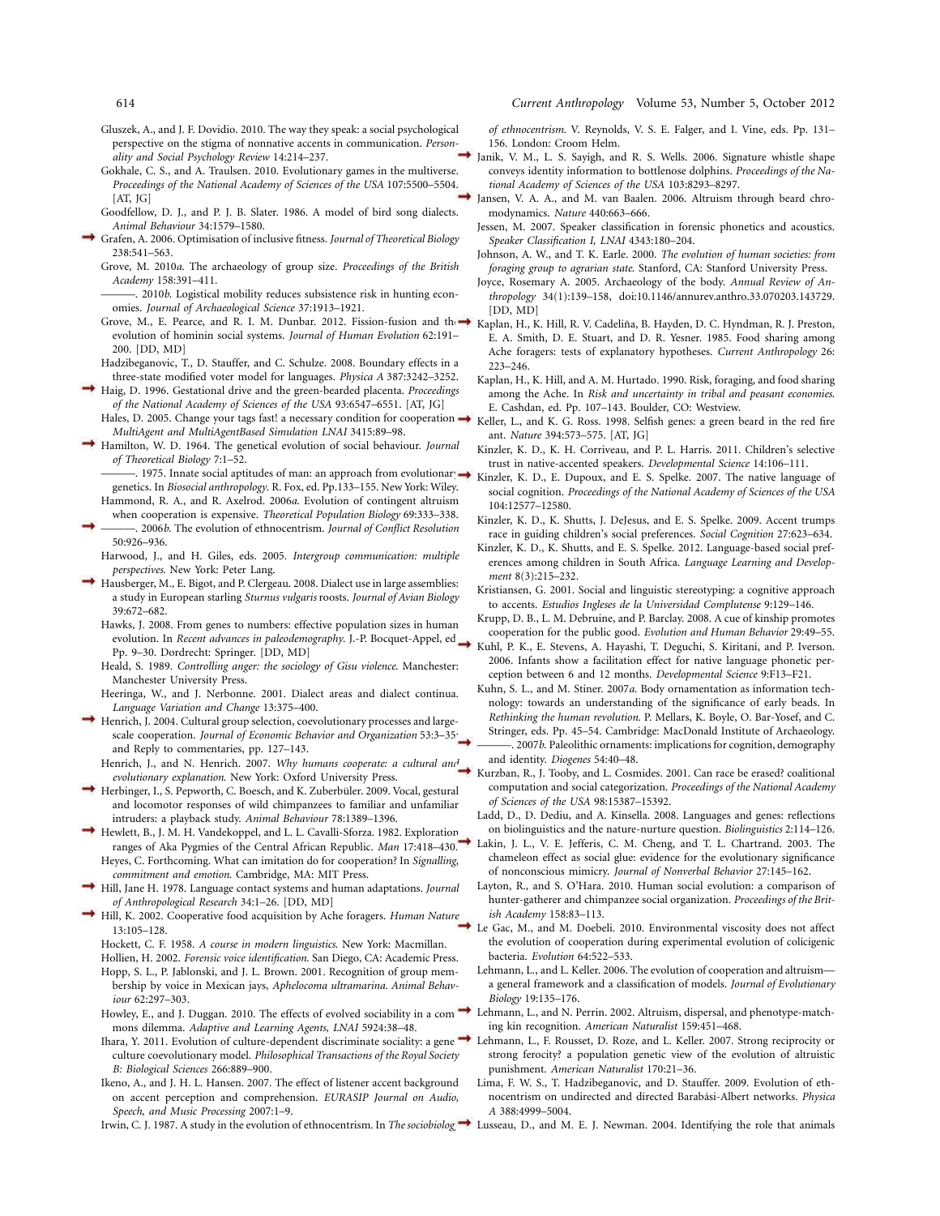Gluszek, A., and J. F. Dovidio. 2010. The way they speak: a social psychological perspective on the stigma of nonnative accents in communication. *Personality and Social Psychology Review* 14:214–237.

Gokhale, C. S., and A. Traulsen. 2010. Evolutionary games in the multiverse. *Proceedings of the National Academy of Sciences of the USA* 107:5500–5504. [AT, JG]

Goodfellow, D. J., and P. J. B. Slater. 1986. A model of bird song dialects. *Animal Behaviour* 34:1579–1580.

Grafen, A. 2006. Optimisation of inclusive fitness. *Journal of Theoretical Biology* 238:541–563.

Grove, M. 2010*a*. The archaeology of group size. *Proceedings of the British Academy* 158:391–411.

———. 2010*b*. Logistical mobility reduces subsistence risk in hunting economies. *Journal of Archaeological Science* 37:1913–1921.

Grove, M., E. Pearce, and R. I. M. Dunbar. 2012. Fission-fusion and the evolution of hominin social systems. *Journal of Human Evolution* 62:191–200. [DD, MD]

Hadzibeganovic, T., D. Stauffer, and C. Schulze. 2008. Boundary effects in a three-state modified voter model for languages. *Physica A* 387:3242–3252.

Haig, D. 1996. Gestational drive and the green-bearded placenta. *Proceedings of the National Academy of Sciences of the USA* 93:6547–6551. [AT, JG]

Hales, D. 2005. Change your tags fast! a necessary condition for cooperation. *MultiAgent and MultiAgentBased Simulation LNAI* 3415:89–98.

Hamilton, W. D. 1964. The genetical evolution of social behaviour. *Journal of Theoretical Biology* 7:1–52.

———. 1975. Innate social aptitudes of man: an approach from evolutionary genetics. In *Biosocial anthropology*. R. Fox, ed. Pp.133–155. New York: Wiley.

Hammond, R. A., and R. Axelrod. 2006*a*. Evolution of contingent altruism when cooperation is expensive. *Theoretical Population Biology* 69:333–338.

———. 2006*b*. The evolution of ethnocentrism. *Journal of Conflict Resolution* 50:926–936.

Harwood, J., and H. Giles, eds. 2005. *Intergroup communication: multiple perspectives*. New York: Peter Lang.

Hausberger, M., E. Bigot, and P. Clergeau. 2008. Dialect use in large assemblies: a study in European starling *Sturnus vulgaris* roosts. *Journal of Avian Biology* 39:672–682.

Hawks, J. 2008. From genes to numbers: effective population sizes in human evolution. In *Recent advances in paleodemography*. J.-P. Bocquet-Appel, ed. Pp. 9–30. Dordrecht: Springer. [DD, MD]

Heald, S. 1989. *Controlling anger: the sociology of Gisu violence*. Manchester: Manchester University Press.

Heeringa, W., and J. Nerbonne. 2001. Dialect areas and dialect continua. *Language Variation and Change* 13:375–400.

Henrich, J. 2004. Cultural group selection, coevolutionary processes and large-scale cooperation. *Journal of Economic Behavior and Organization* 53:3–35, and Reply to commentaries, pp. 127–143.

Henrich, J., and N. Henrich. 2007. *Why humans cooperate: a cultural and evolutionary explanation*. New York: Oxford University Press.

Herbinger, I., S. Pepworth, C. Boesch, and K. Zuberbühler. 2009. Vocal, gestural and locomotor responses of wild chimpanzees to familiar and unfamiliar intruders: a playback study. *Animal Behaviour* 78:1389–1396.

Hewlett, B., J. M. H. Vandekoppel, and L. L. Cavalli-Sforza. 1982. Exploration ranges of Aka Pygmies of the Central African Republic. *Man* 17:418–430.

Heyes, C. Forthcoming. What can imitation do for cooperation? In *Signalling, commitment and emotion*. Cambridge, MA: MIT Press.

Hill, Jane H. 1978. Language contact systems and human adaptations. *Journal of Anthropological Research* 34:1–26. [DD, MD]

Hill, K. 2002. Cooperative food acquisition by Ache foragers. *Human Nature* 13:105–128.

Hockett, C. F. 1958. *A course in modern linguistics*. New York: Macmillan.

Hollien, H. 2002. *Forensic voice identification*. San Diego, CA: Academic Press.

Hopp, S. L., P. Jablonski, and J. L. Brown. 2001. Recognition of group membership by voice in Mexican jays, *Aphelocoma ultramarina*. *Animal Behaviour* 62:297–303.

Howley, E., and J. Duggan. 2010. The effects of evolved sociability in a commons dilemma. *Adaptive and Learning Agents, LNAI* 5924:38–48.

Ihara, Y. 2011. Evolution of culture-dependent discriminate sociality: a gene-culture coevolutionary model. *Philosophical Transactions of the Royal Society B: Biological Sciences* 266:889–900.

Ikeno, A., and J. H. L. Hansen. 2007. The effect of listener accent background on accent perception and comprehension. *EURASIP Journal on Audio, Speech, and Music Processing* 2007:1–9.

Irwin, C. J. 1987. A study in the evolution of ethnocentrism. In *The sociobiology of ethnocentrism*. V. Reynolds, V. S. E. Falger, and I. Vine, eds. Pp. 131–156. London: Croom Helm.

Janik, V. M., L. S. Sayigh, and R. S. Wells. 2006. Signature whistle shape conveys identity information to bottlenose dolphins. *Proceedings of the National Academy of Sciences of the USA* 103:8293–8297.

Jansen, V. A. A., and M. van Baalen. 2006. Altruism through beard chromodynamics. *Nature* 440:663–666.

Jessen, M. 2007. Speaker classification in forensic phonetics and acoustics. *Speaker Classification I, LNAI* 4343:180–204.

Johnson, A. W., and T. K. Earle. 2000. *The evolution of human societies: from foraging group to agrarian state*. Stanford, CA: Stanford University Press.

Joyce, Rosemary A. 2005. Archaeology of the body. *Annual Review of Anthropology* 34(1):139–158, doi:10.1146/annurev.anthro.33.070203.143729. [DD, MD]

Kaplan, H., K. Hill, R. V. Cadeliña, B. Hayden, D. C. Hyndman, R. J. Preston, E. A. Smith, D. E. Stuart, and D. R. Yesner. 1985. Food sharing among Ache foragers: tests of explanatory hypotheses. *Current Anthropology* 26: 223–246.

Kaplan, H., K. Hill, and A. M. Hurtado. 1990. Risk, foraging, and food sharing among the Ache. In *Risk and uncertainty in tribal and peasant economies*. E. Cashdan, ed. Pp. 107–143. Boulder, CO: Westview.

Keller, L., and K. G. Ross. 1998. Selfish genes: a green beard in the red fire ant. *Nature* 394:573–575. [AT, JG]

Kinzler, K. D., K. H. Corriveau, and P. L. Harris. 2011. Children's selective trust in native-accented speakers. *Developmental Science* 14:106–111.

Kinzler, K. D., E. Dupoux, and E. S. Spelke. 2007. The native language of social cognition. *Proceedings of the National Academy of Sciences of the USA* 104:12577–12580.

Kinzler, K. D., K. Shutts, J. DeJesus, and E. S. Spelke. 2009. Accent trumps race in guiding children's social preferences. *Social Cognition* 27:623–634.

Kinzler, K. D., K. Shutts, and E. S. Spelke. 2012. Language-based social preferences among children in South Africa. *Language Learning and Development* 8(3):215–232.

Kristiansen, G. 2001. Social and linguistic stereotyping: a cognitive approach to accents. *Estudios Ingleses de la Universidad Complutense* 9:129–146.

Krupp, D. B., L. M. Debruine, and P. Barclay. 2008. A cue of kinship promotes cooperation for the public good. *Evolution and Human Behavior* 29:49–55.

Kuhl, P. K., E. Stevens, A. Hayashi, T. Deguchi, S. Kiritani, and P. Iverson. 2006. Infants show a facilitation effect for native language phonetic perception between 6 and 12 months. *Developmental Science* 9:F13–F21.

Kuhn, S. L., and M. Stiner. 2007*a*. Body ornamentation as information technology: towards an understanding of the significance of early beads. In *Rethinking the human revolution*. P. Mellars, K. Boyle, O. Bar-Yosef, and C. Stringer, eds. Pp. 45–54. Cambridge: MacDonald Institute of Archaeology.

———. 2007*b*. Paleolithic ornaments: implications for cognition, demography and identity. *Diogenes* 54:40–48.

Kurzban, R., J. Tooby, and L. Cosmides. 2001. Can race be erased? coalitional computation and social categorization. *Proceedings of the National Academy of Sciences of the USA* 98:15387–15392.

Ladd, D., D. Dediu, and A. Kinsella. 2008. Languages and genes: reflections on biolinguistics and the nature-nurture question. *Biolinguistics* 2:114–126.

Lakin, J. L., V. E. Jefferis, C. M. Cheng, and T. L. Chartrand. 2003. The chameleon effect as social glue: evidence for the evolutionary significance of nonconscious mimicry. *Journal of Nonverbal Behavior* 27:145–162.

Layton, R., and S. O'Hara. 2010. Human social evolution: a comparison of hunter-gatherer and chimpanzee social organization. *Proceedings of the British Academy* 158:83–113.

Le Gac, M., and M. Doebeli. 2010. Environmental viscosity does not affect the evolution of cooperation during experimental evolution of colicigenic bacteria. *Evolution* 64:522–533.

Lehmann, L., and L. Keller. 2006. The evolution of cooperation and altruism—a general framework and a classification of models. *Journal of Evolutionary Biology* 19:135–176.

Lehmann, L., and N. Perrin. 2002. Altruism, dispersal, and phenotype-matching kin recognition. *American Naturalist* 159:451–468.

Lehmann, L., F. Rousset, D. Roze, and L. Keller. 2007. Strong reciprocity or strong ferocity? a population genetic view of the evolution of altruistic punishment. *American Naturalist* 170:21–36.

Lima, F. W. S., T. Hadzibeganovic, and D. Stauffer. 2009. Evolution of ethnocentrism on undirected and directed Barabási-Albert networks. *Physica A* 388:4999–5004.

Lusseau, D., and M. E. J. Newman. 2004. Identifying the role that animals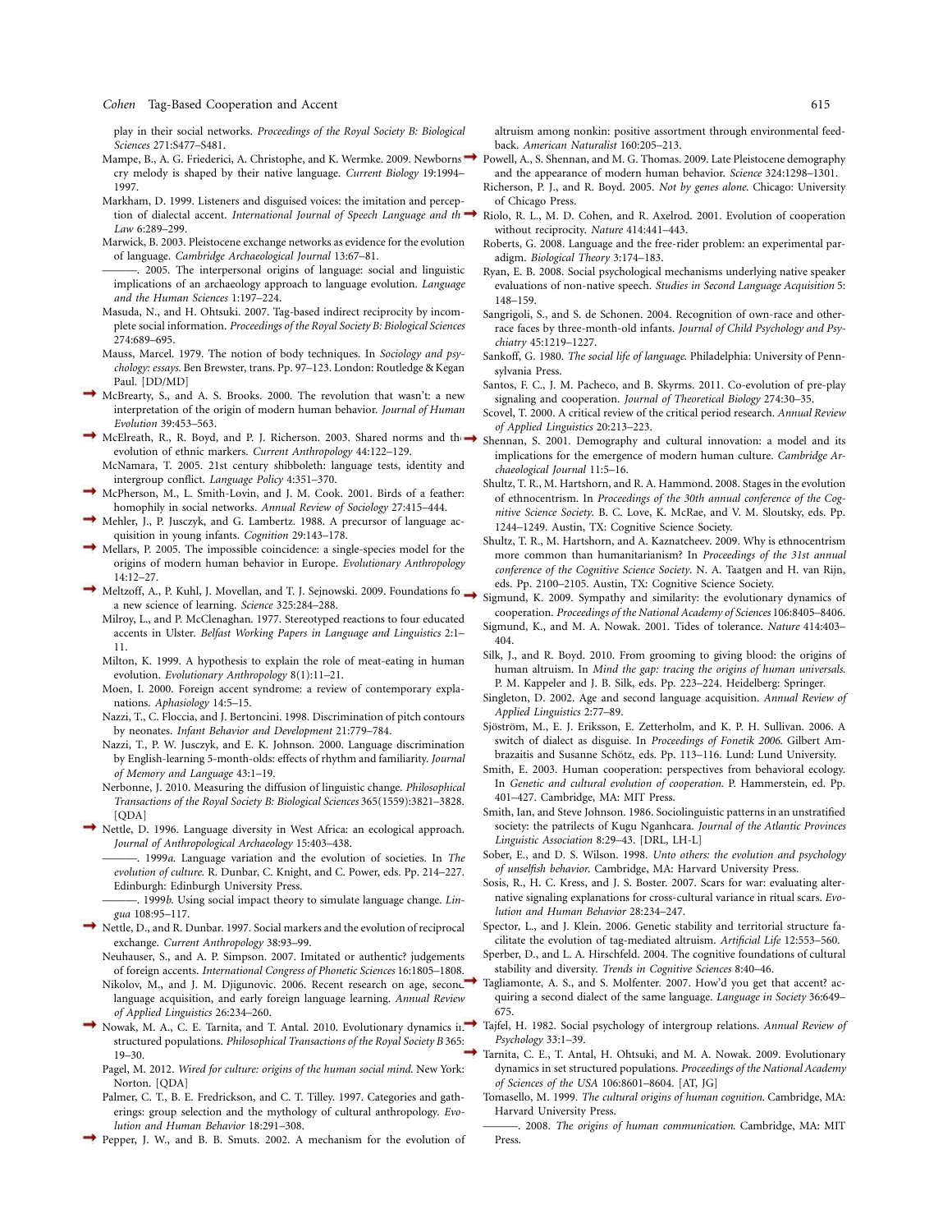play in their social networks. *Proceedings of the Royal Society B: Biological Sciences* 271:S477–S481.

Mampe, B., A. G. Friederici, A. Christophe, and K. Wermke. 2009. Newborns cry melody is shaped by their native language. *Current Biology* 19:1994–1997.

Markham, D. 1999. Listeners and disguised voices: the imitation and perception of dialectal accent. *International Journal of Speech Language and the Law* 6:289–299.

Marwick, B. 2003. Pleistocene exchange networks as evidence for the evolution of language. *Cambridge Archaeological Journal* 13:67–81.

———. 2005. The interpersonal origins of language: social and linguistic implications of an archaeology approach to language evolution. *Language and the Human Sciences* 1:197–224.

Masuda, N., and H. Ohtsuki. 2007. Tag-based indirect reciprocity by incomplete social information. *Proceedings of the Royal Society B: Biological Sciences* 274:689–695.

Mauss, Marcel. 1979. The notion of body techniques. In *Sociology and psychology: essays*. Ben Brewster, trans. Pp. 97–123. London: Routledge & Kegan Paul. [DD/MD]

McBrearty, S., and A. S. Brooks. 2000. The revolution that wasn't: a new interpretation of the origin of modern human behavior. *Journal of Human Evolution* 39:453–563.

McElreath, R., R. Boyd, and P. J. Richerson. 2003. Shared norms and the evolution of ethnic markers. *Current Anthropology* 44:122–129.

McNamara, T. 2005. 21st century shibboleth: language tests, identity and intergroup conflict. *Language Policy* 4:351–370.

McPherson, M., L. Smith-Lovin, and J. M. Cook. 2001. Birds of a feather: homophily in social networks. *Annual Review of Sociology* 27:415–444.

Mehler, J., P. Jusczyk, and G. Lambertz. 1988. A precursor of language acquisition in young infants. *Cognition* 29:143–178.

Mellars, P. 2005. The impossible coincidence: a single-species model for the origins of modern human behavior in Europe. *Evolutionary Anthropology* 14:12–27.

Meltzoff, A., P. Kuhl, J. Movellan, and T. J. Sejnowski. 2009. Foundations for a new science of learning. *Science* 325:284–288.

Milroy, L., and P. McClenaghan. 1977. Stereotyped reactions to four educated accents in Ulster. *Belfast Working Papers in Language and Linguistics* 2:1–11.

Milton, K. 1999. A hypothesis to explain the role of meat-eating in human evolution. *Evolutionary Anthropology* 8(1):11–21.

Moen, I. 2000. Foreign accent syndrome: a review of contemporary explanations. *Aphasiology* 14:5–15.

Nazzi, T., C. Floccia, and J. Bertoncini. 1998. Discrimination of pitch contours by neonates. *Infant Behavior and Development* 21:779–784.

Nazzi, T., P. W. Jusczyk, and E. K. Johnson. 2000. Language discrimination by English-learning 5-month-olds: effects of rhythm and familiarity. *Journal of Memory and Language* 43:1–19.

Nerbonne, J. 2010. Measuring the diffusion of linguistic change. *Philosophical Transactions of the Royal Society B: Biological Sciences* 365(1559):3821–3828. [QDA]

Nettle, D. 1996. Language diversity in West Africa: an ecological approach. *Journal of Anthropological Archaeology* 15:403–438.

———. 1999*a*. Language variation and the evolution of societies. In *The evolution of culture*. R. Dunbar, C. Knight, and C. Power, eds. Pp. 214–227. Edinburgh: Edinburgh University Press.

———. 1999*b*. Using social impact theory to simulate language change. *Lingua* 108:95–117.

Nettle, D., and R. Dunbar. 1997. Social markers and the evolution of reciprocal exchange. *Current Anthropology* 38:93–99.

Neuhauser, S., and A. P. Simpson. 2007. Imitated or authentic? judgements of foreign accents. *International Congress of Phonetic Sciences* 16:1805–1808.

Nikolov, M., and J. M. Djigunovic. 2006. Recent research on age, second language acquisition, and early foreign language learning. *Annual Review of Applied Linguistics* 26:234–260.

Nowak, M. A., C. E. Tarnita, and T. Antal. 2010. Evolutionary dynamics in structured populations. *Philosophical Transactions of the Royal Society B* 365:19–30.

Pagel, M. 2012. *Wired for culture: origins of the human social mind*. New York: Norton. [QDA]

Palmer, C. T., B. E. Fredrickson, and C. T. Tilley. 1997. Categories and gatherings: group selection and the mythology of cultural anthropology. *Evolution and Human Behavior* 18:291–308.

Pepper, J. W., and B. B. Smuts. 2002. A mechanism for the evolution of altruism among nonkin: positive assortment through environmental feedback. *American Naturalist* 160:205–213.

Powell, A., S. Shennan, and M. G. Thomas. 2009. Late Pleistocene demography and the appearance of modern human behavior. *Science* 324:1298–1301.

Richerson, P. J., and R. Boyd. 2005. *Not by genes alone*. Chicago: University of Chicago Press.

Riolo, R. L., M. D. Cohen, and R. Axelrod. 2001. Evolution of cooperation without reciprocity. *Nature* 414:441–443.

Roberts, G. 2008. Language and the free-rider problem: an experimental paradigm. *Biological Theory* 3:174–183.

Ryan, E. B. 2008. Social psychological mechanisms underlying native speaker evaluations of non-native speech. *Studies in Second Language Acquisition* 5:148–159.

Sangrigoli, S., and S. de Schonen. 2004. Recognition of own-race and other-race faces by three-month-old infants. *Journal of Child Psychology and Psychiatry* 45:1219–1227.

Sankoff, G. 1980. *The social life of language*. Philadelphia: University of Pennsylvania Press.

Santos, F. C., J. M. Pacheco, and B. Skyrms. 2011. Co-evolution of pre-play signaling and cooperation. *Journal of Theoretical Biology* 274:30–35.

Scovel, T. 2000. A critical review of the critical period research. *Annual Review of Applied Linguistics* 20:213–223.

Shennan, S. 2001. Demography and cultural innovation: a model and its implications for the emergence of modern human culture. *Cambridge Archaeological Journal* 11:5–16.

Shultz, T. R., M. Hartshorn, and R. A. Hammond. 2008. Stages in the evolution of ethnocentrism. In *Proceedings of the 30th annual conference of the Cognitive Science Society*. B. C. Love, K. McRae, and V. M. Sloutsky, eds. Pp. 1244–1249. Austin, TX: Cognitive Science Society.

Shultz, T. R., M. Hartshorn, and A. Kaznatcheev. 2009. Why is ethnocentrism more common than humanitarianism? In *Proceedings of the 31st annual conference of the Cognitive Science Society*. N. A. Taatgen and H. van Rijn, eds. Pp. 2100–2105. Austin, TX: Cognitive Science Society.

Sigmund, K. 2009. Sympathy and similarity: the evolutionary dynamics of cooperation. *Proceedings of the National Academy of Sciences* 106:8405–8406.

Sigmund, K., and M. A. Nowak. 2001. Tides of tolerance. *Nature* 414:403–404.

Silk, J., and R. Boyd. 2010. From grooming to giving blood: the origins of human altruism. In *Mind the gap: tracing the origins of human universals*. P. M. Kappeler and J. B. Silk, eds. Pp. 223–224. Heidelberg: Springer.

Singleton, D. 2002. Age and second language acquisition. *Annual Review of Applied Linguistics* 2:77–89.

Sjöström, M., E. J. Eriksson, E. Zetterholm, and K. P. H. Sullivan. 2006. A switch of dialect as disguise. In *Proceedings of Fonetik 2006*. Gilbert Ambrazaitis and Susanne Schötz, eds. Pp. 113–116. Lund: Lund University.

Smith, E. 2003. Human cooperation: perspectives from behavioral ecology. In *Genetic and cultural evolution of cooperation*. P. Hammerstein, ed. Pp. 401–427. Cambridge, MA: MIT Press.

Smith, Ian, and Steve Johnson. 1986. Sociolinguistic patterns in an unstratified society: the patrilects of Kugu Nganhcara. *Journal of the Atlantic Provinces Linguistic Association* 8:29–43. [DRL, LH-L]

Sober, E., and D. S. Wilson. 1998. *Unto others: the evolution and psychology of unselfish behavior*. Cambridge, MA: Harvard University Press.

Sosis, R., H. C. Kress, and J. S. Boster. 2007. Scars for war: evaluating alternative signaling explanations for cross-cultural variance in ritual scars. *Evolution and Human Behavior* 28:234–247.

Spector, L., and J. Klein. 2006. Genetic stability and territorial structure facilitate the evolution of tag-mediated altruism. *Artificial Life* 12:553–560.

Sperber, D., and L. A. Hirschfeld. 2004. The cognitive foundations of cultural stability and diversity. *Trends in Cognitive Sciences* 8:40–46.

Tagliamonte, A. S., and S. Molfenter. 2007. How'd you get that accent? acquiring a second dialect of the same language. *Language in Society* 36:649–675.

Tajfel, H. 1982. Social psychology of intergroup relations. *Annual Review of Psychology* 33:1–39.

Tarnita, C. E., T. Antal, H. Ohtsuki, and M. A. Nowak. 2009. Evolutionary dynamics in set structured populations. *Proceedings of the National Academy of Sciences of the USA* 106:8601–8604. [AT, JG]

Tomasello, M. 1999. *The cultural origins of human cognition*. Cambridge, MA: Harvard University Press.

———. 2008. *The origins of human communication*. Cambridge, MA: MIT Press.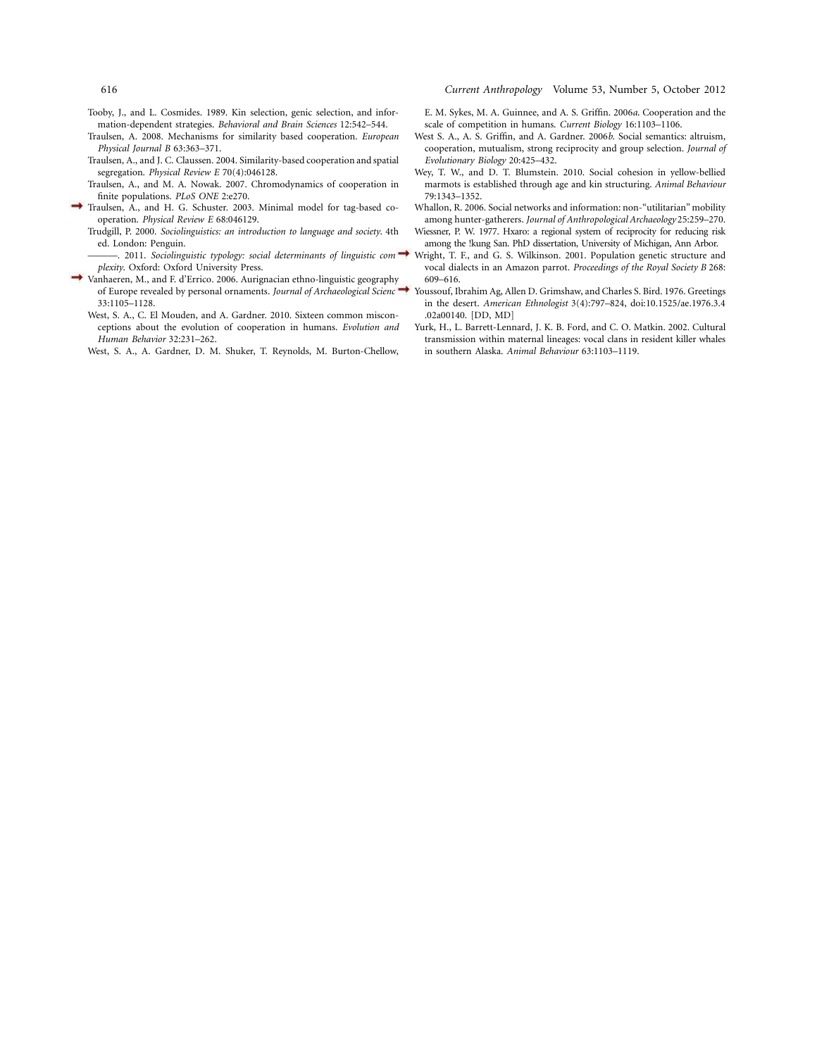Tooby, J., and L. Cosmides. 1989. Kin selection, genic selection, and information-dependent strategies. *Behavioral and Brain Sciences* 12:542–544.

Traulsen, A. 2008. Mechanisms for similarity based cooperation. *European Physical Journal B* 63:363–371.

Traulsen, A., and J. C. Claussen. 2004. Similarity-based cooperation and spatial segregation. *Physical Review E* 70(4):046128.

Traulsen, A., and M. A. Nowak. 2007. Chromodynamics of cooperation in finite populations. *PLoS ONE* 2:e270.

Traulsen, A., and H. G. Schuster. 2003. Minimal model for tag-based cooperation. *Physical Review E* 68:046129.

Trudgill, P. 2000. *Sociolinguistics: an introduction to language and society*. 4th ed. London: Penguin.

———. 2011. *Sociolinguistic typology: social determinants of linguistic complexity*. Oxford: Oxford University Press.

Vanhaeren, M., and F. d'Errico. 2006. Aurignacian ethno-linguistic geography of Europe revealed by personal ornaments. *Journal of Archaeological Science* 33:1105–1128.

West, S. A., C. El Mouden, and A. Gardner. 2010. Sixteen common misconceptions about the evolution of cooperation in humans. *Evolution and Human Behavior* 32:231–262.

West, S. A., A. Gardner, D. M. Shuker, T. Reynolds, M. Burton-Chellow, E. M. Sykes, M. A. Guinnee, and A. S. Griffin. 2006*a*. Cooperation and the scale of competition in humans. *Current Biology* 16:1103–1106.

West S. A., A. S. Griffin, and A. Gardner. 2006*b*. Social semantics: altruism, cooperation, mutualism, strong reciprocity and group selection. *Journal of Evolutionary Biology* 20:425–432.

Wey, T. W., and D. T. Blumstein. 2010. Social cohesion in yellow-bellied marmots is established through age and kin structuring. *Animal Behaviour* 79:1343–1352.

Whallon, R. 2006. Social networks and information: non-"utilitarian" mobility among hunter-gatherers. *Journal of Anthropological Archaeology* 25:259–270.

Wiessner, P. W. 1977. Hxaro: a regional system of reciprocity for reducing risk among the !kung San. PhD dissertation, University of Michigan, Ann Arbor.

Wright, T. F., and G. S. Wilkinson. 2001. Population genetic structure and vocal dialects in an Amazon parrot. *Proceedings of the Royal Society B* 268: 609–616.

Youssouf, Ibrahim Ag, Allen D. Grimshaw, and Charles S. Bird. 1976. Greetings in the desert. *American Ethnologist* 3(4):797–824, doi:10.1525/ae.1976.3.4.02a00140. [DD, MD]

Yurk, H., L. Barrett-Lennard, J. K. B. Ford, and C. O. Matkin. 2002. Cultural transmission within maternal lineages: vocal clans in resident killer whales in southern Alaska. *Animal Behaviour* 63:1103–1119.